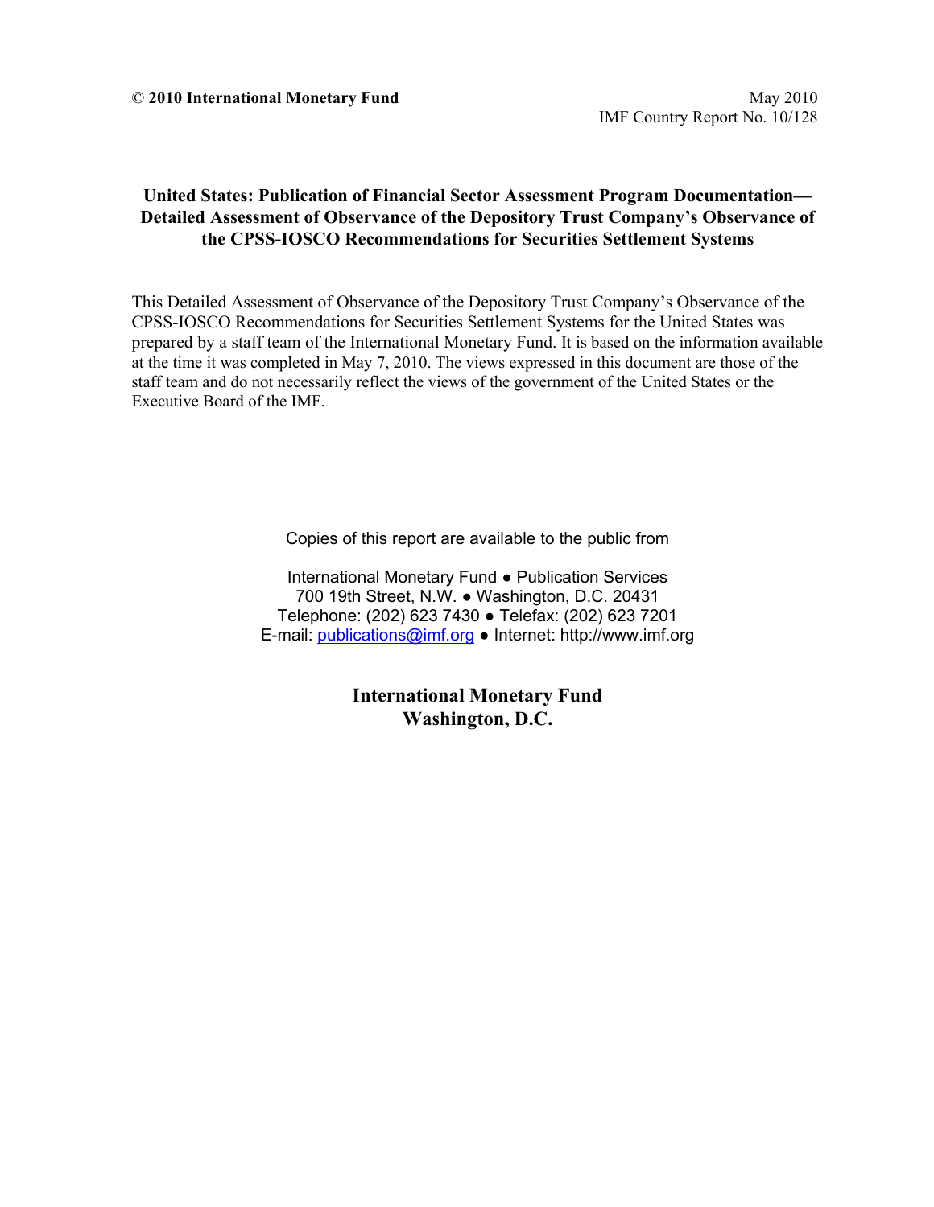© **2010 International Monetary Fund**

May 2010
IMF Country Report No. 10/128

# United States: Publication of Financial Sector Assessment Program Documentation—Detailed Assessment of Observance of the Depository Trust Company's Observance of the CPSS-IOSCO Recommendations for Securities Settlement Systems

This Detailed Assessment of Observance of the Depository Trust Company's Observance of the CPSS-IOSCO Recommendations for Securities Settlement Systems for the United States was prepared by a staff team of the International Monetary Fund. It is based on the information available at the time it was completed in May 7, 2010. The views expressed in this document are those of the staff team and do not necessarily reflect the views of the government of the United States or the Executive Board of the IMF.

Copies of this report are available to the public from

International Monetary Fund ● Publication Services
700 19th Street, N.W. ● Washington, D.C. 20431
Telephone: (202) 623 7430 ● Telefax: (202) 623 7201
E-mail: publications@imf.org ● Internet: http://www.imf.org

**International Monetary Fund**
**Washington, D.C.**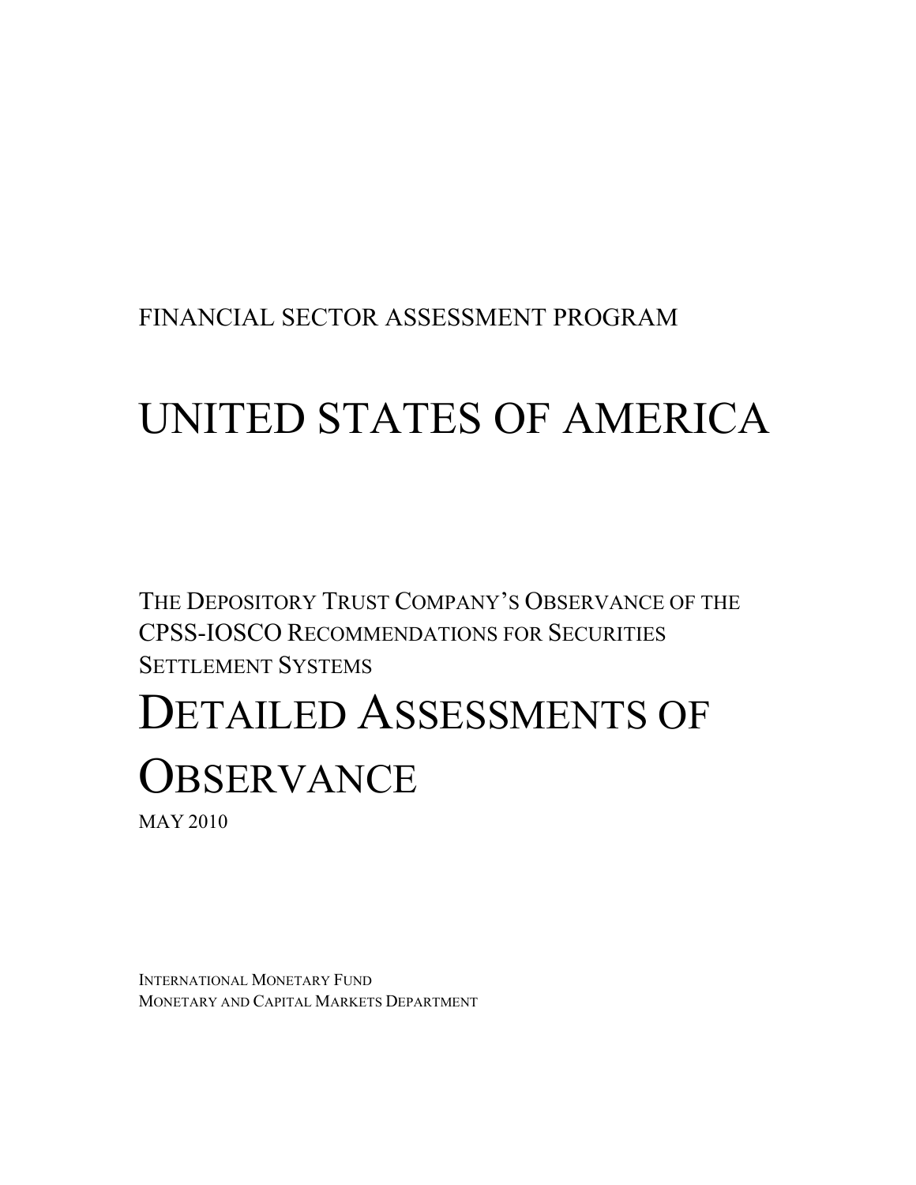FINANCIAL SECTOR ASSESSMENT PROGRAM

# UNITED STATES OF AMERICA

THE DEPOSITORY TRUST COMPANY'S OBSERVANCE OF THE CPSS-IOSCO RECOMMENDATIONS FOR SECURITIES SETTLEMENT SYSTEMS

# DETAILED ASSESSMENTS OF OBSERVANCE

MAY 2010

INTERNATIONAL MONETARY FUND
MONETARY AND CAPITAL MARKETS DEPARTMENT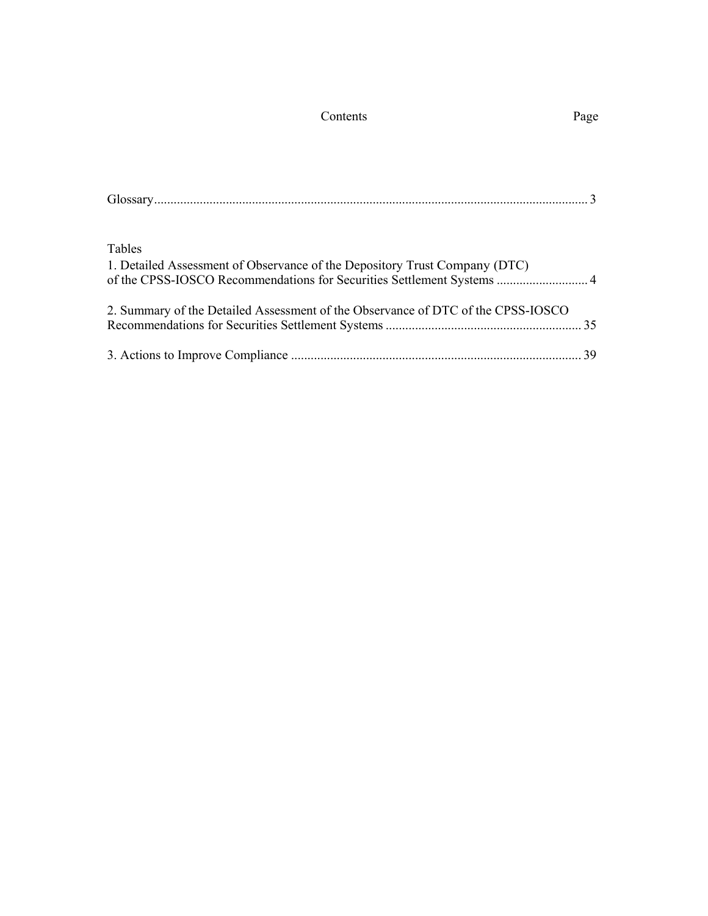# Contents

Page

Glossary....................................................................................................................................3

Tables

1. Detailed Assessment of Observance of the Depository Trust Company (DTC) of the CPSS-IOSCO Recommendations for Securities Settlement Systems ............................4

2. Summary of the Detailed Assessment of the Observance of DTC of the CPSS-IOSCO Recommendations for Securities Settlement Systems ............................................................35

3. Actions to Improve Compliance .........................................................................................39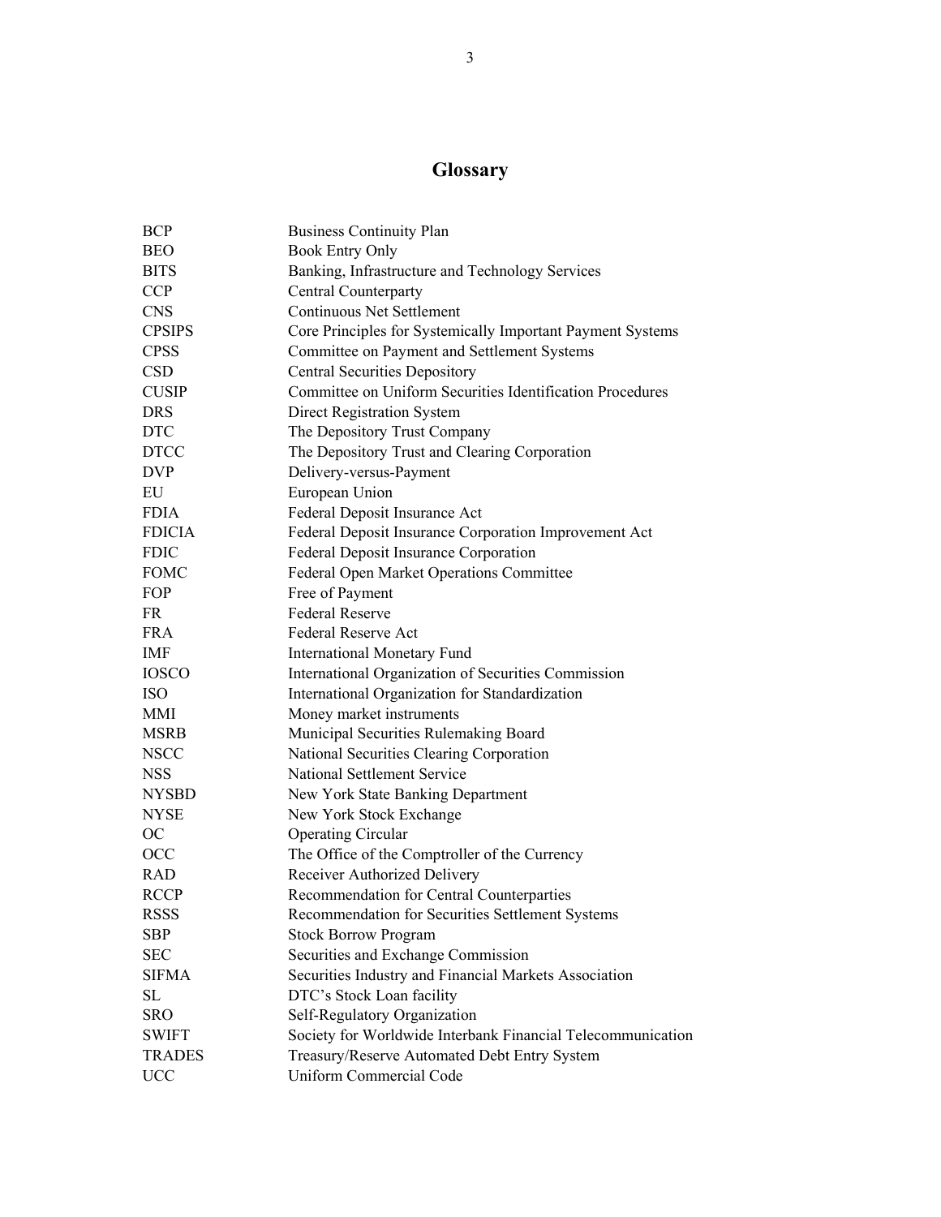# Glossary

| | |
|---|---|
| BCP | Business Continuity Plan |
| BEO | Book Entry Only |
| BITS | Banking, Infrastructure and Technology Services |
| CCP | Central Counterparty |
| CNS | Continuous Net Settlement |
| CPSIPS | Core Principles for Systemically Important Payment Systems |
| CPSS | Committee on Payment and Settlement Systems |
| CSD | Central Securities Depository |
| CUSIP | Committee on Uniform Securities Identification Procedures |
| DRS | Direct Registration System |
| DTC | The Depository Trust Company |
| DTCC | The Depository Trust and Clearing Corporation |
| DVP | Delivery-versus-Payment |
| EU | European Union |
| FDIA | Federal Deposit Insurance Act |
| FDICIA | Federal Deposit Insurance Corporation Improvement Act |
| FDIC | Federal Deposit Insurance Corporation |
| FOMC | Federal Open Market Operations Committee |
| FOP | Free of Payment |
| FR | Federal Reserve |
| FRA | Federal Reserve Act |
| IMF | International Monetary Fund |
| IOSCO | International Organization of Securities Commission |
| ISO | International Organization for Standardization |
| MMI | Money market instruments |
| MSRB | Municipal Securities Rulemaking Board |
| NSCC | National Securities Clearing Corporation |
| NSS | National Settlement Service |
| NYSBD | New York State Banking Department |
| NYSE | New York Stock Exchange |
| OC | Operating Circular |
| OCC | The Office of the Comptroller of the Currency |
| RAD | Receiver Authorized Delivery |
| RCCP | Recommendation for Central Counterparties |
| RSSS | Recommendation for Securities Settlement Systems |
| SBP | Stock Borrow Program |
| SEC | Securities and Exchange Commission |
| SIFMA | Securities Industry and Financial Markets Association |
| SL | DTC's Stock Loan facility |
| SRO | Self-Regulatory Organization |
| SWIFT | Society for Worldwide Interbank Financial Telecommunication |
| TRADES | Treasury/Reserve Automated Debt Entry System |
| UCC | Uniform Commercial Code |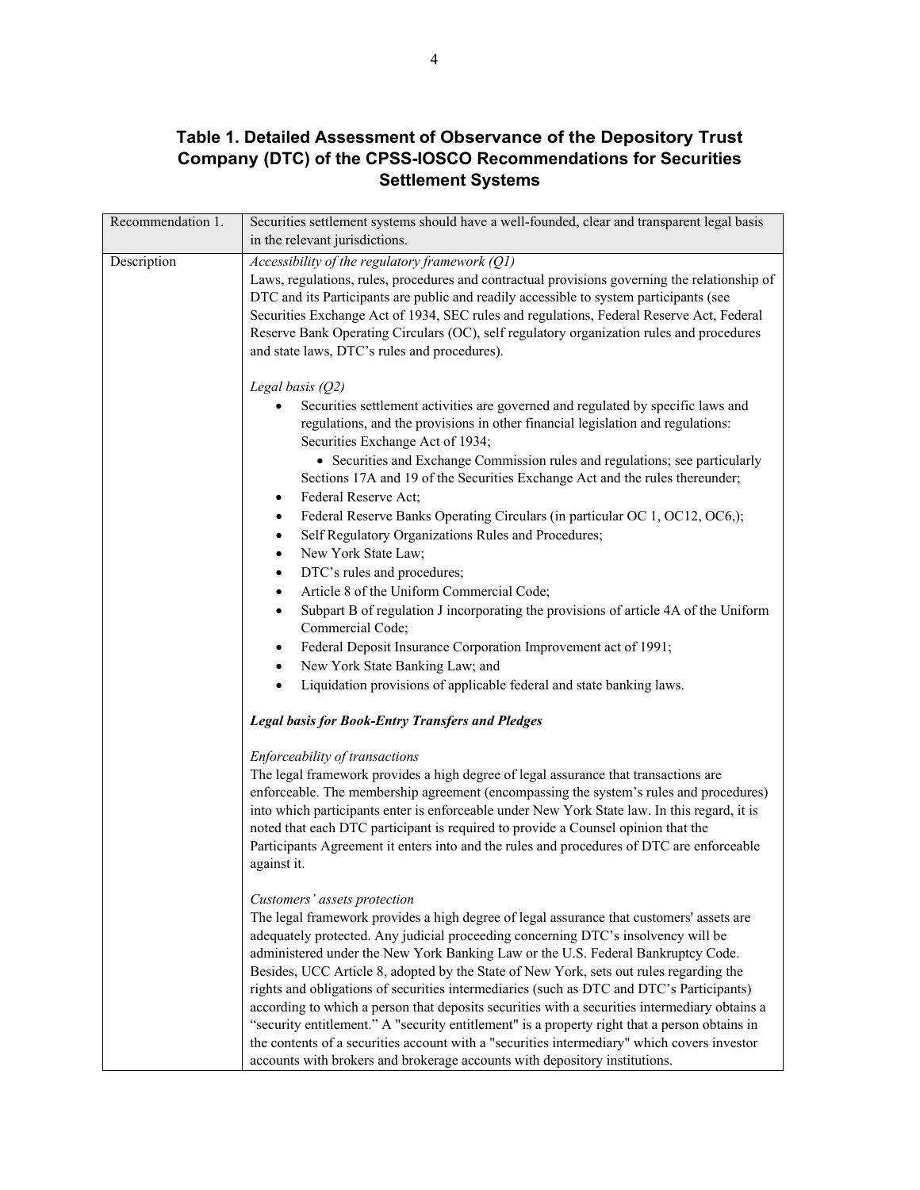### Table 1. Detailed Assessment of Observance of the Depository Trust Company (DTC) of the CPSS-IOSCO Recommendations for Securities Settlement Systems

| Recommendation 1. | Securities settlement systems should have a well-founded, clear and transparent legal basis in the relevant jurisdictions. |
|---|---|
| Description | *Accessibility of the regulatory framework (Q1)*<br>Laws, regulations, rules, procedures and contractual provisions governing the relationship of DTC and its Participants are public and readily accessible to system participants (see Securities Exchange Act of 1934, SEC rules and regulations, Federal Reserve Act, Federal Reserve Bank Operating Circulars (OC), self regulatory organization rules and procedures and state laws, DTC's rules and procedures).<br><br>*Legal basis (Q2)*<br>• Securities settlement activities are governed and regulated by specific laws and regulations, and the provisions in other financial legislation and regulations: Securities Exchange Act of 1934;<br>• Securities and Exchange Commission rules and regulations; see particularly Sections 17A and 19 of the Securities Exchange Act and the rules thereunder;<br>• Federal Reserve Act;<br>• Federal Reserve Banks Operating Circulars (in particular OC 1, OC12, OC6,);<br>• Self Regulatory Organizations Rules and Procedures;<br>• New York State Law;<br>• DTC's rules and procedures;<br>• Article 8 of the Uniform Commercial Code;<br>• Subpart B of regulation J incorporating the provisions of article 4A of the Uniform Commercial Code;<br>• Federal Deposit Insurance Corporation Improvement act of 1991;<br>• New York State Banking Law; and<br>• Liquidation provisions of applicable federal and state banking laws.<br><br>***Legal basis for Book-Entry Transfers and Pledges***<br><br>*Enforceability of transactions*<br>The legal framework provides a high degree of legal assurance that transactions are enforceable. The membership agreement (encompassing the system's rules and procedures) into which participants enter is enforceable under New York State law. In this regard, it is noted that each DTC participant is required to provide a Counsel opinion that the Participants Agreement it enters into and the rules and procedures of DTC are enforceable against it.<br><br>*Customers' assets protection*<br>The legal framework provides a high degree of legal assurance that customers' assets are adequately protected. Any judicial proceeding concerning DTC's insolvency will be administered under the New York Banking Law or the U.S. Federal Bankruptcy Code. Besides, UCC Article 8, adopted by the State of New York, sets out rules regarding the rights and obligations of securities intermediaries (such as DTC and DTC's Participants) according to which a person that deposits securities with a securities intermediary obtains a "security entitlement." A "security entitlement" is a property right that a person obtains in the contents of a securities account with a "securities intermediary" which covers investor accounts with brokers and brokerage accounts with depository institutions. |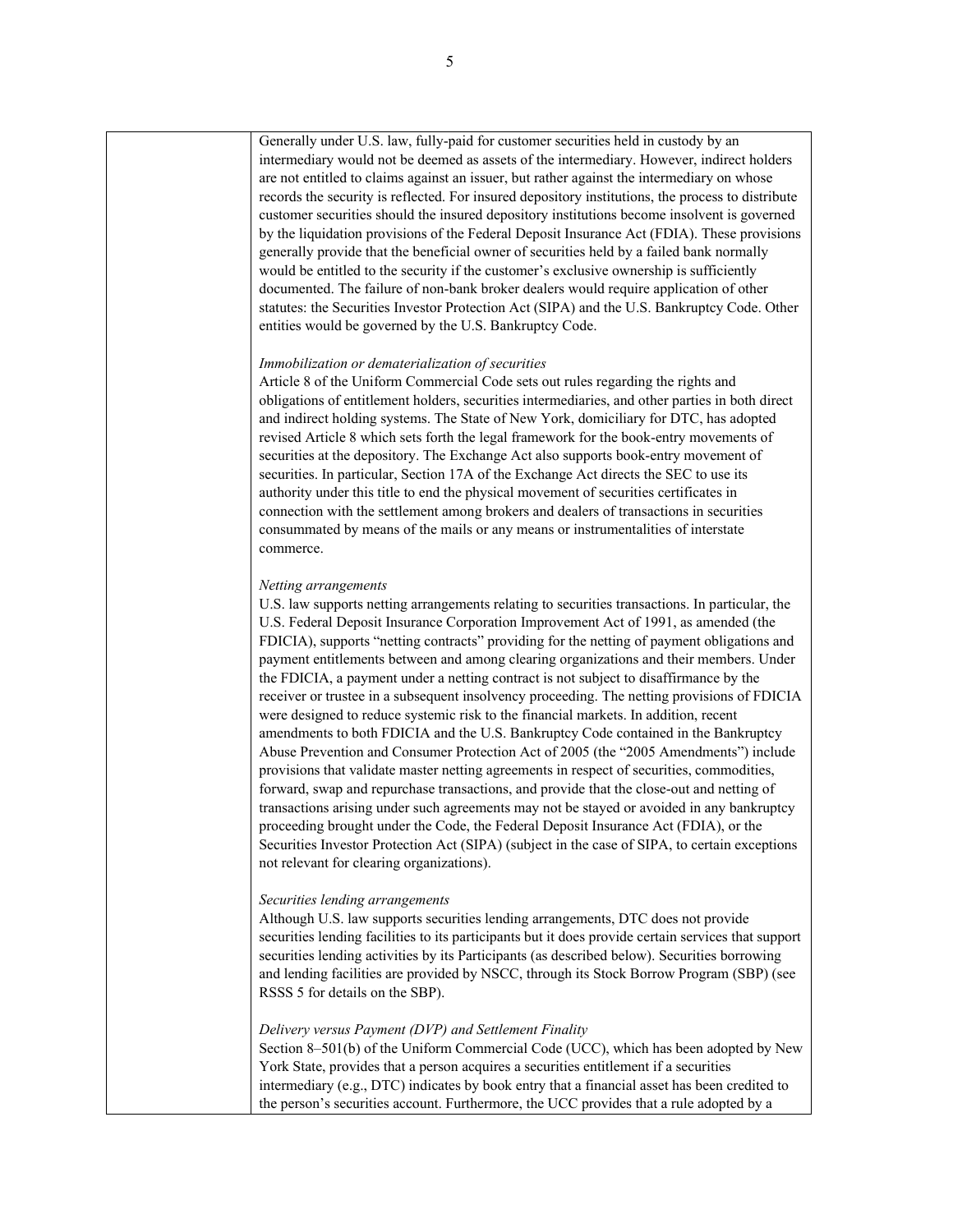| | |
|---|---|
| | Generally under U.S. law, fully-paid for customer securities held in custody by an intermediary would not be deemed as assets of the intermediary. However, indirect holders are not entitled to claims against an issuer, but rather against the intermediary on whose records the security is reflected. For insured depository institutions, the process to distribute customer securities should the insured depository institutions become insolvent is governed by the liquidation provisions of the Federal Deposit Insurance Act (FDIA). These provisions generally provide that the beneficial owner of securities held by a failed bank normally would be entitled to the security if the customer's exclusive ownership is sufficiently documented. The failure of non-bank broker dealers would require application of other statutes: the Securities Investor Protection Act (SIPA) and the U.S. Bankruptcy Code. Other entities would be governed by the U.S. Bankruptcy Code.<br><br>*Immobilization or dematerialization of securities*<br>Article 8 of the Uniform Commercial Code sets out rules regarding the rights and obligations of entitlement holders, securities intermediaries, and other parties in both direct and indirect holding systems. The State of New York, domiciliary for DTC, has adopted revised Article 8 which sets forth the legal framework for the book-entry movements of securities at the depository. The Exchange Act also supports book-entry movement of securities. In particular, Section 17A of the Exchange Act directs the SEC to use its authority under this title to end the physical movement of securities certificates in connection with the settlement among brokers and dealers of transactions in securities consummated by means of the mails or any means or instrumentalities of interstate commerce.<br><br>*Netting arrangements*<br>U.S. law supports netting arrangements relating to securities transactions. In particular, the U.S. Federal Deposit Insurance Corporation Improvement Act of 1991, as amended (the FDICIA), supports "netting contracts" providing for the netting of payment obligations and payment entitlements between and among clearing organizations and their members. Under the FDICIA, a payment under a netting contract is not subject to disaffirmance by the receiver or trustee in a subsequent insolvency proceeding. The netting provisions of FDICIA were designed to reduce systemic risk to the financial markets. In addition, recent amendments to both FDICIA and the U.S. Bankruptcy Code contained in the Bankruptcy Abuse Prevention and Consumer Protection Act of 2005 (the "2005 Amendments") include provisions that validate master netting agreements in respect of securities, commodities, forward, swap and repurchase transactions, and provide that the close-out and netting of transactions arising under such agreements may not be stayed or avoided in any bankruptcy proceeding brought under the Code, the Federal Deposit Insurance Act (FDIA), or the Securities Investor Protection Act (SIPA) (subject in the case of SIPA, to certain exceptions not relevant for clearing organizations).<br><br>*Securities lending arrangements*<br>Although U.S. law supports securities lending arrangements, DTC does not provide securities lending facilities to its participants but it does provide certain services that support securities lending activities by its Participants (as described below). Securities borrowing and lending facilities are provided by NSCC, through its Stock Borrow Program (SBP) (see RSSS 5 for details on the SBP).<br><br>*Delivery versus Payment (DVP) and Settlement Finality*<br>Section 8–501(b) of the Uniform Commercial Code (UCC), which has been adopted by New York State, provides that a person acquires a securities entitlement if a securities intermediary (e.g., DTC) indicates by book entry that a financial asset has been credited to the person's securities account. Furthermore, the UCC provides that a rule adopted by a |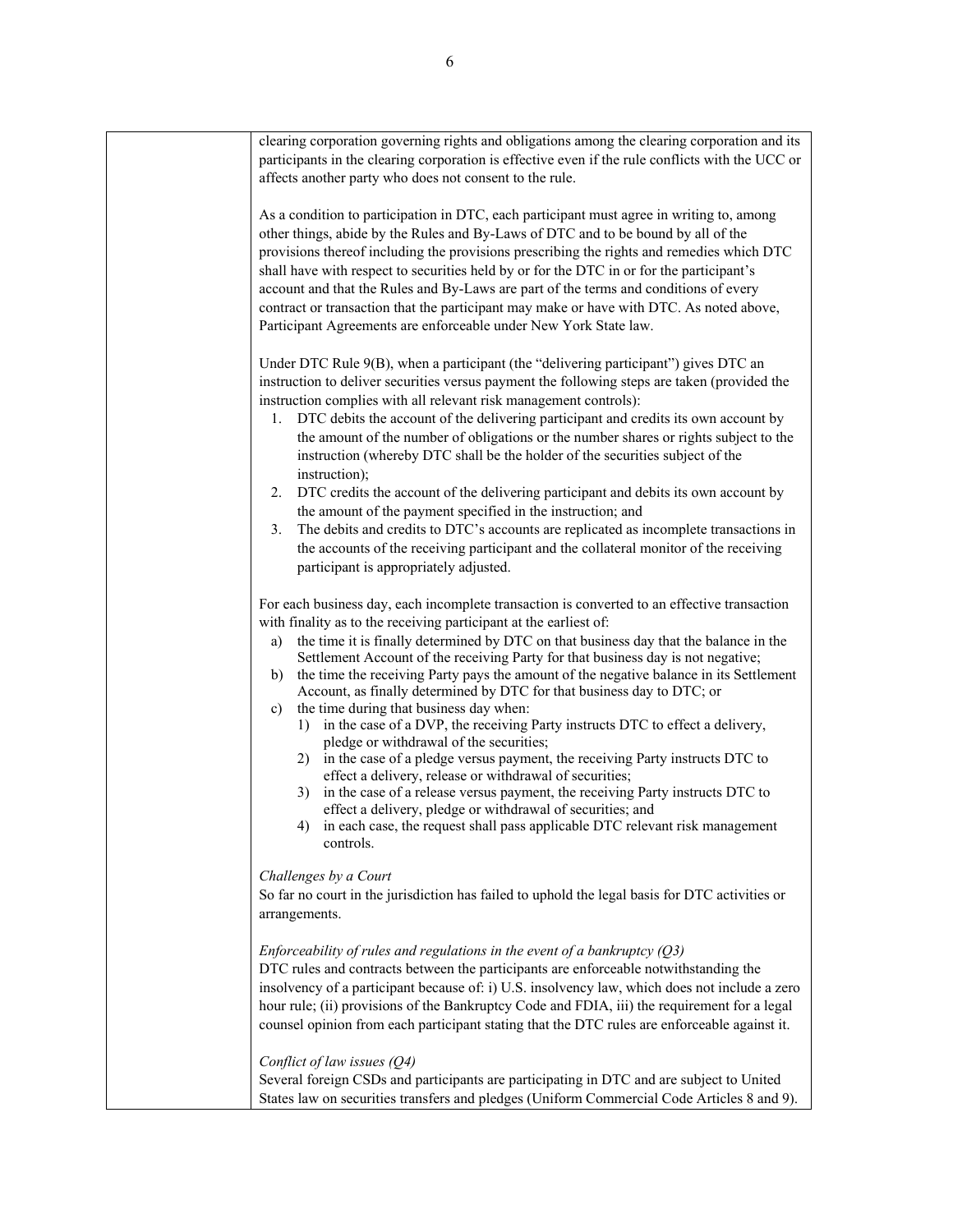| | clearing corporation governing rights and obligations among the clearing corporation and its participants in the clearing corporation is effective even if the rule conflicts with the UCC or affects another party who does not consent to the rule.<br><br>As a condition to participation in DTC, each participant must agree in writing to, among other things, abide by the Rules and By-Laws of DTC and to be bound by all of the provisions thereof including the provisions prescribing the rights and remedies which DTC shall have with respect to securities held by or for the DTC in or for the participant's account and that the Rules and By-Laws are part of the terms and conditions of every contract or transaction that the participant may make or have with DTC. As noted above, Participant Agreements are enforceable under New York State law.<br><br>Under DTC Rule 9(B), when a participant (the "delivering participant") gives DTC an instruction to deliver securities versus payment the following steps are taken (provided the instruction complies with all relevant risk management controls):<br>1. DTC debits the account of the delivering participant and credits its own account by the amount of the number of obligations or the number shares or rights subject to the instruction (whereby DTC shall be the holder of the securities subject of the instruction);<br>2. DTC credits the account of the delivering participant and debits its own account by the amount of the payment specified in the instruction; and<br>3. The debits and credits to DTC's accounts are replicated as incomplete transactions in the accounts of the receiving participant and the collateral monitor of the receiving participant is appropriately adjusted.<br><br>For each business day, each incomplete transaction is converted to an effective transaction with finality as to the receiving participant at the earliest of:<br>a) the time it is finally determined by DTC on that business day that the balance in the Settlement Account of the receiving Party for that business day is not negative;<br>b) the time the receiving Party pays the amount of the negative balance in its Settlement Account, as finally determined by DTC for that business day to DTC; or<br>c) the time during that business day when:<br>1) in the case of a DVP, the receiving Party instructs DTC to effect a delivery, pledge or withdrawal of the securities;<br>2) in the case of a pledge versus payment, the receiving Party instructs DTC to effect a delivery, release or withdrawal of securities;<br>3) in the case of a release versus payment, the receiving Party instructs DTC to effect a delivery, pledge or withdrawal of securities; and<br>4) in each case, the request shall pass applicable DTC relevant risk management controls.<br><br>*Challenges by a Court*<br>So far no court in the jurisdiction has failed to uphold the legal basis for DTC activities or arrangements.<br><br>*Enforceability of rules and regulations in the event of a bankruptcy (Q3)*<br>DTC rules and contracts between the participants are enforceable notwithstanding the insolvency of a participant because of: i) U.S. insolvency law, which does not include a zero hour rule; (ii) provisions of the Bankruptcy Code and FDIA, iii) the requirement for a legal counsel opinion from each participant stating that the DTC rules are enforceable against it.<br><br>*Conflict of law issues (Q4)*<br>Several foreign CSDs and participants are participating in DTC and are subject to United States law on securities transfers and pledges (Uniform Commercial Code Articles 8 and 9). |
|---|---|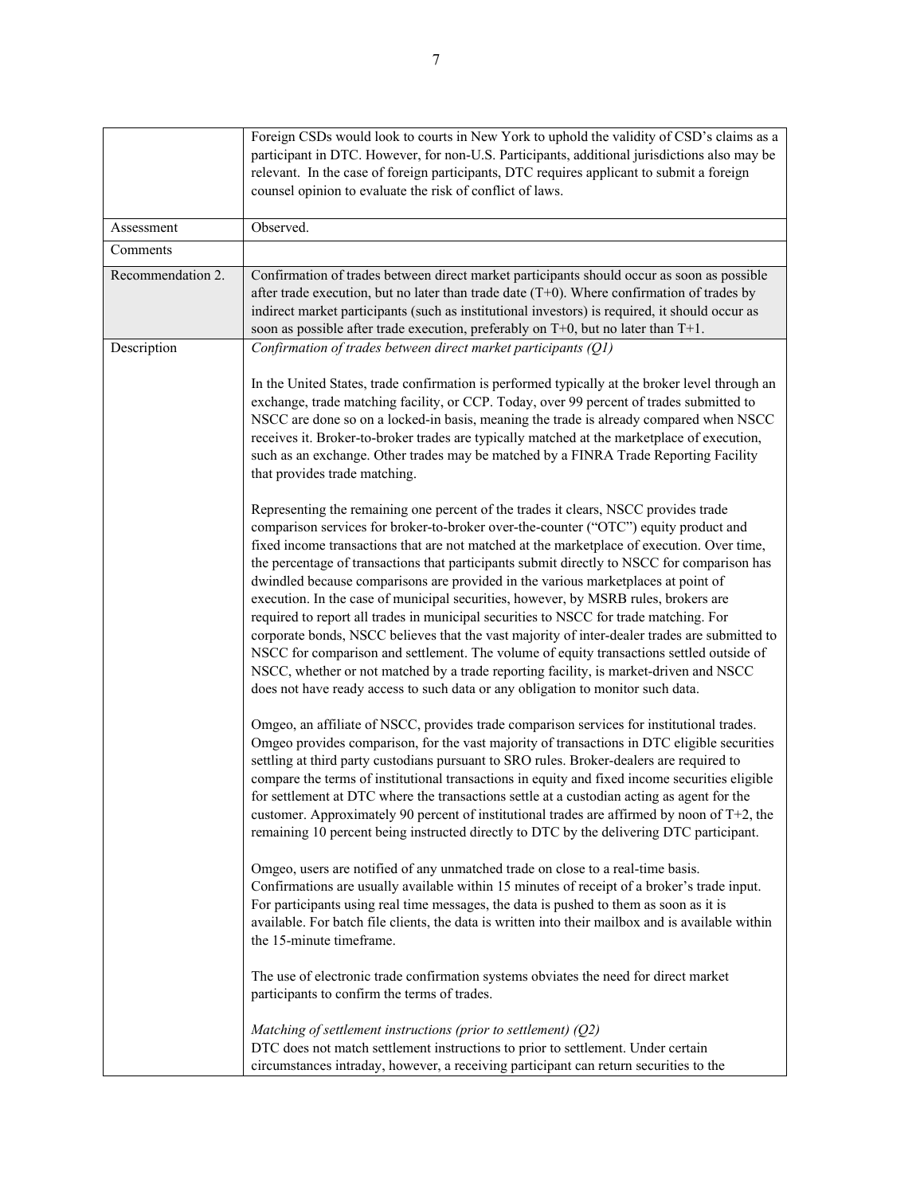| | |
|---|---|
| | Foreign CSDs would look to courts in New York to uphold the validity of CSD's claims as a participant in DTC. However, for non-U.S. Participants, additional jurisdictions also may be relevant. In the case of foreign participants, DTC requires applicant to submit a foreign counsel opinion to evaluate the risk of conflict of laws. |
| Assessment | Observed. |
| Comments | |
| Recommendation 2. | Confirmation of trades between direct market participants should occur as soon as possible after trade execution, but no later than trade date (T+0). Where confirmation of trades by indirect market participants (such as institutional investors) is required, it should occur as soon as possible after trade execution, preferably on T+0, but no later than T+1. |
| Description | *Confirmation of trades between direct market participants (Q1)*<br><br>In the United States, trade confirmation is performed typically at the broker level through an exchange, trade matching facility, or CCP. Today, over 99 percent of trades submitted to NSCC are done so on a locked-in basis, meaning the trade is already compared when NSCC receives it. Broker-to-broker trades are typically matched at the marketplace of execution, such as an exchange. Other trades may be matched by a FINRA Trade Reporting Facility that provides trade matching.<br><br>Representing the remaining one percent of the trades it clears, NSCC provides trade comparison services for broker-to-broker over-the-counter ("OTC") equity product and fixed income transactions that are not matched at the marketplace of execution. Over time, the percentage of transactions that participants submit directly to NSCC for comparison has dwindled because comparisons are provided in the various marketplaces at point of execution. In the case of municipal securities, however, by MSRB rules, brokers are required to report all trades in municipal securities to NSCC for trade matching. For corporate bonds, NSCC believes that the vast majority of inter-dealer trades are submitted to NSCC for comparison and settlement. The volume of equity transactions settled outside of NSCC, whether or not matched by a trade reporting facility, is market-driven and NSCC does not have ready access to such data or any obligation to monitor such data.<br><br>Omgeo, an affiliate of NSCC, provides trade comparison services for institutional trades. Omgeo provides comparison, for the vast majority of transactions in DTC eligible securities settling at third party custodians pursuant to SRO rules. Broker-dealers are required to compare the terms of institutional transactions in equity and fixed income securities eligible for settlement at DTC where the transactions settle at a custodian acting as agent for the customer. Approximately 90 percent of institutional trades are affirmed by noon of T+2, the remaining 10 percent being instructed directly to DTC by the delivering DTC participant.<br><br>Omgeo, users are notified of any unmatched trade on close to a real-time basis. Confirmations are usually available within 15 minutes of receipt of a broker's trade input. For participants using real time messages, the data is pushed to them as soon as it is available. For batch file clients, the data is written into their mailbox and is available within the 15-minute timeframe.<br><br>The use of electronic trade confirmation systems obviates the need for direct market participants to confirm the terms of trades.<br><br>*Matching of settlement instructions (prior to settlement) (Q2)*<br>DTC does not match settlement instructions to prior to settlement. Under certain circumstances intraday, however, a receiving participant can return securities to the |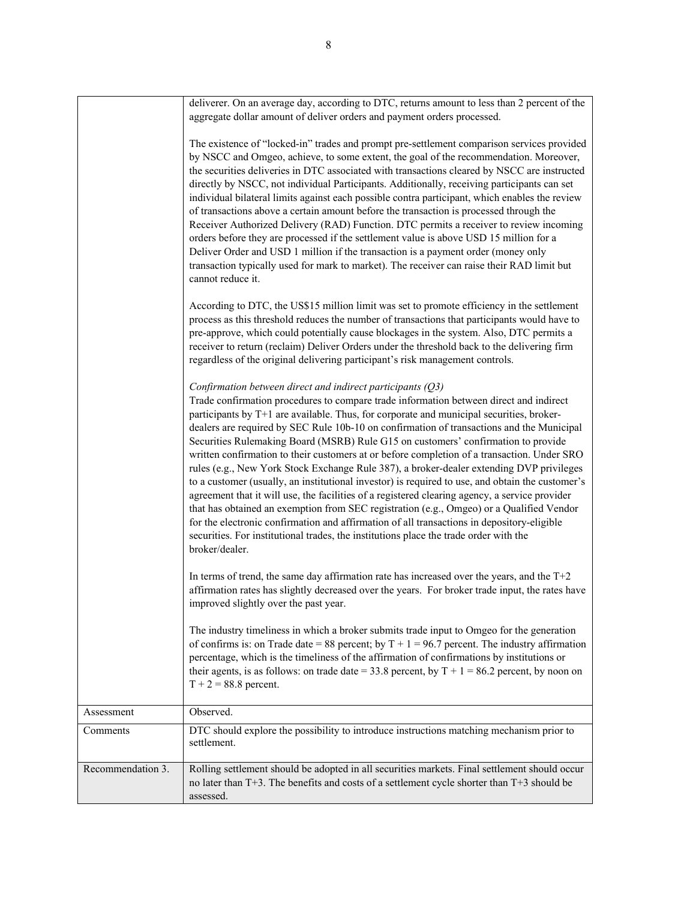| | |
|---|---|
| | deliverer. On an average day, according to DTC, returns amount to less than 2 percent of the aggregate dollar amount of deliver orders and payment orders processed.<br><br>The existence of "locked-in" trades and prompt pre-settlement comparison services provided by NSCC and Omgeo, achieve, to some extent, the goal of the recommendation. Moreover, the securities deliveries in DTC associated with transactions cleared by NSCC are instructed directly by NSCC, not individual Participants. Additionally, receiving participants can set individual bilateral limits against each possible contra participant, which enables the review of transactions above a certain amount before the transaction is processed through the Receiver Authorized Delivery (RAD) Function. DTC permits a receiver to review incoming orders before they are processed if the settlement value is above USD 15 million for a Deliver Order and USD 1 million if the transaction is a payment order (money only transaction typically used for mark to market). The receiver can raise their RAD limit but cannot reduce it.<br><br>According to DTC, the US$15 million limit was set to promote efficiency in the settlement process as this threshold reduces the number of transactions that participants would have to pre-approve, which could potentially cause blockages in the system. Also, DTC permits a receiver to return (reclaim) Deliver Orders under the threshold back to the delivering firm regardless of the original delivering participant's risk management controls.<br><br>*Confirmation between direct and indirect participants (Q3)*<br>Trade confirmation procedures to compare trade information between direct and indirect participants by T+1 are available. Thus, for corporate and municipal securities, broker-dealers are required by SEC Rule 10b-10 on confirmation of transactions and the Municipal Securities Rulemaking Board (MSRB) Rule G15 on customers' confirmation to provide written confirmation to their customers at or before completion of a transaction. Under SRO rules (e.g., New York Stock Exchange Rule 387), a broker-dealer extending DVP privileges to a customer (usually, an institutional investor) is required to use, and obtain the customer's agreement that it will use, the facilities of a registered clearing agency, a service provider that has obtained an exemption from SEC registration (e.g., Omgeo) or a Qualified Vendor for the electronic confirmation and affirmation of all transactions in depository-eligible securities. For institutional trades, the institutions place the trade order with the broker/dealer.<br><br>In terms of trend, the same day affirmation rate has increased over the years, and the T+2 affirmation rates has slightly decreased over the years. For broker trade input, the rates have improved slightly over the past year.<br><br>The industry timeliness in which a broker submits trade input to Omgeo for the generation of confirms is: on Trade date = 88 percent; by T + 1 = 96.7 percent. The industry affirmation percentage, which is the timeliness of the affirmation of confirmations by institutions or their agents, is as follows: on trade date = 33.8 percent, by T + 1 = 86.2 percent, by noon on T + 2 = 88.8 percent. |
| Assessment | Observed. |
| Comments | DTC should explore the possibility to introduce instructions matching mechanism prior to settlement. |
| Recommendation 3. | Rolling settlement should be adopted in all securities markets. Final settlement should occur no later than T+3. The benefits and costs of a settlement cycle shorter than T+3 should be assessed. |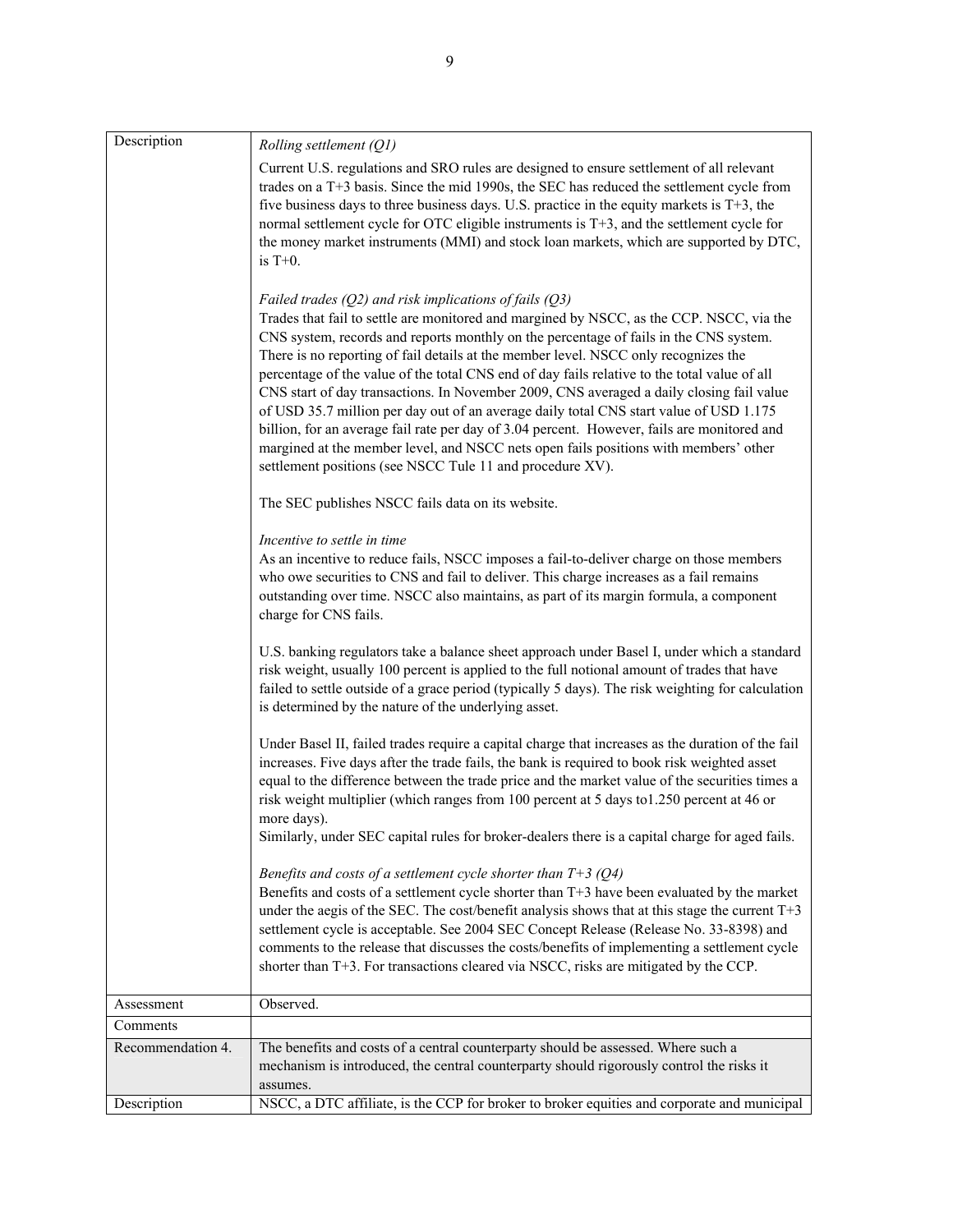| | |
|---|---|
| Description | *Rolling settlement (Q1)*<br>Current U.S. regulations and SRO rules are designed to ensure settlement of all relevant trades on a T+3 basis. Since the mid 1990s, the SEC has reduced the settlement cycle from five business days to three business days. U.S. practice in the equity markets is T+3, the normal settlement cycle for OTC eligible instruments is T+3, and the settlement cycle for the money market instruments (MMI) and stock loan markets, which are supported by DTC, is T+0.<br><br>*Failed trades (Q2) and risk implications of fails (Q3)*<br>Trades that fail to settle are monitored and margined by NSCC, as the CCP. NSCC, via the CNS system, records and reports monthly on the percentage of fails in the CNS system. There is no reporting of fail details at the member level. NSCC only recognizes the percentage of the value of the total CNS end of day fails relative to the total value of all CNS start of day transactions. In November 2009, CNS averaged a daily closing fail value of USD 35.7 million per day out of an average daily total CNS start value of USD 1.175 billion, for an average fail rate per day of 3.04 percent. However, fails are monitored and margined at the member level, and NSCC nets open fails positions with members' other settlement positions (see NSCC Tule 11 and procedure XV).<br><br>The SEC publishes NSCC fails data on its website.<br><br>*Incentive to settle in time*<br>As an incentive to reduce fails, NSCC imposes a fail-to-deliver charge on those members who owe securities to CNS and fail to deliver. This charge increases as a fail remains outstanding over time. NSCC also maintains, as part of its margin formula, a component charge for CNS fails.<br><br>U.S. banking regulators take a balance sheet approach under Basel I, under which a standard risk weight, usually 100 percent is applied to the full notional amount of trades that have failed to settle outside of a grace period (typically 5 days). The risk weighting for calculation is determined by the nature of the underlying asset.<br><br>Under Basel II, failed trades require a capital charge that increases as the duration of the fail increases. Five days after the trade fails, the bank is required to book risk weighted asset equal to the difference between the trade price and the market value of the securities times a risk weight multiplier (which ranges from 100 percent at 5 days to1.250 percent at 46 or more days).<br>Similarly, under SEC capital rules for broker-dealers there is a capital charge for aged fails.<br><br>*Benefits and costs of a settlement cycle shorter than T+3 (Q4)*<br>Benefits and costs of a settlement cycle shorter than T+3 have been evaluated by the market under the aegis of the SEC. The cost/benefit analysis shows that at this stage the current T+3 settlement cycle is acceptable. See 2004 SEC Concept Release (Release No. 33-8398) and comments to the release that discusses the costs/benefits of implementing a settlement cycle shorter than T+3. For transactions cleared via NSCC, risks are mitigated by the CCP. |
| Assessment | Observed. |
| Comments | |
| Recommendation 4. | The benefits and costs of a central counterparty should be assessed. Where such a mechanism is introduced, the central counterparty should rigorously control the risks it assumes. |
| Description | NSCC, a DTC affiliate, is the CCP for broker to broker equities and corporate and municipal |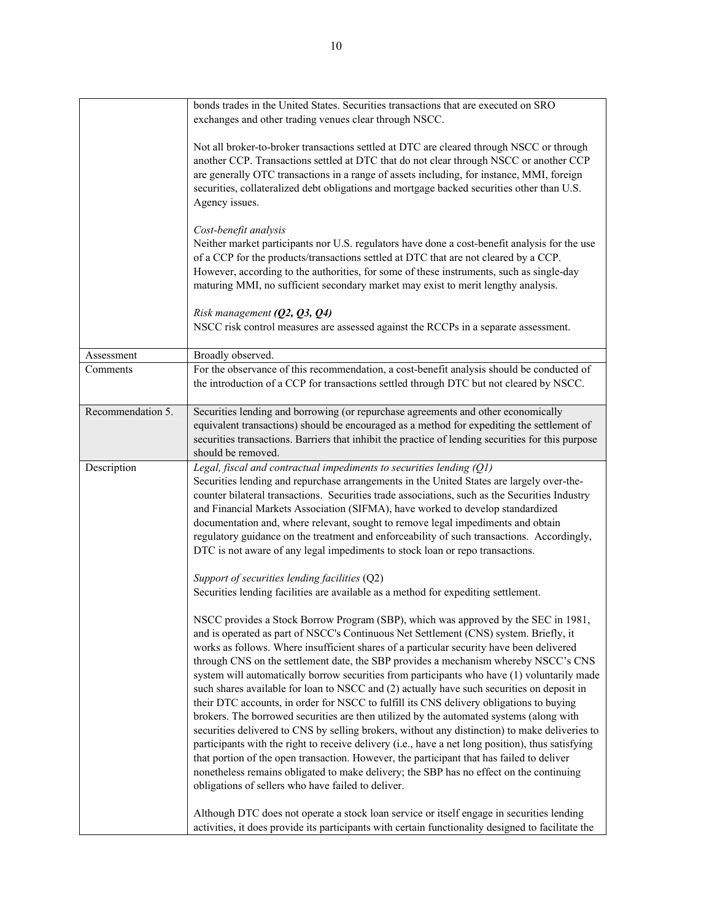| | |
|---|---|
| | bonds trades in the United States. Securities transactions that are executed on SRO exchanges and other trading venues clear through NSCC.<br><br>Not all broker-to-broker transactions settled at DTC are cleared through NSCC or through another CCP. Transactions settled at DTC that do not clear through NSCC or another CCP are generally OTC transactions in a range of assets including, for instance, MMI, foreign securities, collateralized debt obligations and mortgage backed securities other than U.S. Agency issues.<br><br>*Cost-benefit analysis*<br>Neither market participants nor U.S. regulators have done a cost-benefit analysis for the use of a CCP for the products/transactions settled at DTC that are not cleared by a CCP. However, according to the authorities, for some of these instruments, such as single-day maturing MMI, no sufficient secondary market may exist to merit lengthy analysis.<br><br>*Risk management **(Q2, Q3, Q4)***<br>NSCC risk control measures are assessed against the RCCPs in a separate assessment. |
| Assessment | Broadly observed. |
| Comments | For the observance of this recommendation, a cost-benefit analysis should be conducted of the introduction of a CCP for transactions settled through DTC but not cleared by NSCC. |
| Recommendation 5. | Securities lending and borrowing (or repurchase agreements and other economically equivalent transactions) should be encouraged as a method for expediting the settlement of securities transactions. Barriers that inhibit the practice of lending securities for this purpose should be removed. |
| Description | *Legal, fiscal and contractual impediments to securities lending (Q1)*<br>Securities lending and repurchase arrangements in the United States are largely over-the-counter bilateral transactions. Securities trade associations, such as the Securities Industry and Financial Markets Association (SIFMA), have worked to develop standardized documentation and, where relevant, sought to remove legal impediments and obtain regulatory guidance on the treatment and enforceability of such transactions. Accordingly, DTC is not aware of any legal impediments to stock loan or repo transactions.<br><br>*Support of securities lending facilities* (Q2)<br>Securities lending facilities are available as a method for expediting settlement.<br><br>NSCC provides a Stock Borrow Program (SBP), which was approved by the SEC in 1981, and is operated as part of NSCC's Continuous Net Settlement (CNS) system. Briefly, it works as follows. Where insufficient shares of a particular security have been delivered through CNS on the settlement date, the SBP provides a mechanism whereby NSCC's CNS system will automatically borrow securities from participants who have (1) voluntarily made such shares available for loan to NSCC and (2) actually have such securities on deposit in their DTC accounts, in order for NSCC to fulfill its CNS delivery obligations to buying brokers. The borrowed securities are then utilized by the automated systems (along with securities delivered to CNS by selling brokers, without any distinction) to make deliveries to participants with the right to receive delivery (i.e., have a net long position), thus satisfying that portion of the open transaction. However, the participant that has failed to deliver nonetheless remains obligated to make delivery; the SBP has no effect on the continuing obligations of sellers who have failed to deliver.<br><br>Although DTC does not operate a stock loan service or itself engage in securities lending activities, it does provide its participants with certain functionality designed to facilitate the |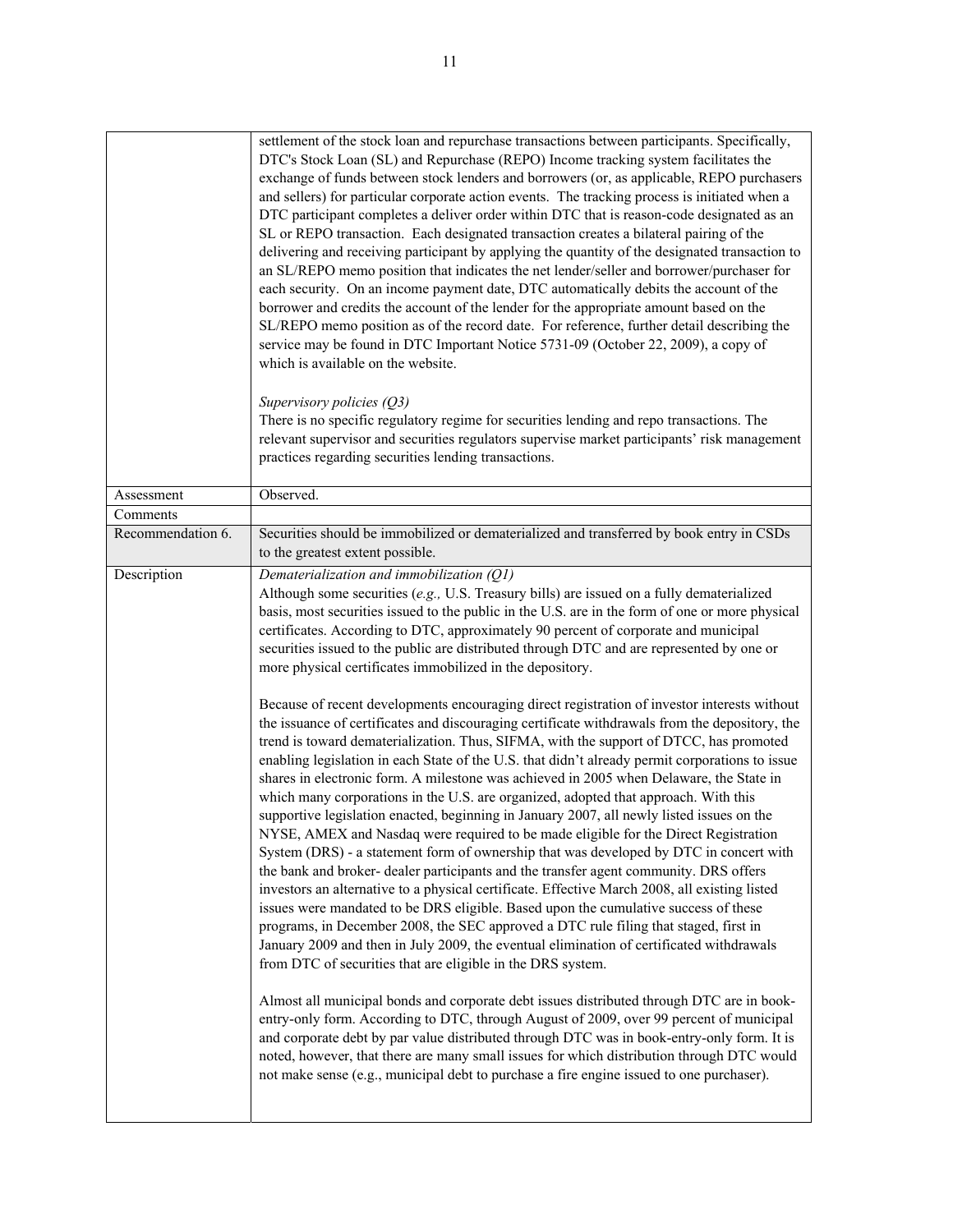| | |
|---|---|
| | settlement of the stock loan and repurchase transactions between participants. Specifically, DTC's Stock Loan (SL) and Repurchase (REPO) Income tracking system facilitates the exchange of funds between stock lenders and borrowers (or, as applicable, REPO purchasers and sellers) for particular corporate action events. The tracking process is initiated when a DTC participant completes a deliver order within DTC that is reason-code designated as an SL or REPO transaction. Each designated transaction creates a bilateral pairing of the delivering and receiving participant by applying the quantity of the designated transaction to an SL/REPO memo position that indicates the net lender/seller and borrower/purchaser for each security. On an income payment date, DTC automatically debits the account of the borrower and credits the account of the lender for the appropriate amount based on the SL/REPO memo position as of the record date. For reference, further detail describing the service may be found in DTC Important Notice 5731-09 (October 22, 2009), a copy of which is available on the website.<br><br>*Supervisory policies (Q3)*<br>There is no specific regulatory regime for securities lending and repo transactions. The relevant supervisor and securities regulators supervise market participants' risk management practices regarding securities lending transactions. |
| Assessment | Observed. |
| Comments | |
| Recommendation 6. | Securities should be immobilized or dematerialized and transferred by book entry in CSDs to the greatest extent possible. |
| Description | *Dematerialization and immobilization (Q1)*<br>Although some securities (*e.g.,* U.S. Treasury bills) are issued on a fully dematerialized basis, most securities issued to the public in the U.S. are in the form of one or more physical certificates. According to DTC, approximately 90 percent of corporate and municipal securities issued to the public are distributed through DTC and are represented by one or more physical certificates immobilized in the depository.<br><br>Because of recent developments encouraging direct registration of investor interests without the issuance of certificates and discouraging certificate withdrawals from the depository, the trend is toward dematerialization. Thus, SIFMA, with the support of DTCC, has promoted enabling legislation in each State of the U.S. that didn't already permit corporations to issue shares in electronic form. A milestone was achieved in 2005 when Delaware, the State in which many corporations in the U.S. are organized, adopted that approach. With this supportive legislation enacted, beginning in January 2007, all newly listed issues on the NYSE, AMEX and Nasdaq were required to be made eligible for the Direct Registration System (DRS) - a statement form of ownership that was developed by DTC in concert with the bank and broker- dealer participants and the transfer agent community. DRS offers investors an alternative to a physical certificate. Effective March 2008, all existing listed issues were mandated to be DRS eligible. Based upon the cumulative success of these programs, in December 2008, the SEC approved a DTC rule filing that staged, first in January 2009 and then in July 2009, the eventual elimination of certificated withdrawals from DTC of securities that are eligible in the DRS system.<br><br>Almost all municipal bonds and corporate debt issues distributed through DTC are in book-entry-only form. According to DTC, through August of 2009, over 99 percent of municipal and corporate debt by par value distributed through DTC was in book-entry-only form. It is noted, however, that there are many small issues for which distribution through DTC would not make sense (e.g., municipal debt to purchase a fire engine issued to one purchaser). |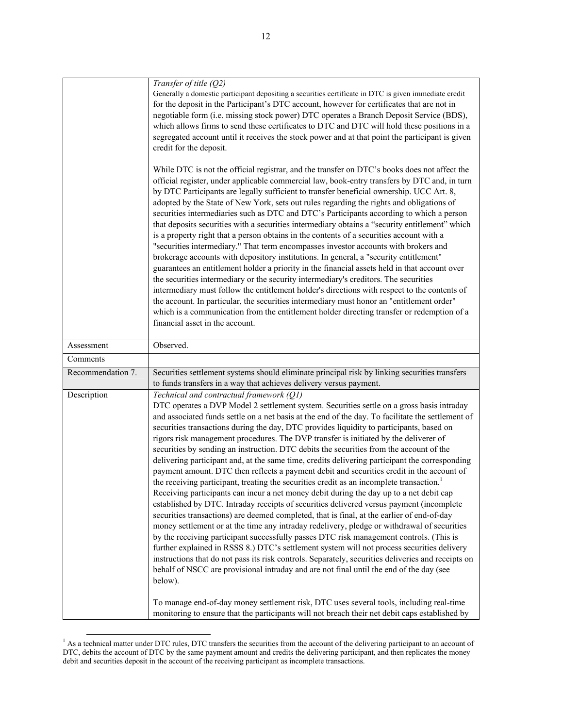| | |
|---|---|
| | *Transfer of title (Q2)*<br>Generally a domestic participant depositing a securities certificate in DTC is given immediate credit for the deposit in the Participant's DTC account, however for certificates that are not in negotiable form (i.e. missing stock power) DTC operates a Branch Deposit Service (BDS), which allows firms to send these certificates to DTC and DTC will hold these positions in a segregated account until it receives the stock power and at that point the participant is given credit for the deposit.<br><br>While DTC is not the official registrar, and the transfer on DTC's books does not affect the official register, under applicable commercial law, book-entry transfers by DTC and, in turn by DTC Participants are legally sufficient to transfer beneficial ownership. UCC Art. 8, adopted by the State of New York, sets out rules regarding the rights and obligations of securities intermediaries such as DTC and DTC's Participants according to which a person that deposits securities with a securities intermediary obtains a "security entitlement" which is a property right that a person obtains in the contents of a securities account with a "securities intermediary." That term encompasses investor accounts with brokers and brokerage accounts with depository institutions. In general, a "security entitlement" guarantees an entitlement holder a priority in the financial assets held in that account over the securities intermediary or the security intermediary's creditors. The securities intermediary must follow the entitlement holder's directions with respect to the contents of the account. In particular, the securities intermediary must honor an "entitlement order" which is a communication from the entitlement holder directing transfer or redemption of a financial asset in the account. |
| Assessment | Observed. |
| Comments | |
| Recommendation 7. | Securities settlement systems should eliminate principal risk by linking securities transfers to funds transfers in a way that achieves delivery versus payment. |
| Description | *Technical and contractual framework (Q1)*<br>DTC operates a DVP Model 2 settlement system. Securities settle on a gross basis intraday and associated funds settle on a net basis at the end of the day. To facilitate the settlement of securities transactions during the day, DTC provides liquidity to participants, based on rigors risk management procedures. The DVP transfer is initiated by the deliverer of securities by sending an instruction. DTC debits the securities from the account of the delivering participant and, at the same time, credits delivering participant the corresponding payment amount. DTC then reflects a payment debit and securities credit in the account of the receiving participant, treating the securities credit as an incomplete transaction.[1] Receiving participants can incur a net money debit during the day up to a net debit cap established by DTC. Intraday receipts of securities delivered versus payment (incomplete securities transactions) are deemed completed, that is final, at the earlier of end-of-day money settlement or at the time any intraday redelivery, pledge or withdrawal of securities by the receiving participant successfully passes DTC risk management controls. (This is further explained in RSSS 8.) DTC's settlement system will not process securities delivery instructions that do not pass its risk controls. Separately, securities deliveries and receipts on behalf of NSCC are provisional intraday and are not final until the end of the day (see below).<br><br>To manage end-of-day money settlement risk, DTC uses several tools, including real-time monitoring to ensure that the participants will not breach their net debit caps established by |

[1] As a technical matter under DTC rules, DTC transfers the securities from the account of the delivering participant to an account of DTC, debits the account of DTC by the same payment amount and credits the delivering participant, and then replicates the money debit and securities deposit in the account of the receiving participant as incomplete transactions.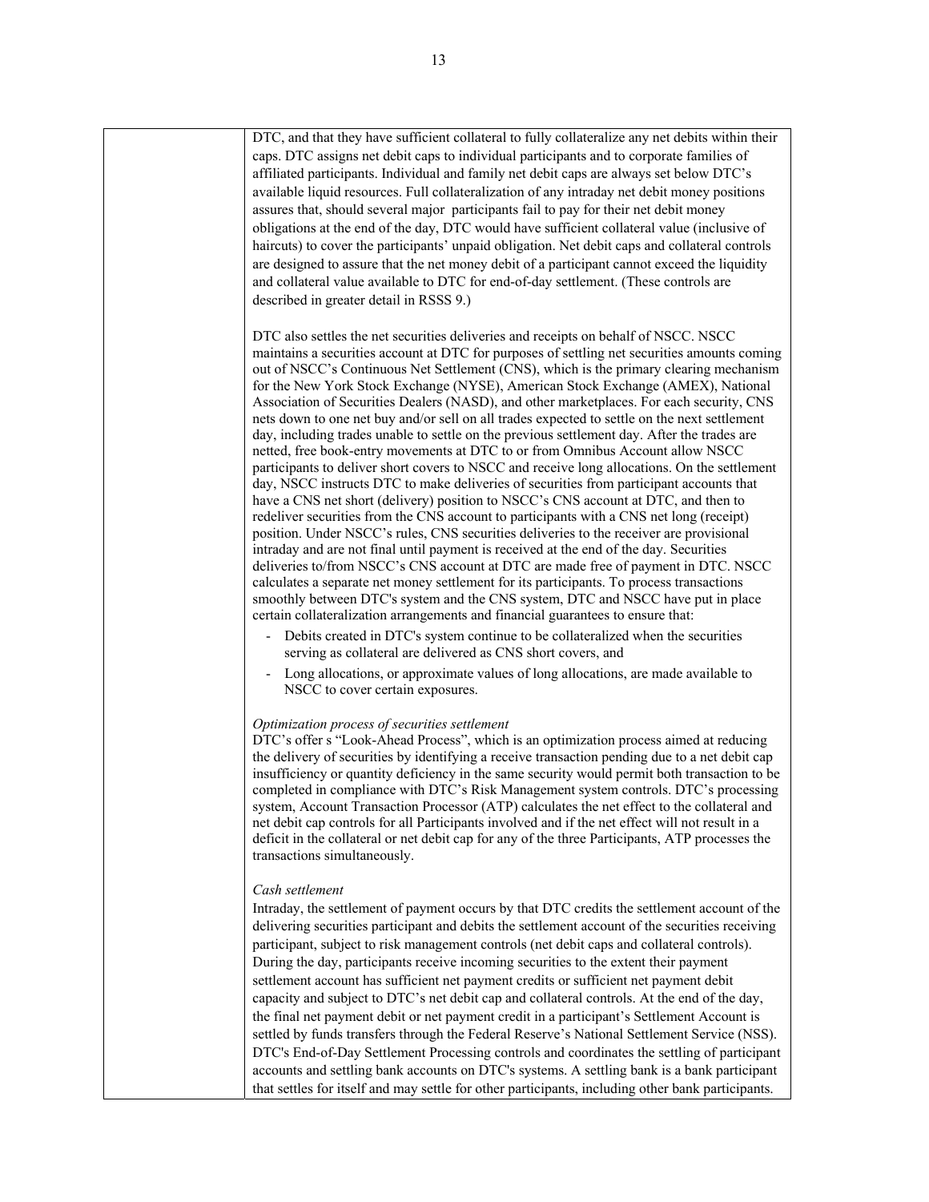| | DTC, and that they have sufficient collateral to fully collateralize any net debits within their caps. DTC assigns net debit caps to individual participants and to corporate families of affiliated participants. Individual and family net debit caps are always set below DTC's available liquid resources. Full collateralization of any intraday net debit money positions assures that, should several major participants fail to pay for their net debit money obligations at the end of the day, DTC would have sufficient collateral value (inclusive of haircuts) to cover the participants' unpaid obligation. Net debit caps and collateral controls are designed to assure that the net money debit of a participant cannot exceed the liquidity and collateral value available to DTC for end-of-day settlement. (These controls are described in greater detail in RSSS 9.)<br><br>DTC also settles the net securities deliveries and receipts on behalf of NSCC. NSCC maintains a securities account at DTC for purposes of settling net securities amounts coming out of NSCC's Continuous Net Settlement (CNS), which is the primary clearing mechanism for the New York Stock Exchange (NYSE), American Stock Exchange (AMEX), National Association of Securities Dealers (NASD), and other marketplaces. For each security, CNS nets down to one net buy and/or sell on all trades expected to settle on the next settlement day, including trades unable to settle on the previous settlement day. After the trades are netted, free book-entry movements at DTC to or from Omnibus Account allow NSCC participants to deliver short covers to NSCC and receive long allocations. On the settlement day, NSCC instructs DTC to make deliveries of securities from participant accounts that have a CNS net short (delivery) position to NSCC's CNS account at DTC, and then to redeliver securities from the CNS account to participants with a CNS net long (receipt) position. Under NSCC's rules, CNS securities deliveries to the receiver are provisional intraday and are not final until payment is received at the end of the day. Securities deliveries to/from NSCC's CNS account at DTC are made free of payment in DTC. NSCC calculates a separate net money settlement for its participants. To process transactions smoothly between DTC's system and the CNS system, DTC and NSCC have put in place certain collateralization arrangements and financial guarantees to ensure that:<br>- Debits created in DTC's system continue to be collateralized when the securities serving as collateral are delivered as CNS short covers, and<br>- Long allocations, or approximate values of long allocations, are made available to NSCC to cover certain exposures.<br><br>*Optimization process of securities settlement*<br>DTC's offer s "Look-Ahead Process", which is an optimization process aimed at reducing the delivery of securities by identifying a receive transaction pending due to a net debit cap insufficiency or quantity deficiency in the same security would permit both transaction to be completed in compliance with DTC's Risk Management system controls. DTC's processing system, Account Transaction Processor (ATP) calculates the net effect to the collateral and net debit cap controls for all Participants involved and if the net effect will not result in a deficit in the collateral or net debit cap for any of the three Participants, ATP processes the transactions simultaneously.<br><br>*Cash settlement*<br>Intraday, the settlement of payment occurs by that DTC credits the settlement account of the delivering securities participant and debits the settlement account of the securities receiving participant, subject to risk management controls (net debit caps and collateral controls). During the day, participants receive incoming securities to the extent their payment settlement account has sufficient net payment credits or sufficient net payment debit capacity and subject to DTC's net debit cap and collateral controls. At the end of the day, the final net payment debit or net payment credit in a participant's Settlement Account is settled by funds transfers through the Federal Reserve's National Settlement Service (NSS). DTC's End-of-Day Settlement Processing controls and coordinates the settling of participant accounts and settling bank accounts on DTC's systems. A settling bank is a bank participant that settles for itself and may settle for other participants, including other bank participants. |
|---|---|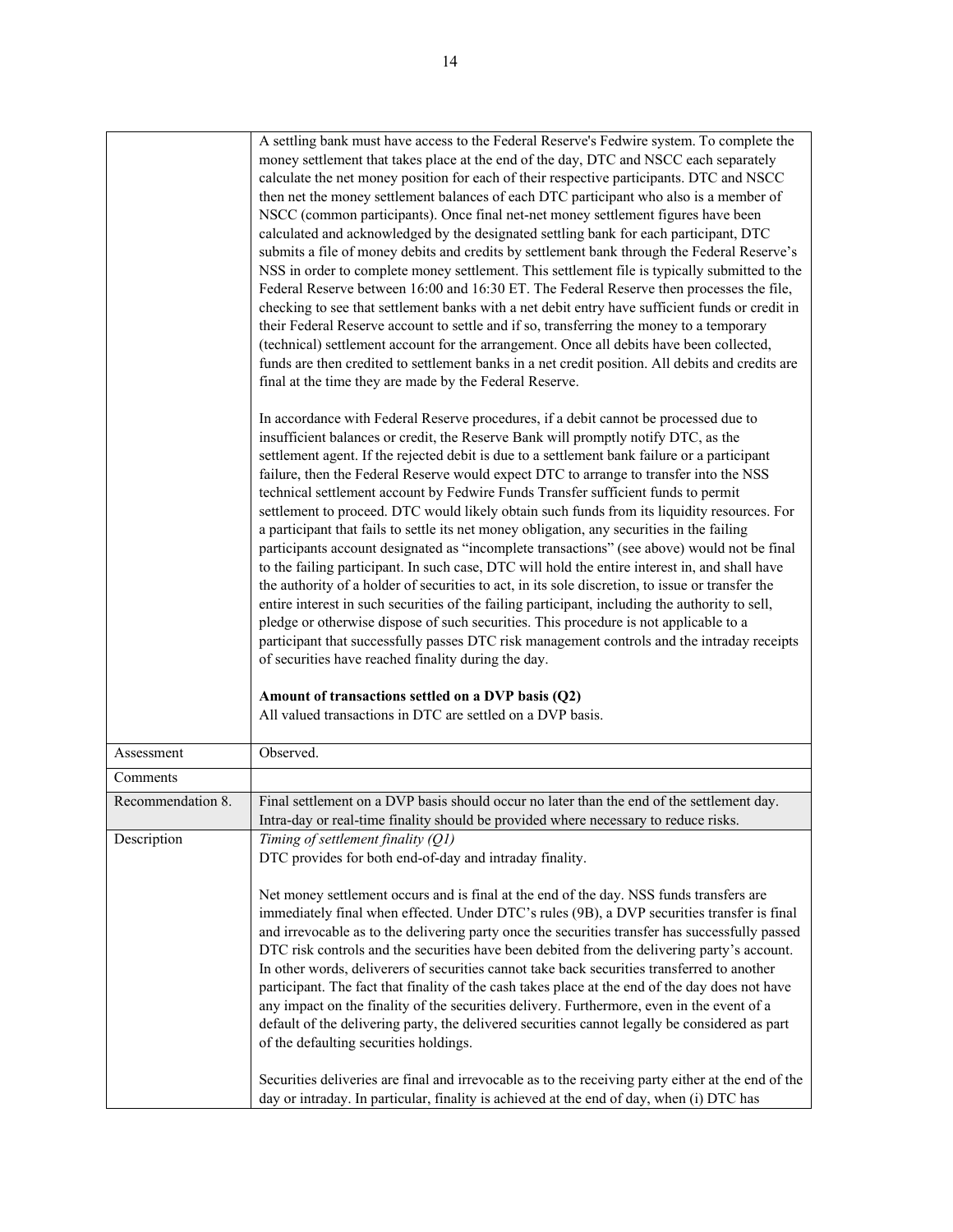| | |
|---|---|
| | A settling bank must have access to the Federal Reserve's Fedwire system. To complete the money settlement that takes place at the end of the day, DTC and NSCC each separately calculate the net money position for each of their respective participants. DTC and NSCC then net the money settlement balances of each DTC participant who also is a member of NSCC (common participants). Once final net-net money settlement figures have been calculated and acknowledged by the designated settling bank for each participant, DTC submits a file of money debits and credits by settlement bank through the Federal Reserve's NSS in order to complete money settlement. This settlement file is typically submitted to the Federal Reserve between 16:00 and 16:30 ET. The Federal Reserve then processes the file, checking to see that settlement banks with a net debit entry have sufficient funds or credit in their Federal Reserve account to settle and if so, transferring the money to a temporary (technical) settlement account for the arrangement. Once all debits have been collected, funds are then credited to settlement banks in a net credit position. All debits and credits are final at the time they are made by the Federal Reserve.<br><br>In accordance with Federal Reserve procedures, if a debit cannot be processed due to insufficient balances or credit, the Reserve Bank will promptly notify DTC, as the settlement agent. If the rejected debit is due to a settlement bank failure or a participant failure, then the Federal Reserve would expect DTC to arrange to transfer into the NSS technical settlement account by Fedwire Funds Transfer sufficient funds to permit settlement to proceed. DTC would likely obtain such funds from its liquidity resources. For a participant that fails to settle its net money obligation, any securities in the failing participants account designated as "incomplete transactions" (see above) would not be final to the failing participant. In such case, DTC will hold the entire interest in, and shall have the authority of a holder of securities to act, in its sole discretion, to issue or transfer the entire interest in such securities of the failing participant, including the authority to sell, pledge or otherwise dispose of such securities. This procedure is not applicable to a participant that successfully passes DTC risk management controls and the intraday receipts of securities have reached finality during the day.<br><br>**Amount of transactions settled on a DVP basis (Q2)**<br>All valued transactions in DTC are settled on a DVP basis. |
| Assessment | Observed. |
| Comments | |
| Recommendation 8. | Final settlement on a DVP basis should occur no later than the end of the settlement day. Intra-day or real-time finality should be provided where necessary to reduce risks. |
| Description | *Timing of settlement finality (Q1)*<br>DTC provides for both end-of-day and intraday finality.<br><br>Net money settlement occurs and is final at the end of the day. NSS funds transfers are immediately final when effected. Under DTC's rules (9B), a DVP securities transfer is final and irrevocable as to the delivering party once the securities transfer has successfully passed DTC risk controls and the securities have been debited from the delivering party's account. In other words, deliverers of securities cannot take back securities transferred to another participant. The fact that finality of the cash takes place at the end of the day does not have any impact on the finality of the securities delivery. Furthermore, even in the event of a default of the delivering party, the delivered securities cannot legally be considered as part of the defaulting securities holdings.<br><br>Securities deliveries are final and irrevocable as to the receiving party either at the end of the day or intraday. In particular, finality is achieved at the end of day, when (i) DTC has |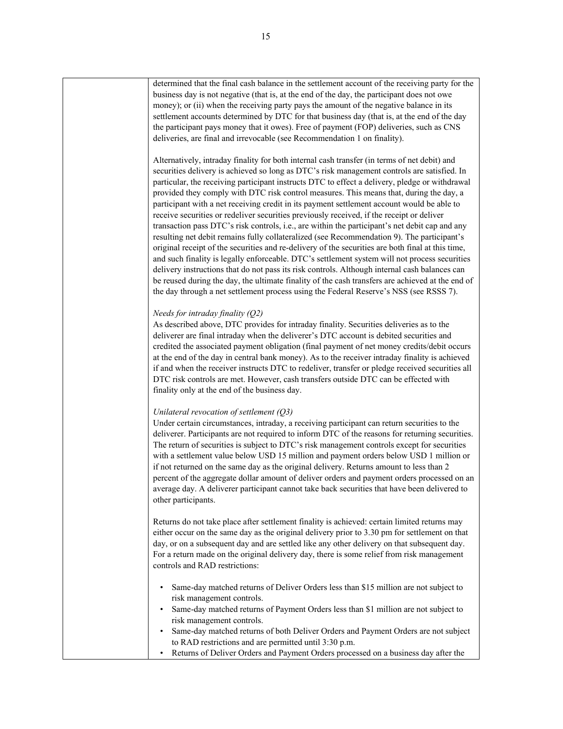| | determined that the final cash balance in the settlement account of the receiving party for the business day is not negative (that is, at the end of the day, the participant does not owe money); or (ii) when the receiving party pays the amount of the negative balance in its settlement accounts determined by DTC for that business day (that is, at the end of the day the participant pays money that it owes). Free of payment (FOP) deliveries, such as CNS deliveries, are final and irrevocable (see Recommendation 1 on finality).<br><br>Alternatively, intraday finality for both internal cash transfer (in terms of net debit) and securities delivery is achieved so long as DTC's risk management controls are satisfied. In particular, the receiving participant instructs DTC to effect a delivery, pledge or withdrawal provided they comply with DTC risk control measures. This means that, during the day, a participant with a net receiving credit in its payment settlement account would be able to receive securities or redeliver securities previously received, if the receipt or deliver transaction pass DTC's risk controls, i.e., are within the participant's net debit cap and any resulting net debit remains fully collateralized (see Recommendation 9). The participant's original receipt of the securities and re-delivery of the securities are both final at this time, and such finality is legally enforceable. DTC's settlement system will not process securities delivery instructions that do not pass its risk controls. Although internal cash balances can be reused during the day, the ultimate finality of the cash transfers are achieved at the end of the day through a net settlement process using the Federal Reserve's NSS (see RSSS 7).<br><br>*Needs for intraday finality (Q2)*<br>As described above, DTC provides for intraday finality. Securities deliveries as to the deliverer are final intraday when the deliverer's DTC account is debited securities and credited the associated payment obligation (final payment of net money credits/debit occurs at the end of the day in central bank money). As to the receiver intraday finality is achieved if and when the receiver instructs DTC to redeliver, transfer or pledge received securities all DTC risk controls are met. However, cash transfers outside DTC can be effected with finality only at the end of the business day.<br><br>*Unilateral revocation of settlement (Q3)*<br>Under certain circumstances, intraday, a receiving participant can return securities to the deliverer. Participants are not required to inform DTC of the reasons for returning securities. The return of securities is subject to DTC's risk management controls except for securities with a settlement value below USD 15 million and payment orders below USD 1 million or if not returned on the same day as the original delivery. Returns amount to less than 2 percent of the aggregate dollar amount of deliver orders and payment orders processed on an average day. A deliverer participant cannot take back securities that have been delivered to other participants.<br><br>Returns do not take place after settlement finality is achieved: certain limited returns may either occur on the same day as the original delivery prior to 3.30 pm for settlement on that day, or on a subsequent day and are settled like any other delivery on that subsequent day. For a return made on the original delivery day, there is some relief from risk management controls and RAD restrictions:<br><br>• Same-day matched returns of Deliver Orders less than $15 million are not subject to risk management controls.<br>• Same-day matched returns of Payment Orders less than $1 million are not subject to risk management controls.<br>• Same-day matched returns of both Deliver Orders and Payment Orders are not subject to RAD restrictions and are permitted until 3:30 p.m.<br>• Returns of Deliver Orders and Payment Orders processed on a business day after the |
|---|---|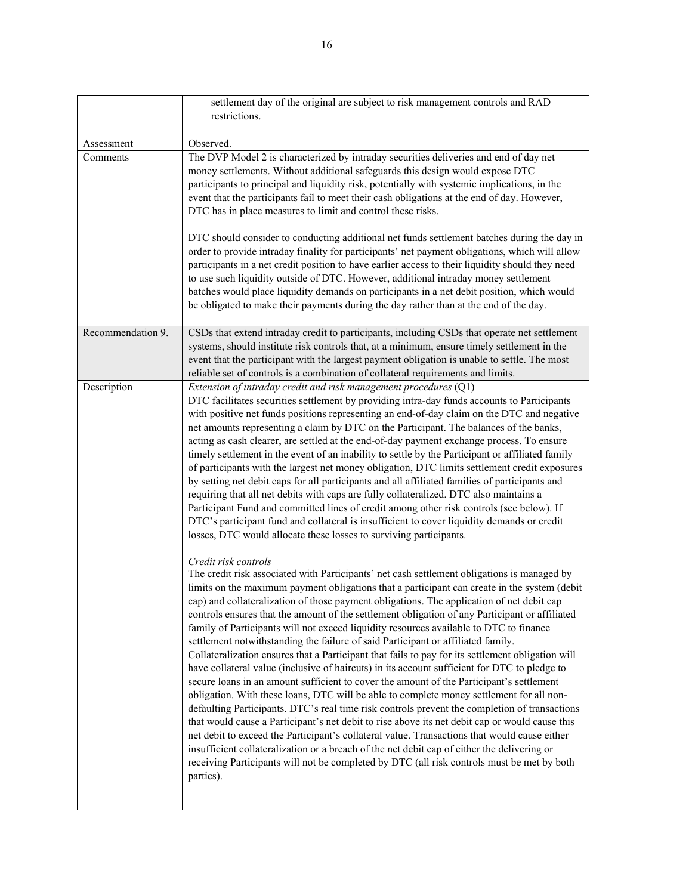| | |
|---|---|
| | settlement day of the original are subject to risk management controls and RAD restrictions. |
| Assessment | Observed. |
| Comments | The DVP Model 2 is characterized by intraday securities deliveries and end of day net money settlements. Without additional safeguards this design would expose DTC participants to principal and liquidity risk, potentially with systemic implications, in the event that the participants fail to meet their cash obligations at the end of day. However, DTC has in place measures to limit and control these risks.<br><br>DTC should consider to conducting additional net funds settlement batches during the day in order to provide intraday finality for participants' net payment obligations, which will allow participants in a net credit position to have earlier access to their liquidity should they need to use such liquidity outside of DTC. However, additional intraday money settlement batches would place liquidity demands on participants in a net debit position, which would be obligated to make their payments during the day rather than at the end of the day. |
| Recommendation 9. | CSDs that extend intraday credit to participants, including CSDs that operate net settlement systems, should institute risk controls that, at a minimum, ensure timely settlement in the event that the participant with the largest payment obligation is unable to settle. The most reliable set of controls is a combination of collateral requirements and limits. |
| Description | *Extension of intraday credit and risk management procedures* (Q1)<br>DTC facilitates securities settlement by providing intra-day funds accounts to Participants with positive net funds positions representing an end-of-day claim on the DTC and negative net amounts representing a claim by DTC on the Participant. The balances of the banks, acting as cash clearer, are settled at the end-of-day payment exchange process. To ensure timely settlement in the event of an inability to settle by the Participant or affiliated family of participants with the largest net money obligation, DTC limits settlement credit exposures by setting net debit caps for all participants and all affiliated families of participants and requiring that all net debits with caps are fully collateralized. DTC also maintains a Participant Fund and committed lines of credit among other risk controls (see below). If DTC's participant fund and collateral is insufficient to cover liquidity demands or credit losses, DTC would allocate these losses to surviving participants.<br><br>*Credit risk controls*<br>The credit risk associated with Participants' net cash settlement obligations is managed by limits on the maximum payment obligations that a participant can create in the system (debit cap) and collateralization of those payment obligations. The application of net debit cap controls ensures that the amount of the settlement obligation of any Participant or affiliated family of Participants will not exceed liquidity resources available to DTC to finance settlement notwithstanding the failure of said Participant or affiliated family. Collateralization ensures that a Participant that fails to pay for its settlement obligation will have collateral value (inclusive of haircuts) in its account sufficient for DTC to pledge to secure loans in an amount sufficient to cover the amount of the Participant's settlement obligation. With these loans, DTC will be able to complete money settlement for all non-defaulting Participants. DTC's real time risk controls prevent the completion of transactions that would cause a Participant's net debit to rise above its net debit cap or would cause this net debit to exceed the Participant's collateral value. Transactions that would cause either insufficient collateralization or a breach of the net debit cap of either the delivering or receiving Participants will not be completed by DTC (all risk controls must be met by both parties). |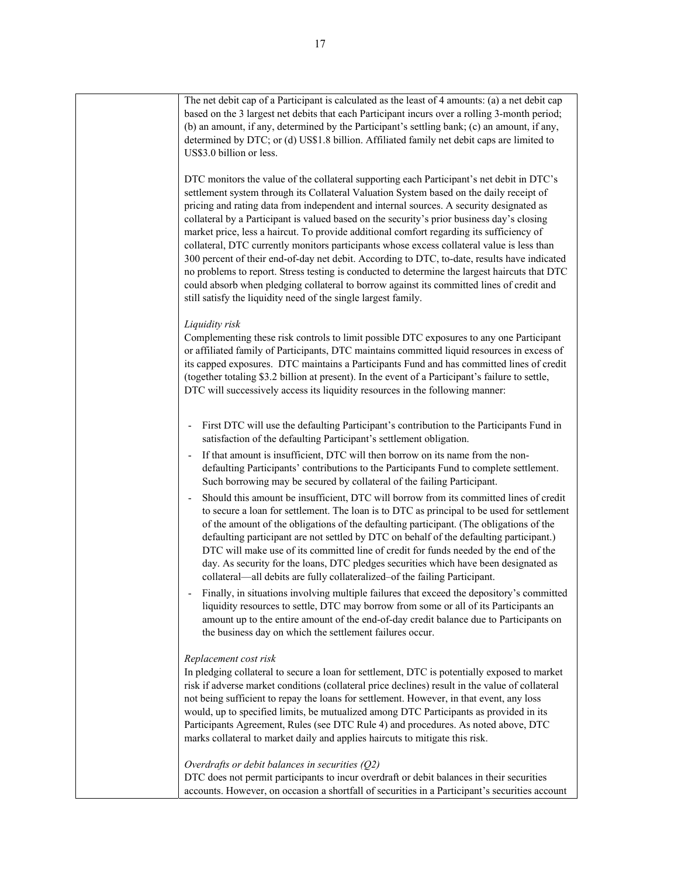The net debit cap of a Participant is calculated as the least of 4 amounts: (a) a net debit cap based on the 3 largest net debits that each Participant incurs over a rolling 3-month period; (b) an amount, if any, determined by the Participant's settling bank; (c) an amount, if any, determined by DTC; or (d) US$1.8 billion. Affiliated family net debit caps are limited to US$3.0 billion or less.

DTC monitors the value of the collateral supporting each Participant's net debit in DTC's settlement system through its Collateral Valuation System based on the daily receipt of pricing and rating data from independent and internal sources. A security designated as collateral by a Participant is valued based on the security's prior business day's closing market price, less a haircut. To provide additional comfort regarding its sufficiency of collateral, DTC currently monitors participants whose excess collateral value is less than 300 percent of their end-of-day net debit. According to DTC, to-date, results have indicated no problems to report. Stress testing is conducted to determine the largest haircuts that DTC could absorb when pledging collateral to borrow against its committed lines of credit and still satisfy the liquidity need of the single largest family.

*Liquidity risk*

Complementing these risk controls to limit possible DTC exposures to any one Participant or affiliated family of Participants, DTC maintains committed liquid resources in excess of its capped exposures. DTC maintains a Participants Fund and has committed lines of credit (together totaling $3.2 billion at present). In the event of a Participant's failure to settle, DTC will successively access its liquidity resources in the following manner:

- First DTC will use the defaulting Participant's contribution to the Participants Fund in satisfaction of the defaulting Participant's settlement obligation.
- If that amount is insufficient, DTC will then borrow on its name from the non-defaulting Participants' contributions to the Participants Fund to complete settlement. Such borrowing may be secured by collateral of the failing Participant.
- Should this amount be insufficient, DTC will borrow from its committed lines of credit to secure a loan for settlement. The loan is to DTC as principal to be used for settlement of the amount of the obligations of the defaulting participant. (The obligations of the defaulting participant are not settled by DTC on behalf of the defaulting participant.) DTC will make use of its committed line of credit for funds needed by the end of the day. As security for the loans, DTC pledges securities which have been designated as collateral—all debits are fully collateralized–of the failing Participant.
- Finally, in situations involving multiple failures that exceed the depository's committed liquidity resources to settle, DTC may borrow from some or all of its Participants an amount up to the entire amount of the end-of-day credit balance due to Participants on the business day on which the settlement failures occur.

*Replacement cost risk*

In pledging collateral to secure a loan for settlement, DTC is potentially exposed to market risk if adverse market conditions (collateral price declines) result in the value of collateral not being sufficient to repay the loans for settlement. However, in that event, any loss would, up to specified limits, be mutualized among DTC Participants as provided in its Participants Agreement, Rules (see DTC Rule 4) and procedures. As noted above, DTC marks collateral to market daily and applies haircuts to mitigate this risk.

*Overdrafts or debit balances in securities (Q2)*

DTC does not permit participants to incur overdraft or debit balances in their securities accounts. However, on occasion a shortfall of securities in a Participant's securities account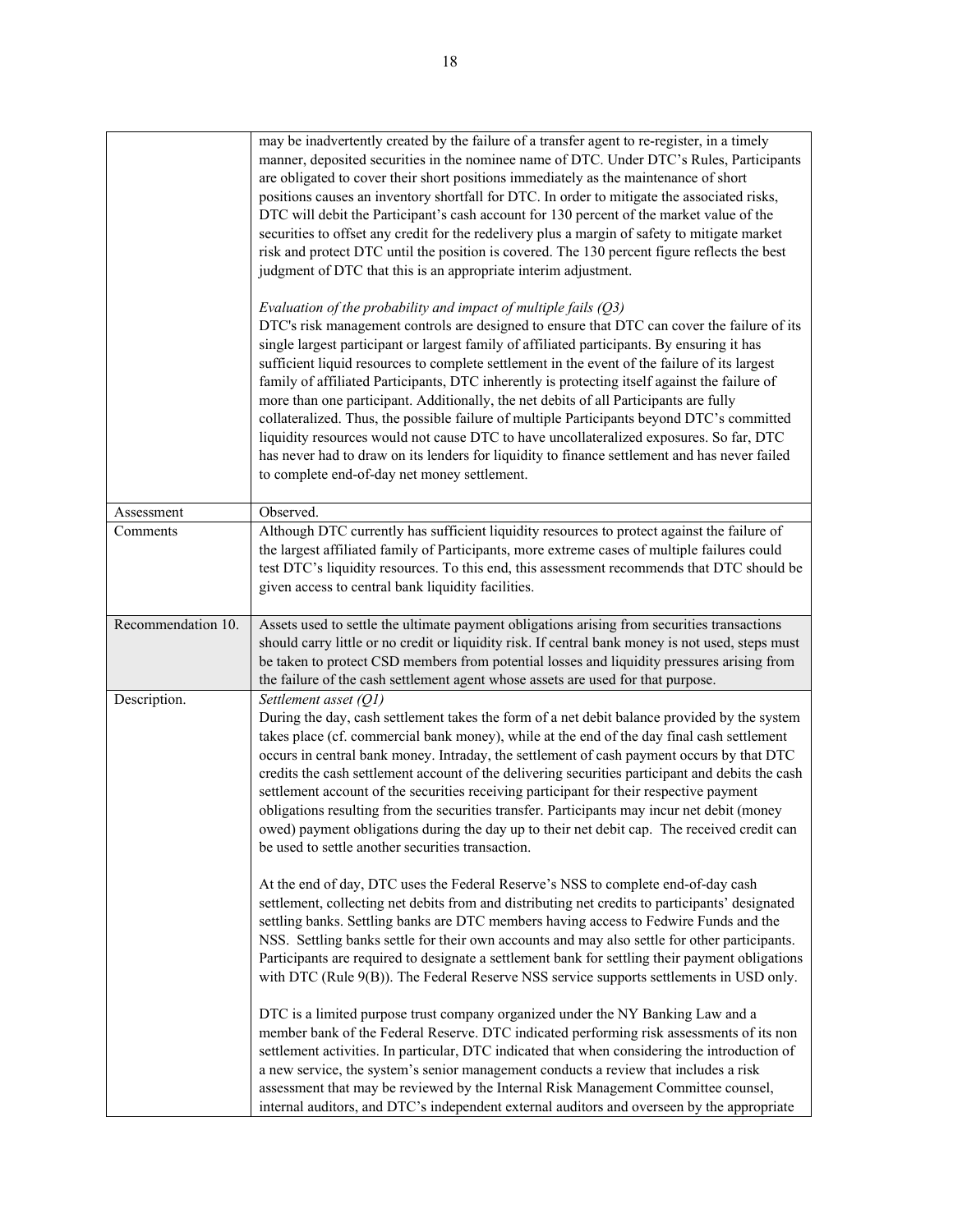| | |
|---|---|
| | may be inadvertently created by the failure of a transfer agent to re-register, in a timely manner, deposited securities in the nominee name of DTC. Under DTC's Rules, Participants are obligated to cover their short positions immediately as the maintenance of short positions causes an inventory shortfall for DTC. In order to mitigate the associated risks, DTC will debit the Participant's cash account for 130 percent of the market value of the securities to offset any credit for the redelivery plus a margin of safety to mitigate market risk and protect DTC until the position is covered. The 130 percent figure reflects the best judgment of DTC that this is an appropriate interim adjustment.<br><br>*Evaluation of the probability and impact of multiple fails (Q3)*<br>DTC's risk management controls are designed to ensure that DTC can cover the failure of its single largest participant or largest family of affiliated participants. By ensuring it has sufficient liquid resources to complete settlement in the event of the failure of its largest family of affiliated Participants, DTC inherently is protecting itself against the failure of more than one participant. Additionally, the net debits of all Participants are fully collateralized. Thus, the possible failure of multiple Participants beyond DTC's committed liquidity resources would not cause DTC to have uncollateralized exposures. So far, DTC has never had to draw on its lenders for liquidity to finance settlement and has never failed to complete end-of-day net money settlement. |
| Assessment | Observed. |
| Comments | Although DTC currently has sufficient liquidity resources to protect against the failure of the largest affiliated family of Participants, more extreme cases of multiple failures could test DTC's liquidity resources. To this end, this assessment recommends that DTC should be given access to central bank liquidity facilities. |
| Recommendation 10. | Assets used to settle the ultimate payment obligations arising from securities transactions should carry little or no credit or liquidity risk. If central bank money is not used, steps must be taken to protect CSD members from potential losses and liquidity pressures arising from the failure of the cash settlement agent whose assets are used for that purpose. |
| Description. | *Settlement asset (Q1)*<br>During the day, cash settlement takes the form of a net debit balance provided by the system takes place (cf. commercial bank money), while at the end of the day final cash settlement occurs in central bank money. Intraday, the settlement of cash payment occurs by that DTC credits the cash settlement account of the delivering securities participant and debits the cash settlement account of the securities receiving participant for their respective payment obligations resulting from the securities transfer. Participants may incur net debit (money owed) payment obligations during the day up to their net debit cap. The received credit can be used to settle another securities transaction.<br><br>At the end of day, DTC uses the Federal Reserve's NSS to complete end-of-day cash settlement, collecting net debits from and distributing net credits to participants' designated settling banks. Settling banks are DTC members having access to Fedwire Funds and the NSS. Settling banks settle for their own accounts and may also settle for other participants. Participants are required to designate a settlement bank for settling their payment obligations with DTC (Rule 9(B)). The Federal Reserve NSS service supports settlements in USD only.<br><br>DTC is a limited purpose trust company organized under the NY Banking Law and a member bank of the Federal Reserve. DTC indicated performing risk assessments of its non settlement activities. In particular, DTC indicated that when considering the introduction of a new service, the system's senior management conducts a review that includes a risk assessment that may be reviewed by the Internal Risk Management Committee counsel, internal auditors, and DTC's independent external auditors and overseen by the appropriate |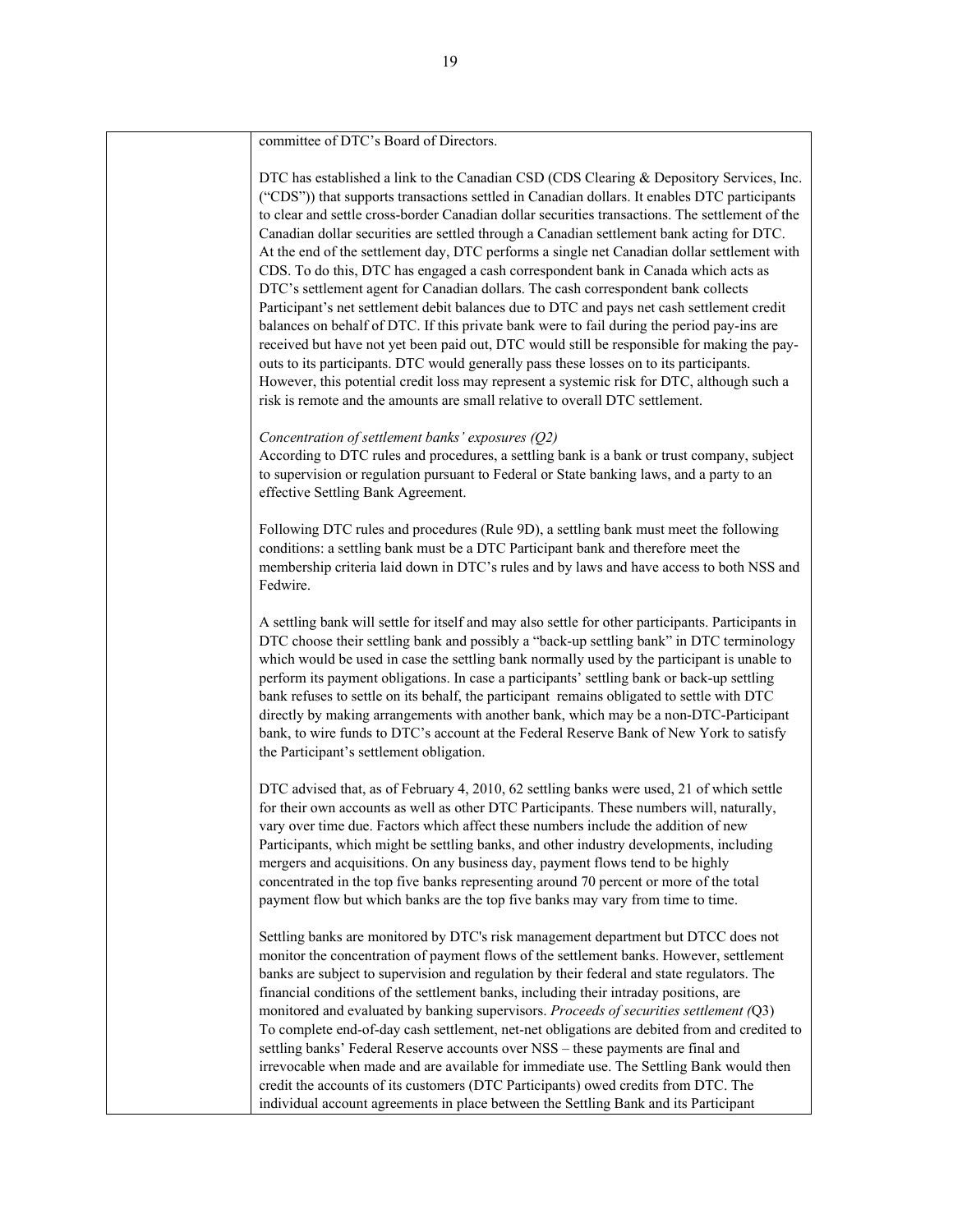| | committee of DTC's Board of Directors.<br><br>DTC has established a link to the Canadian CSD (CDS Clearing & Depository Services, Inc. ("CDS")) that supports transactions settled in Canadian dollars. It enables DTC participants to clear and settle cross-border Canadian dollar securities transactions. The settlement of the Canadian dollar securities are settled through a Canadian settlement bank acting for DTC. At the end of the settlement day, DTC performs a single net Canadian dollar settlement with CDS. To do this, DTC has engaged a cash correspondent bank in Canada which acts as DTC's settlement agent for Canadian dollars. The cash correspondent bank collects Participant's net settlement debit balances due to DTC and pays net cash settlement credit balances on behalf of DTC. If this private bank were to fail during the period pay-ins are received but have not yet been paid out, DTC would still be responsible for making the pay-outs to its participants. DTC would generally pass these losses on to its participants. However, this potential credit loss may represent a systemic risk for DTC, although such a risk is remote and the amounts are small relative to overall DTC settlement.<br><br>*Concentration of settlement banks' exposures (Q2)*<br>According to DTC rules and procedures, a settling bank is a bank or trust company, subject to supervision or regulation pursuant to Federal or State banking laws, and a party to an effective Settling Bank Agreement.<br><br>Following DTC rules and procedures (Rule 9D), a settling bank must meet the following conditions: a settling bank must be a DTC Participant bank and therefore meet the membership criteria laid down in DTC's rules and by laws and have access to both NSS and Fedwire.<br><br>A settling bank will settle for itself and may also settle for other participants. Participants in DTC choose their settling bank and possibly a "back-up settling bank" in DTC terminology which would be used in case the settling bank normally used by the participant is unable to perform its payment obligations. In case a participants' settling bank or back-up settling bank refuses to settle on its behalf, the participant remains obligated to settle with DTC directly by making arrangements with another bank, which may be a non-DTC-Participant bank, to wire funds to DTC's account at the Federal Reserve Bank of New York to satisfy the Participant's settlement obligation.<br><br>DTC advised that, as of February 4, 2010, 62 settling banks were used, 21 of which settle for their own accounts as well as other DTC Participants. These numbers will, naturally, vary over time due. Factors which affect these numbers include the addition of new Participants, which might be settling banks, and other industry developments, including mergers and acquisitions. On any business day, payment flows tend to be highly concentrated in the top five banks representing around 70 percent or more of the total payment flow but which banks are the top five banks may vary from time to time.<br><br>Settling banks are monitored by DTC's risk management department but DTCC does not monitor the concentration of payment flows of the settlement banks. However, settlement banks are subject to supervision and regulation by their federal and state regulators. The financial conditions of the settlement banks, including their intraday positions, are monitored and evaluated by banking supervisors. *Proceeds of securities settlement (*Q3)<br>To complete end-of-day cash settlement, net-net obligations are debited from and credited to settling banks' Federal Reserve accounts over NSS – these payments are final and irrevocable when made and are available for immediate use. The Settling Bank would then credit the accounts of its customers (DTC Participants) owed credits from DTC. The individual account agreements in place between the Settling Bank and its Participant |
|---|---|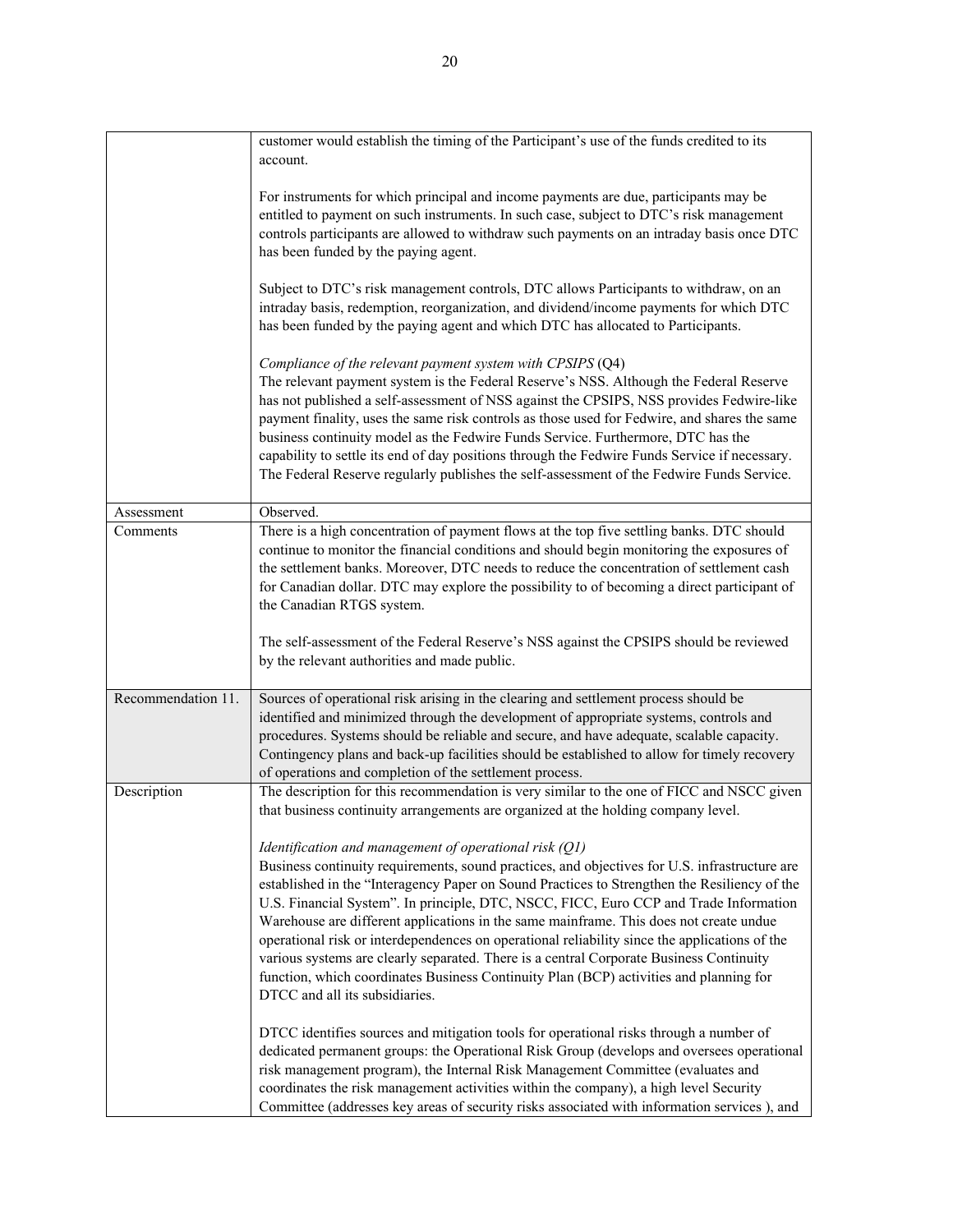| | |
|---|---|
| | customer would establish the timing of the Participant's use of the funds credited to its account.<br><br>For instruments for which principal and income payments are due, participants may be entitled to payment on such instruments. In such case, subject to DTC's risk management controls participants are allowed to withdraw such payments on an intraday basis once DTC has been funded by the paying agent.<br><br>Subject to DTC's risk management controls, DTC allows Participants to withdraw, on an intraday basis, redemption, reorganization, and dividend/income payments for which DTC has been funded by the paying agent and which DTC has allocated to Participants.<br><br>*Compliance of the relevant payment system with CPSIPS* (Q4)<br>The relevant payment system is the Federal Reserve's NSS. Although the Federal Reserve has not published a self-assessment of NSS against the CPSIPS, NSS provides Fedwire-like payment finality, uses the same risk controls as those used for Fedwire, and shares the same business continuity model as the Fedwire Funds Service. Furthermore, DTC has the capability to settle its end of day positions through the Fedwire Funds Service if necessary. The Federal Reserve regularly publishes the self-assessment of the Fedwire Funds Service. |
| Assessment | Observed. |
| Comments | There is a high concentration of payment flows at the top five settling banks. DTC should continue to monitor the financial conditions and should begin monitoring the exposures of the settlement banks. Moreover, DTC needs to reduce the concentration of settlement cash for Canadian dollar. DTC may explore the possibility to of becoming a direct participant of the Canadian RTGS system.<br><br>The self-assessment of the Federal Reserve's NSS against the CPSIPS should be reviewed by the relevant authorities and made public. |
| Recommendation 11. | Sources of operational risk arising in the clearing and settlement process should be identified and minimized through the development of appropriate systems, controls and procedures. Systems should be reliable and secure, and have adequate, scalable capacity. Contingency plans and back-up facilities should be established to allow for timely recovery of operations and completion of the settlement process. |
| Description | The description for this recommendation is very similar to the one of FICC and NSCC given that business continuity arrangements are organized at the holding company level.<br><br>*Identification and management of operational risk (Q1)*<br>Business continuity requirements, sound practices, and objectives for U.S. infrastructure are established in the "Interagency Paper on Sound Practices to Strengthen the Resiliency of the U.S. Financial System". In principle, DTC, NSCC, FICC, Euro CCP and Trade Information Warehouse are different applications in the same mainframe. This does not create undue operational risk or interdependences on operational reliability since the applications of the various systems are clearly separated. There is a central Corporate Business Continuity function, which coordinates Business Continuity Plan (BCP) activities and planning for DTCC and all its subsidiaries.<br><br>DTCC identifies sources and mitigation tools for operational risks through a number of dedicated permanent groups: the Operational Risk Group (develops and oversees operational risk management program), the Internal Risk Management Committee (evaluates and coordinates the risk management activities within the company), a high level Security Committee (addresses key areas of security risks associated with information services ), and |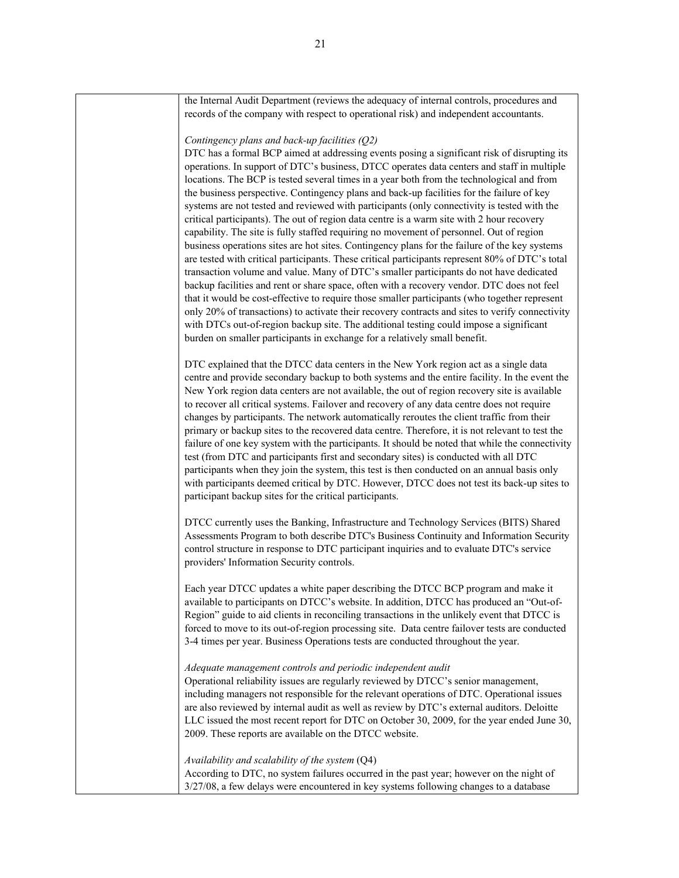| | the Internal Audit Department (reviews the adequacy of internal controls, procedures and records of the company with respect to operational risk) and independent accountants.<br><br>*Contingency plans and back-up facilities (Q2)*<br>DTC has a formal BCP aimed at addressing events posing a significant risk of disrupting its operations. In support of DTC's business, DTCC operates data centers and staff in multiple locations. The BCP is tested several times in a year both from the technological and from the business perspective. Contingency plans and back-up facilities for the failure of key systems are not tested and reviewed with participants (only connectivity is tested with the critical participants). The out of region data centre is a warm site with 2 hour recovery capability. The site is fully staffed requiring no movement of personnel. Out of region business operations sites are hot sites. Contingency plans for the failure of the key systems are tested with critical participants. These critical participants represent 80% of DTC's total transaction volume and value. Many of DTC's smaller participants do not have dedicated backup facilities and rent or share space, often with a recovery vendor. DTC does not feel that it would be cost-effective to require those smaller participants (who together represent only 20% of transactions) to activate their recovery contracts and sites to verify connectivity with DTCs out-of-region backup site. The additional testing could impose a significant burden on smaller participants in exchange for a relatively small benefit.<br><br>DTC explained that the DTCC data centers in the New York region act as a single data centre and provide secondary backup to both systems and the entire facility. In the event the New York region data centers are not available, the out of region recovery site is available to recover all critical systems. Failover and recovery of any data centre does not require changes by participants. The network automatically reroutes the client traffic from their primary or backup sites to the recovered data centre. Therefore, it is not relevant to test the failure of one key system with the participants. It should be noted that while the connectivity test (from DTC and participants first and secondary sites) is conducted with all DTC participants when they join the system, this test is then conducted on an annual basis only with participants deemed critical by DTC. However, DTCC does not test its back-up sites to participant backup sites for the critical participants.<br><br>DTCC currently uses the Banking, Infrastructure and Technology Services (BITS) Shared Assessments Program to both describe DTC's Business Continuity and Information Security control structure in response to DTC participant inquiries and to evaluate DTC's service providers' Information Security controls.<br><br>Each year DTCC updates a white paper describing the DTCC BCP program and make it available to participants on DTCC's website. In addition, DTCC has produced an "Out-of-Region" guide to aid clients in reconciling transactions in the unlikely event that DTCC is forced to move to its out-of-region processing site. Data centre failover tests are conducted 3-4 times per year. Business Operations tests are conducted throughout the year.<br><br>*Adequate management controls and periodic independent audit*<br>Operational reliability issues are regularly reviewed by DTCC's senior management, including managers not responsible for the relevant operations of DTC. Operational issues are also reviewed by internal audit as well as review by DTC's external auditors. Deloitte LLC issued the most recent report for DTC on October 30, 2009, for the year ended June 30, 2009. These reports are available on the DTCC website.<br><br>*Availability and scalability of the system* (Q4)<br>According to DTC, no system failures occurred in the past year; however on the night of 3/27/08, a few delays were encountered in key systems following changes to a database |
|---|---|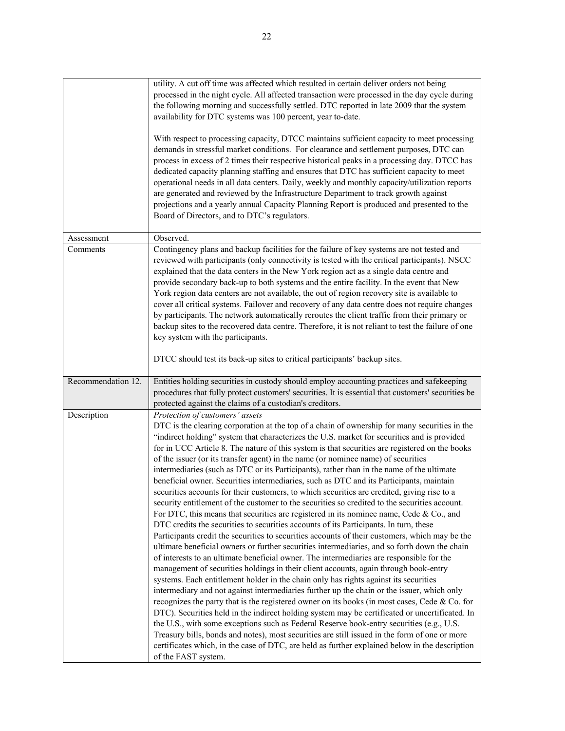| | |
|---|---|
| | utility. A cut off time was affected which resulted in certain deliver orders not being processed in the night cycle. All affected transaction were processed in the day cycle during the following morning and successfully settled. DTC reported in late 2009 that the system availability for DTC systems was 100 percent, year to-date.<br><br>With respect to processing capacity, DTCC maintains sufficient capacity to meet processing demands in stressful market conditions. For clearance and settlement purposes, DTC can process in excess of 2 times their respective historical peaks in a processing day. DTCC has dedicated capacity planning staffing and ensures that DTC has sufficient capacity to meet operational needs in all data centers. Daily, weekly and monthly capacity/utilization reports are generated and reviewed by the Infrastructure Department to track growth against projections and a yearly annual Capacity Planning Report is produced and presented to the Board of Directors, and to DTC's regulators. |
| Assessment | Observed. |
| Comments | Contingency plans and backup facilities for the failure of key systems are not tested and reviewed with participants (only connectivity is tested with the critical participants). NSCC explained that the data centers in the New York region act as a single data centre and provide secondary back-up to both systems and the entire facility. In the event that New York region data centers are not available, the out of region recovery site is available to cover all critical systems. Failover and recovery of any data centre does not require changes by participants. The network automatically reroutes the client traffic from their primary or backup sites to the recovered data centre. Therefore, it is not reliant to test the failure of one key system with the participants.<br><br>DTCC should test its back-up sites to critical participants' backup sites. |
| Recommendation 12. | Entities holding securities in custody should employ accounting practices and safekeeping procedures that fully protect customers' securities. It is essential that customers' securities be protected against the claims of a custodian's creditors. |
| Description | *Protection of customers' assets*<br>DTC is the clearing corporation at the top of a chain of ownership for many securities in the "indirect holding" system that characterizes the U.S. market for securities and is provided for in UCC Article 8. The nature of this system is that securities are registered on the books of the issuer (or its transfer agent) in the name (or nominee name) of securities intermediaries (such as DTC or its Participants), rather than in the name of the ultimate beneficial owner. Securities intermediaries, such as DTC and its Participants, maintain securities accounts for their customers, to which securities are credited, giving rise to a security entitlement of the customer to the securities so credited to the securities account. For DTC, this means that securities are registered in its nominee name, Cede & Co., and DTC credits the securities to securities accounts of its Participants. In turn, these Participants credit the securities to securities accounts of their customers, which may be the ultimate beneficial owners or further securities intermediaries, and so forth down the chain of interests to an ultimate beneficial owner. The intermediaries are responsible for the management of securities holdings in their client accounts, again through book-entry systems. Each entitlement holder in the chain only has rights against its securities intermediary and not against intermediaries further up the chain or the issuer, which only recognizes the party that is the registered owner on its books (in most cases, Cede & Co. for DTC). Securities held in the indirect holding system may be certificated or uncertificated. In the U.S., with some exceptions such as Federal Reserve book-entry securities (e.g., U.S. Treasury bills, bonds and notes), most securities are still issued in the form of one or more certificates which, in the case of DTC, are held as further explained below in the description of the FAST system. |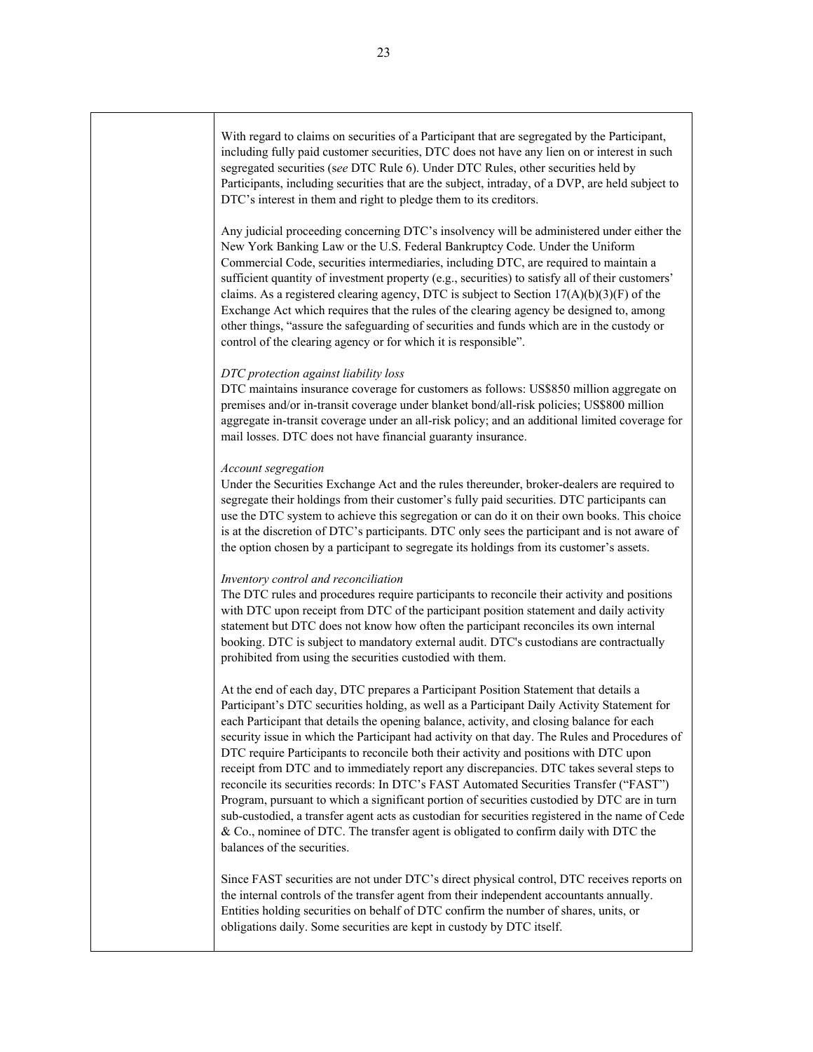| | |
|---|---|
| | With regard to claims on securities of a Participant that are segregated by the Participant, including fully paid customer securities, DTC does not have any lien on or interest in such segregated securities (*see* DTC Rule 6). Under DTC Rules, other securities held by Participants, including securities that are the subject, intraday, of a DVP, are held subject to DTC's interest in them and right to pledge them to its creditors.<br><br>Any judicial proceeding concerning DTC's insolvency will be administered under either the New York Banking Law or the U.S. Federal Bankruptcy Code. Under the Uniform Commercial Code, securities intermediaries, including DTC, are required to maintain a sufficient quantity of investment property (e.g., securities) to satisfy all of their customers' claims. As a registered clearing agency, DTC is subject to Section 17(A)(b)(3)(F) of the Exchange Act which requires that the rules of the clearing agency be designed to, among other things, "assure the safeguarding of securities and funds which are in the custody or control of the clearing agency or for which it is responsible".<br><br>*DTC protection against liability loss*<br>DTC maintains insurance coverage for customers as follows: US$850 million aggregate on premises and/or in-transit coverage under blanket bond/all-risk policies; US$800 million aggregate in-transit coverage under an all-risk policy; and an additional limited coverage for mail losses. DTC does not have financial guaranty insurance.<br><br>*Account segregation*<br>Under the Securities Exchange Act and the rules thereunder, broker-dealers are required to segregate their holdings from their customer's fully paid securities. DTC participants can use the DTC system to achieve this segregation or can do it on their own books. This choice is at the discretion of DTC's participants. DTC only sees the participant and is not aware of the option chosen by a participant to segregate its holdings from its customer's assets.<br><br>*Inventory control and reconciliation*<br>The DTC rules and procedures require participants to reconcile their activity and positions with DTC upon receipt from DTC of the participant position statement and daily activity statement but DTC does not know how often the participant reconciles its own internal booking. DTC is subject to mandatory external audit. DTC's custodians are contractually prohibited from using the securities custodied with them.<br><br>At the end of each day, DTC prepares a Participant Position Statement that details a Participant's DTC securities holding, as well as a Participant Daily Activity Statement for each Participant that details the opening balance, activity, and closing balance for each security issue in which the Participant had activity on that day. The Rules and Procedures of DTC require Participants to reconcile both their activity and positions with DTC upon receipt from DTC and to immediately report any discrepancies. DTC takes several steps to reconcile its securities records: In DTC's FAST Automated Securities Transfer ("FAST") Program, pursuant to which a significant portion of securities custodied by DTC are in turn sub-custodied, a transfer agent acts as custodian for securities registered in the name of Cede & Co., nominee of DTC. The transfer agent is obligated to confirm daily with DTC the balances of the securities.<br><br>Since FAST securities are not under DTC's direct physical control, DTC receives reports on the internal controls of the transfer agent from their independent accountants annually. Entities holding securities on behalf of DTC confirm the number of shares, units, or obligations daily. Some securities are kept in custody by DTC itself. |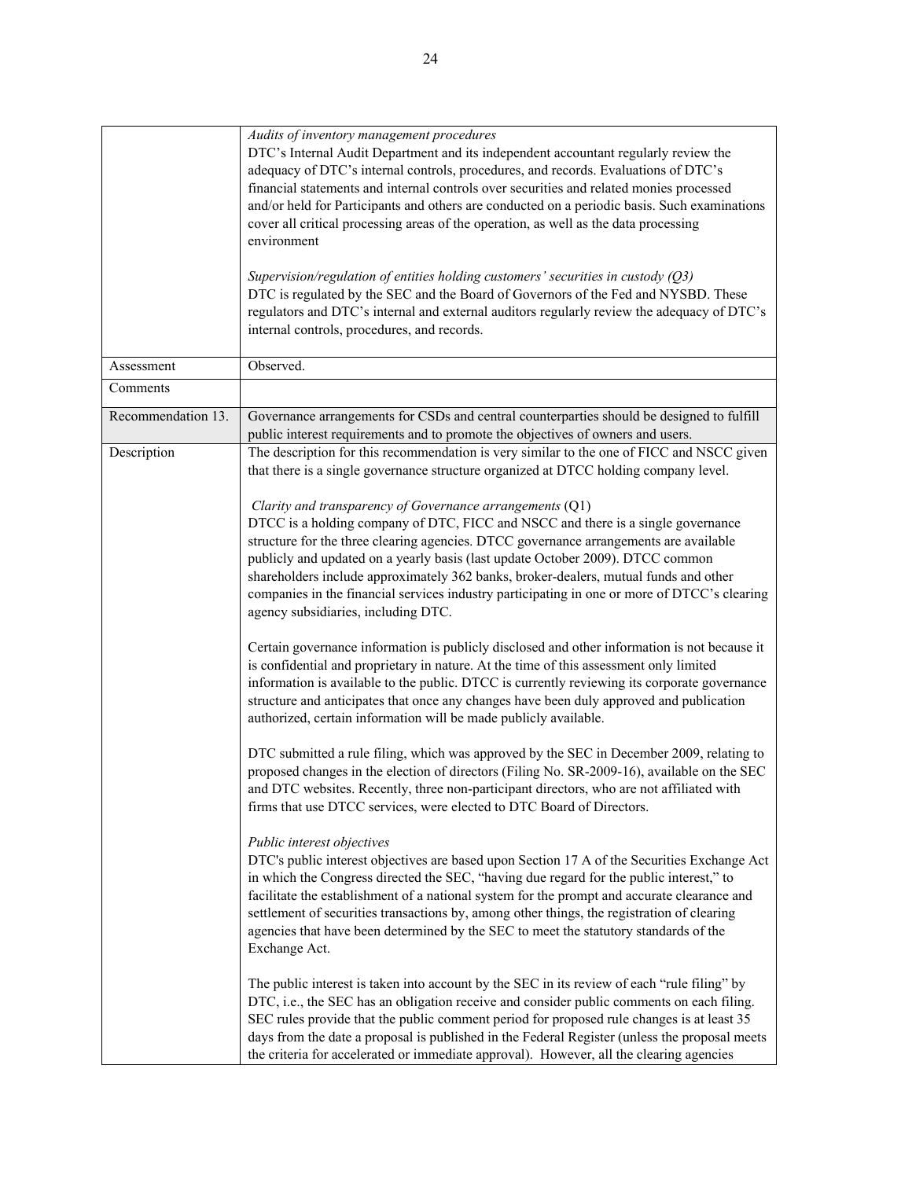| | |
|---|---|
| | *Audits of inventory management procedures*<br>DTC's Internal Audit Department and its independent accountant regularly review the adequacy of DTC's internal controls, procedures, and records. Evaluations of DTC's financial statements and internal controls over securities and related monies processed and/or held for Participants and others are conducted on a periodic basis. Such examinations cover all critical processing areas of the operation, as well as the data processing environment<br><br>*Supervision/regulation of entities holding customers' securities in custody (Q3)*<br>DTC is regulated by the SEC and the Board of Governors of the Fed and NYSBD. These regulators and DTC's internal and external auditors regularly review the adequacy of DTC's internal controls, procedures, and records. |
| Assessment | Observed. |
| Comments | |
| Recommendation 13. | Governance arrangements for CSDs and central counterparties should be designed to fulfill public interest requirements and to promote the objectives of owners and users. |
| Description | The description for this recommendation is very similar to the one of FICC and NSCC given that there is a single governance structure organized at DTCC holding company level.<br><br>*Clarity and transparency of Governance arrangements* (Q1)<br>DTCC is a holding company of DTC, FICC and NSCC and there is a single governance structure for the three clearing agencies. DTCC governance arrangements are available publicly and updated on a yearly basis (last update October 2009). DTCC common shareholders include approximately 362 banks, broker-dealers, mutual funds and other companies in the financial services industry participating in one or more of DTCC's clearing agency subsidiaries, including DTC.<br><br>Certain governance information is publicly disclosed and other information is not because it is confidential and proprietary in nature. At the time of this assessment only limited information is available to the public. DTCC is currently reviewing its corporate governance structure and anticipates that once any changes have been duly approved and publication authorized, certain information will be made publicly available.<br><br>DTC submitted a rule filing, which was approved by the SEC in December 2009, relating to proposed changes in the election of directors (Filing No. SR-2009-16), available on the SEC and DTC websites. Recently, three non-participant directors, who are not affiliated with firms that use DTCC services, were elected to DTC Board of Directors.<br><br>*Public interest objectives*<br>DTC's public interest objectives are based upon Section 17 A of the Securities Exchange Act in which the Congress directed the SEC, "having due regard for the public interest," to facilitate the establishment of a national system for the prompt and accurate clearance and settlement of securities transactions by, among other things, the registration of clearing agencies that have been determined by the SEC to meet the statutory standards of the Exchange Act.<br><br>The public interest is taken into account by the SEC in its review of each "rule filing" by DTC, i.e., the SEC has an obligation receive and consider public comments on each filing. SEC rules provide that the public comment period for proposed rule changes is at least 35 days from the date a proposal is published in the Federal Register (unless the proposal meets the criteria for accelerated or immediate approval). However, all the clearing agencies |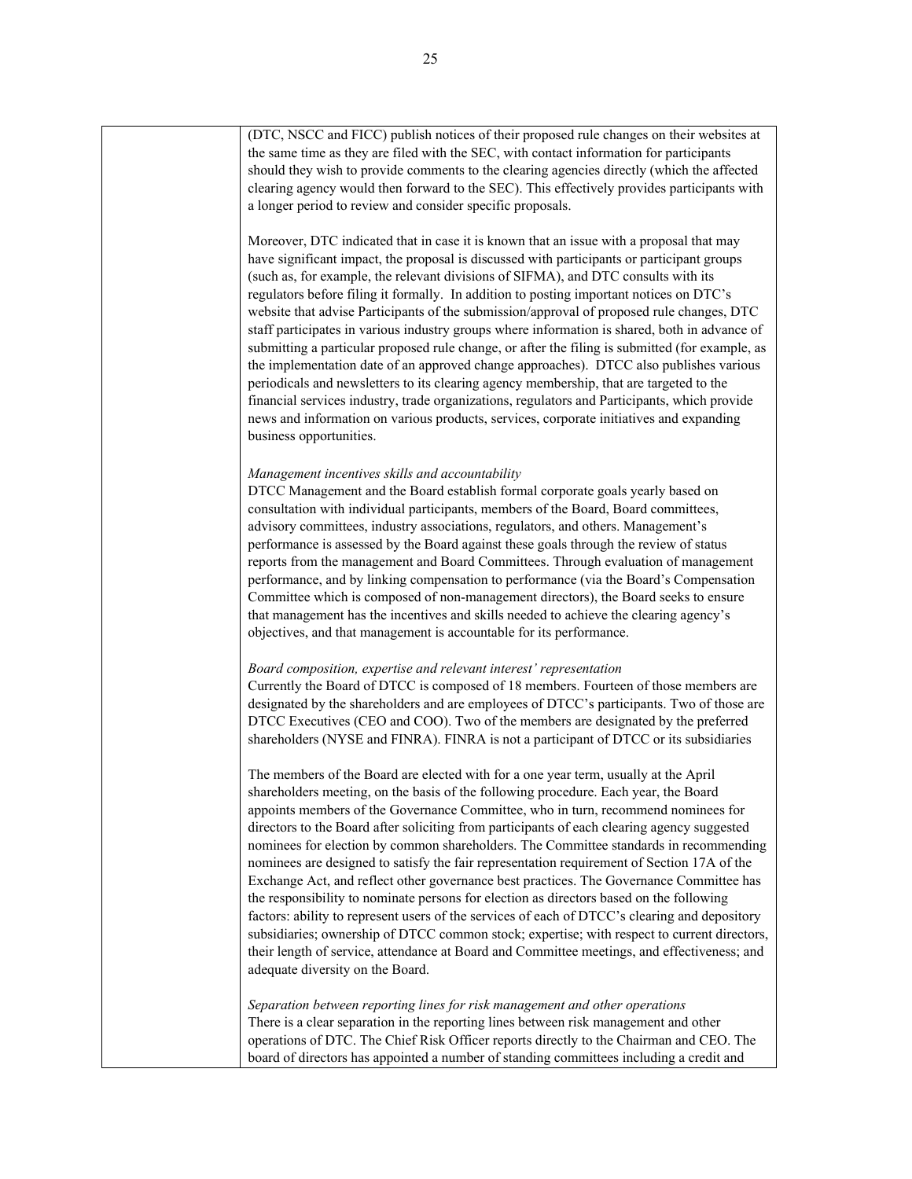| | (DTC, NSCC and FICC) publish notices of their proposed rule changes on their websites at the same time as they are filed with the SEC, with contact information for participants should they wish to provide comments to the clearing agencies directly (which the affected clearing agency would then forward to the SEC). This effectively provides participants with a longer period to review and consider specific proposals.<br><br>Moreover, DTC indicated that in case it is known that an issue with a proposal that may have significant impact, the proposal is discussed with participants or participant groups (such as, for example, the relevant divisions of SIFMA), and DTC consults with its regulators before filing it formally. In addition to posting important notices on DTC's website that advise Participants of the submission/approval of proposed rule changes, DTC staff participates in various industry groups where information is shared, both in advance of submitting a particular proposed rule change, or after the filing is submitted (for example, as the implementation date of an approved change approaches). DTCC also publishes various periodicals and newsletters to its clearing agency membership, that are targeted to the financial services industry, trade organizations, regulators and Participants, which provide news and information on various products, services, corporate initiatives and expanding business opportunities.<br><br>*Management incentives skills and accountability*<br>DTCC Management and the Board establish formal corporate goals yearly based on consultation with individual participants, members of the Board, Board committees, advisory committees, industry associations, regulators, and others. Management's performance is assessed by the Board against these goals through the review of status reports from the management and Board Committees. Through evaluation of management performance, and by linking compensation to performance (via the Board's Compensation Committee which is composed of non-management directors), the Board seeks to ensure that management has the incentives and skills needed to achieve the clearing agency's objectives, and that management is accountable for its performance.<br><br>*Board composition, expertise and relevant interest' representation*<br>Currently the Board of DTCC is composed of 18 members. Fourteen of those members are designated by the shareholders and are employees of DTCC's participants. Two of those are DTCC Executives (CEO and COO). Two of the members are designated by the preferred shareholders (NYSE and FINRA). FINRA is not a participant of DTCC or its subsidiaries<br><br>The members of the Board are elected with for a one year term, usually at the April shareholders meeting, on the basis of the following procedure. Each year, the Board appoints members of the Governance Committee, who in turn, recommend nominees for directors to the Board after soliciting from participants of each clearing agency suggested nominees for election by common shareholders. The Committee standards in recommending nominees are designed to satisfy the fair representation requirement of Section 17A of the Exchange Act, and reflect other governance best practices. The Governance Committee has the responsibility to nominate persons for election as directors based on the following factors: ability to represent users of the services of each of DTCC's clearing and depository subsidiaries; ownership of DTCC common stock; expertise; with respect to current directors, their length of service, attendance at Board and Committee meetings, and effectiveness; and adequate diversity on the Board.<br><br>*Separation between reporting lines for risk management and other operations*<br>There is a clear separation in the reporting lines between risk management and other operations of DTC. The Chief Risk Officer reports directly to the Chairman and CEO. The board of directors has appointed a number of standing committees including a credit and |
|---|---|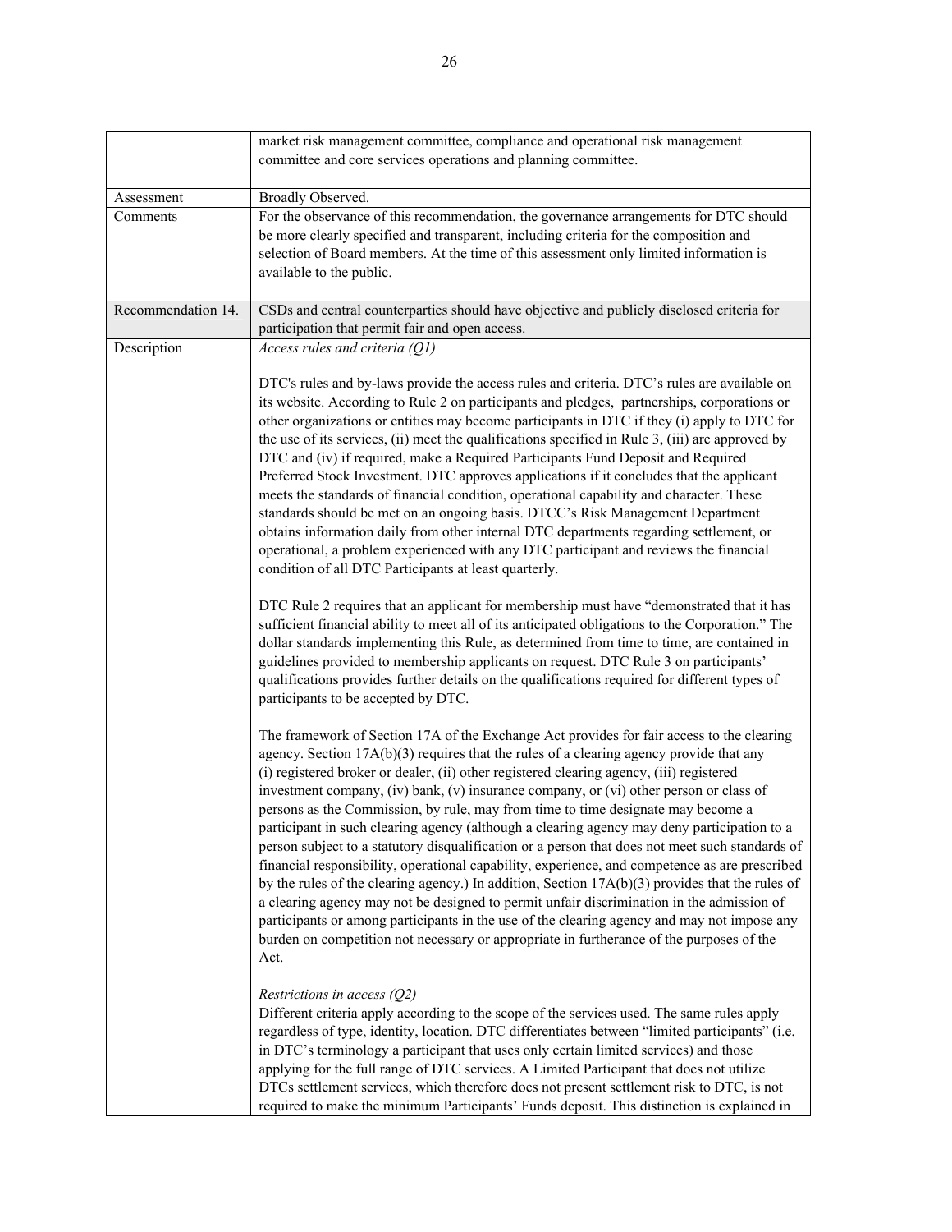| | |
|---|---|
| | market risk management committee, compliance and operational risk management committee and core services operations and planning committee. |
| Assessment | Broadly Observed. |
| Comments | For the observance of this recommendation, the governance arrangements for DTC should be more clearly specified and transparent, including criteria for the composition and selection of Board members. At the time of this assessment only limited information is available to the public. |
| Recommendation 14. | CSDs and central counterparties should have objective and publicly disclosed criteria for participation that permit fair and open access. |
| Description | *Access rules and criteria (Q1)*<br><br>DTC's rules and by-laws provide the access rules and criteria. DTC's rules are available on its website. According to Rule 2 on participants and pledges, partnerships, corporations or other organizations or entities may become participants in DTC if they (i) apply to DTC for the use of its services, (ii) meet the qualifications specified in Rule 3, (iii) are approved by DTC and (iv) if required, make a Required Participants Fund Deposit and Required Preferred Stock Investment. DTC approves applications if it concludes that the applicant meets the standards of financial condition, operational capability and character. These standards should be met on an ongoing basis. DTCC's Risk Management Department obtains information daily from other internal DTC departments regarding settlement, or operational, a problem experienced with any DTC participant and reviews the financial condition of all DTC Participants at least quarterly.<br><br>DTC Rule 2 requires that an applicant for membership must have "demonstrated that it has sufficient financial ability to meet all of its anticipated obligations to the Corporation." The dollar standards implementing this Rule, as determined from time to time, are contained in guidelines provided to membership applicants on request. DTC Rule 3 on participants' qualifications provides further details on the qualifications required for different types of participants to be accepted by DTC.<br><br>The framework of Section 17A of the Exchange Act provides for fair access to the clearing agency. Section 17A(b)(3) requires that the rules of a clearing agency provide that any (i) registered broker or dealer, (ii) other registered clearing agency, (iii) registered investment company, (iv) bank, (v) insurance company, or (vi) other person or class of persons as the Commission, by rule, may from time to time designate may become a participant in such clearing agency (although a clearing agency may deny participation to a person subject to a statutory disqualification or a person that does not meet such standards of financial responsibility, operational capability, experience, and competence as are prescribed by the rules of the clearing agency.) In addition, Section 17A(b)(3) provides that the rules of a clearing agency may not be designed to permit unfair discrimination in the admission of participants or among participants in the use of the clearing agency and may not impose any burden on competition not necessary or appropriate in furtherance of the purposes of the Act.<br><br>*Restrictions in access (Q2)*<br>Different criteria apply according to the scope of the services used. The same rules apply regardless of type, identity, location. DTC differentiates between "limited participants" (i.e. in DTC's terminology a participant that uses only certain limited services) and those applying for the full range of DTC services. A Limited Participant that does not utilize DTCs settlement services, which therefore does not present settlement risk to DTC, is not required to make the minimum Participants' Funds deposit. This distinction is explained in |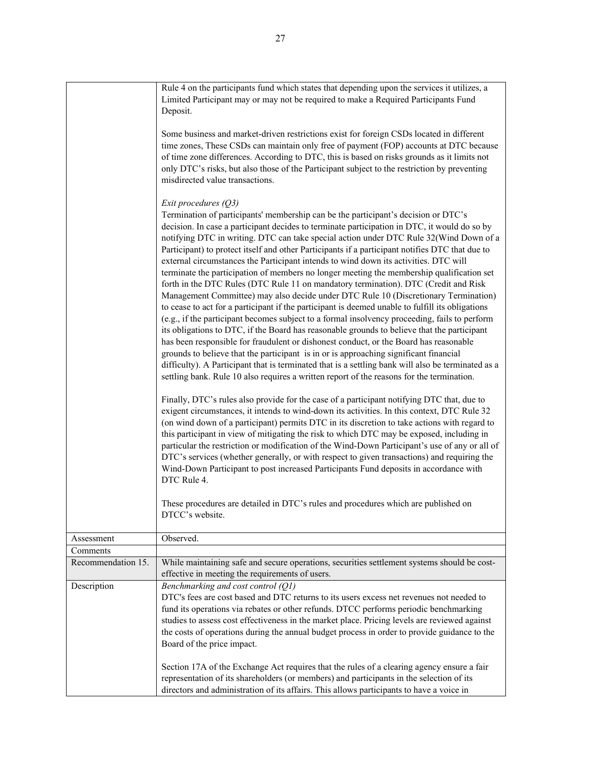| | |
|---|---|
| | Rule 4 on the participants fund which states that depending upon the services it utilizes, a Limited Participant may or may not be required to make a Required Participants Fund Deposit.<br><br>Some business and market-driven restrictions exist for foreign CSDs located in different time zones, These CSDs can maintain only free of payment (FOP) accounts at DTC because of time zone differences. According to DTC, this is based on risks grounds as it limits not only DTC's risks, but also those of the Participant subject to the restriction by preventing misdirected value transactions.<br><br>*Exit procedures (Q3)*<br>Termination of participants' membership can be the participant's decision or DTC's decision. In case a participant decides to terminate participation in DTC, it would do so by notifying DTC in writing. DTC can take special action under DTC Rule 32(Wind Down of a Participant) to protect itself and other Participants if a participant notifies DTC that due to external circumstances the Participant intends to wind down its activities. DTC will terminate the participation of members no longer meeting the membership qualification set forth in the DTC Rules (DTC Rule 11 on mandatory termination). DTC (Credit and Risk Management Committee) may also decide under DTC Rule 10 (Discretionary Termination) to cease to act for a participant if the participant is deemed unable to fulfill its obligations (e.g., if the participant becomes subject to a formal insolvency proceeding, fails to perform its obligations to DTC, if the Board has reasonable grounds to believe that the participant has been responsible for fraudulent or dishonest conduct, or the Board has reasonable grounds to believe that the participant is in or is approaching significant financial difficulty). A Participant that is terminated that is a settling bank will also be terminated as a settling bank. Rule 10 also requires a written report of the reasons for the termination.<br><br>Finally, DTC's rules also provide for the case of a participant notifying DTC that, due to exigent circumstances, it intends to wind-down its activities. In this context, DTC Rule 32 (on wind down of a participant) permits DTC in its discretion to take actions with regard to this participant in view of mitigating the risk to which DTC may be exposed, including in particular the restriction or modification of the Wind-Down Participant's use of any or all of DTC's services (whether generally, or with respect to given transactions) and requiring the Wind-Down Participant to post increased Participants Fund deposits in accordance with DTC Rule 4.<br><br>These procedures are detailed in DTC's rules and procedures which are published on DTCC's website. |
| Assessment | Observed. |
| Comments | |
| Recommendation 15. | While maintaining safe and secure operations, securities settlement systems should be cost-effective in meeting the requirements of users. |
| Description | *Benchmarking and cost control (Q1)*<br>DTC's fees are cost based and DTC returns to its users excess net revenues not needed to fund its operations via rebates or other refunds. DTCC performs periodic benchmarking studies to assess cost effectiveness in the market place. Pricing levels are reviewed against the costs of operations during the annual budget process in order to provide guidance to the Board of the price impact.<br><br>Section 17A of the Exchange Act requires that the rules of a clearing agency ensure a fair representation of its shareholders (or members) and participants in the selection of its directors and administration of its affairs. This allows participants to have a voice in |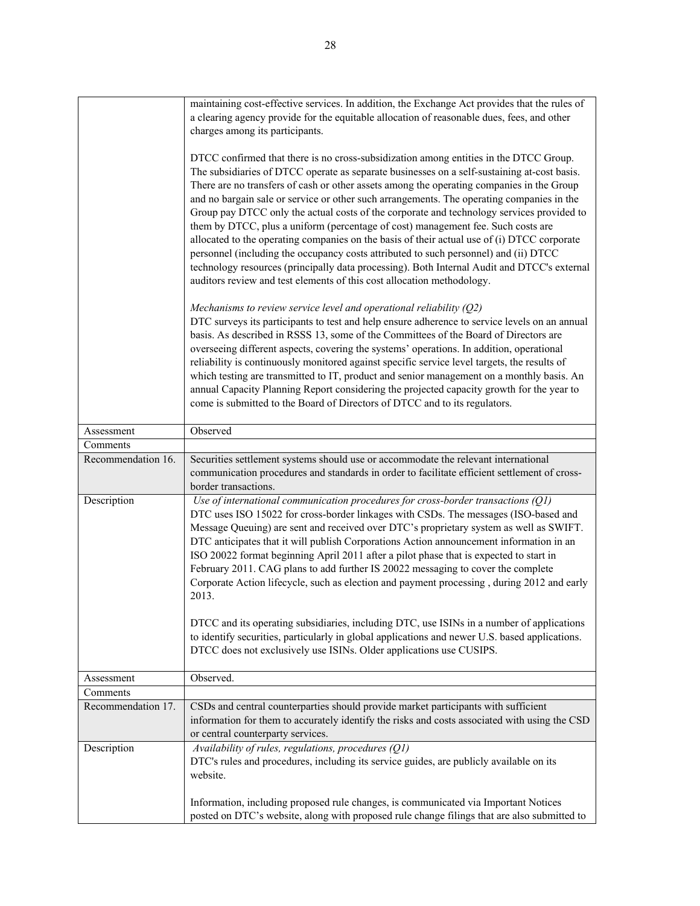| | |
|---|---|
| | maintaining cost-effective services. In addition, the Exchange Act provides that the rules of a clearing agency provide for the equitable allocation of reasonable dues, fees, and other charges among its participants.<br><br>DTCC confirmed that there is no cross-subsidization among entities in the DTCC Group. The subsidiaries of DTCC operate as separate businesses on a self-sustaining at-cost basis. There are no transfers of cash or other assets among the operating companies in the Group and no bargain sale or service or other such arrangements. The operating companies in the Group pay DTCC only the actual costs of the corporate and technology services provided to them by DTCC, plus a uniform (percentage of cost) management fee. Such costs are allocated to the operating companies on the basis of their actual use of (i) DTCC corporate personnel (including the occupancy costs attributed to such personnel) and (ii) DTCC technology resources (principally data processing). Both Internal Audit and DTCC's external auditors review and test elements of this cost allocation methodology.<br><br>*Mechanisms to review service level and operational reliability (Q2)*<br>DTC surveys its participants to test and help ensure adherence to service levels on an annual basis. As described in RSSS 13, some of the Committees of the Board of Directors are overseeing different aspects, covering the systems' operations. In addition, operational reliability is continuously monitored against specific service level targets, the results of which testing are transmitted to IT, product and senior management on a monthly basis. An annual Capacity Planning Report considering the projected capacity growth for the year to come is submitted to the Board of Directors of DTCC and to its regulators. |
| Assessment | Observed |
| Comments | |
| Recommendation 16. | Securities settlement systems should use or accommodate the relevant international communication procedures and standards in order to facilitate efficient settlement of cross-border transactions. |
| Description | *Use of international communication procedures for cross-border transactions (Q1)*<br>DTC uses ISO 15022 for cross-border linkages with CSDs. The messages (ISO-based and Message Queuing) are sent and received over DTC's proprietary system as well as SWIFT. DTC anticipates that it will publish Corporations Action announcement information in an ISO 20022 format beginning April 2011 after a pilot phase that is expected to start in February 2011. CAG plans to add further IS 20022 messaging to cover the complete Corporate Action lifecycle, such as election and payment processing , during 2012 and early 2013.<br><br>DTCC and its operating subsidiaries, including DTC, use ISINs in a number of applications to identify securities, particularly in global applications and newer U.S. based applications. DTCC does not exclusively use ISINs. Older applications use CUSIPS. |
| Assessment | Observed. |
| Comments | |
| Recommendation 17. | CSDs and central counterparties should provide market participants with sufficient information for them to accurately identify the risks and costs associated with using the CSD or central counterparty services. |
| Description | *Availability of rules, regulations, procedures (Q1)*<br>DTC's rules and procedures, including its service guides, are publicly available on its website.<br><br>Information, including proposed rule changes, is communicated via Important Notices posted on DTC's website, along with proposed rule change filings that are also submitted to |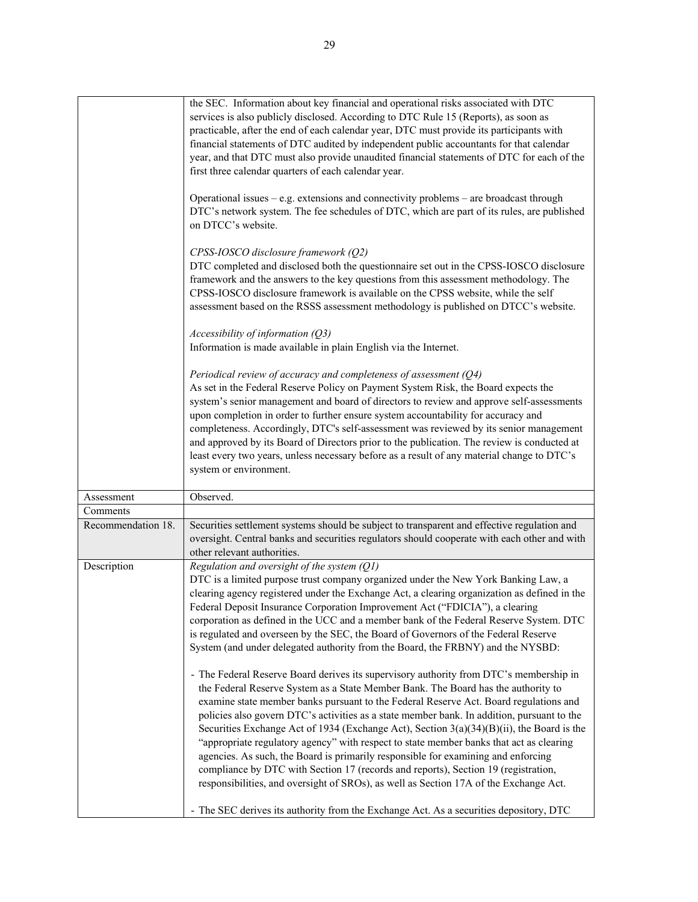| | |
|---|---|
| | the SEC. Information about key financial and operational risks associated with DTC services is also publicly disclosed. According to DTC Rule 15 (Reports), as soon as practicable, after the end of each calendar year, DTC must provide its participants with financial statements of DTC audited by independent public accountants for that calendar year, and that DTC must also provide unaudited financial statements of DTC for each of the first three calendar quarters of each calendar year.<br><br>Operational issues – e.g. extensions and connectivity problems – are broadcast through DTC's network system. The fee schedules of DTC, which are part of its rules, are published on DTCC's website.<br><br>*CPSS-IOSCO disclosure framework (Q2)*<br>DTC completed and disclosed both the questionnaire set out in the CPSS-IOSCO disclosure framework and the answers to the key questions from this assessment methodology. The CPSS-IOSCO disclosure framework is available on the CPSS website, while the self assessment based on the RSSS assessment methodology is published on DTCC's website.<br><br>*Accessibility of information (Q3)*<br>Information is made available in plain English via the Internet.<br><br>*Periodical review of accuracy and completeness of assessment (Q4)*<br>As set in the Federal Reserve Policy on Payment System Risk, the Board expects the system's senior management and board of directors to review and approve self-assessments upon completion in order to further ensure system accountability for accuracy and completeness. Accordingly, DTC's self-assessment was reviewed by its senior management and by its Board of Directors prior to the publication. The review is conducted at least every two years, unless necessary before as a result of any material change to DTC's system or environment. |
| Assessment | Observed. |
| Comments | |
| Recommendation 18. | Securities settlement systems should be subject to transparent and effective regulation and oversight. Central banks and securities regulators should cooperate with each other and with other relevant authorities. |
| Description | *Regulation and oversight of the system (Q1)*<br>DTC is a limited purpose trust company organized under the New York Banking Law, a clearing agency registered under the Exchange Act, a clearing organization as defined in the Federal Deposit Insurance Corporation Improvement Act ("FDICIA"), a clearing corporation as defined in the UCC and a member bank of the Federal Reserve System. DTC is regulated and overseen by the SEC, the Board of Governors of the Federal Reserve System (and under delegated authority from the Board, the FRBNY) and the NYSBD:<br><br>- The Federal Reserve Board derives its supervisory authority from DTC's membership in the Federal Reserve System as a State Member Bank. The Board has the authority to examine state member banks pursuant to the Federal Reserve Act. Board regulations and policies also govern DTC's activities as a state member bank. In addition, pursuant to the Securities Exchange Act of 1934 (Exchange Act), Section 3(a)(34)(B)(ii), the Board is the "appropriate regulatory agency" with respect to state member banks that act as clearing agencies. As such, the Board is primarily responsible for examining and enforcing compliance by DTC with Section 17 (records and reports), Section 19 (registration, responsibilities, and oversight of SROs), as well as Section 17A of the Exchange Act.<br><br>- The SEC derives its authority from the Exchange Act. As a securities depository, DTC |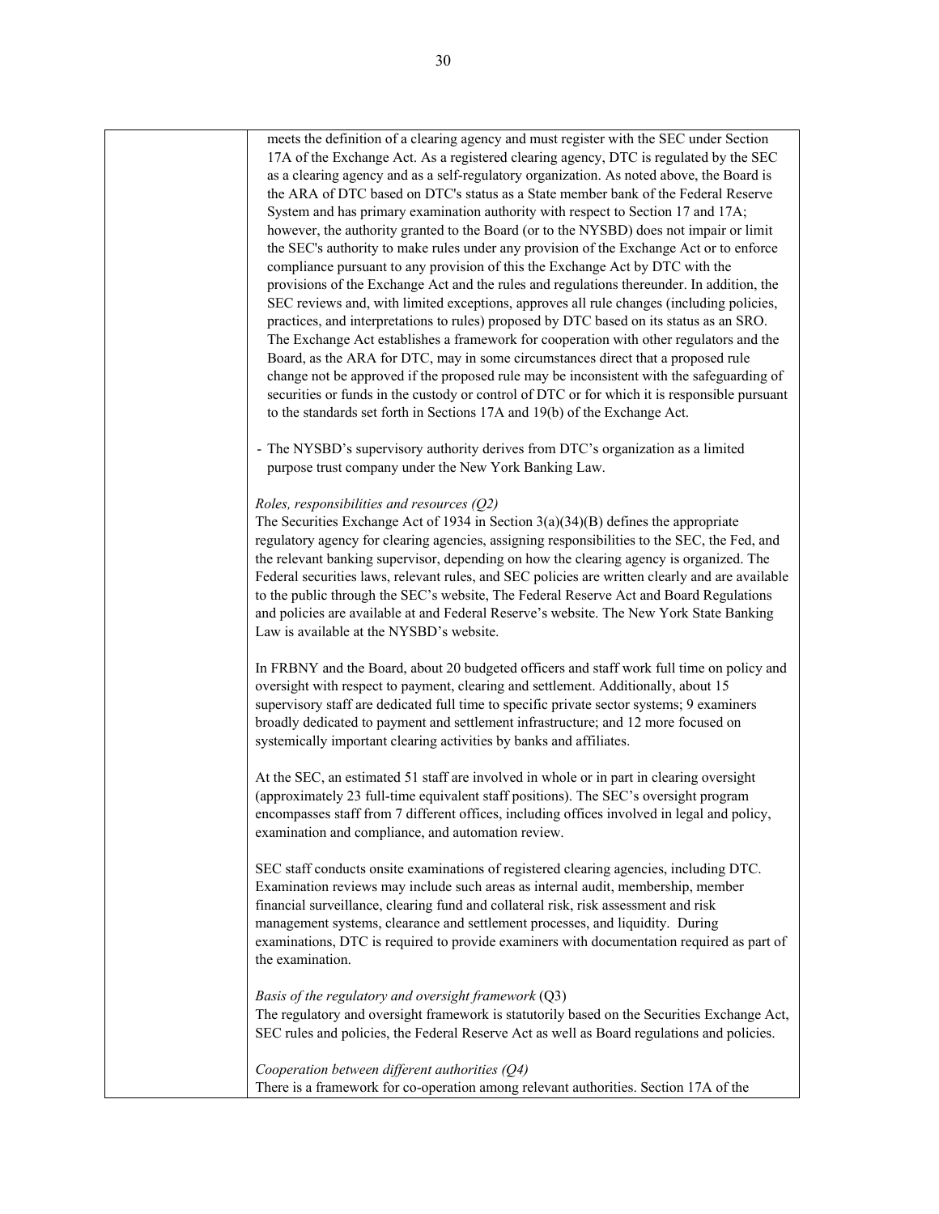| | meets the definition of a clearing agency and must register with the SEC under Section 17A of the Exchange Act. As a registered clearing agency, DTC is regulated by the SEC as a clearing agency and as a self-regulatory organization. As noted above, the Board is the ARA of DTC based on DTC's status as a State member bank of the Federal Reserve System and has primary examination authority with respect to Section 17 and 17A; however, the authority granted to the Board (or to the NYSBD) does not impair or limit the SEC's authority to make rules under any provision of the Exchange Act or to enforce compliance pursuant to any provision of this the Exchange Act by DTC with the provisions of the Exchange Act and the rules and regulations thereunder. In addition, the SEC reviews and, with limited exceptions, approves all rule changes (including policies, practices, and interpretations to rules) proposed by DTC based on its status as an SRO. The Exchange Act establishes a framework for cooperation with other regulators and the Board, as the ARA for DTC, may in some circumstances direct that a proposed rule change not be approved if the proposed rule may be inconsistent with the safeguarding of securities or funds in the custody or control of DTC or for which it is responsible pursuant to the standards set forth in Sections 17A and 19(b) of the Exchange Act.<br><br>- The NYSBD's supervisory authority derives from DTC's organization as a limited purpose trust company under the New York Banking Law.<br><br>*Roles, responsibilities and resources (Q2)*<br>The Securities Exchange Act of 1934 in Section 3(a)(34)(B) defines the appropriate regulatory agency for clearing agencies, assigning responsibilities to the SEC, the Fed, and the relevant banking supervisor, depending on how the clearing agency is organized. The Federal securities laws, relevant rules, and SEC policies are written clearly and are available to the public through the SEC's website, The Federal Reserve Act and Board Regulations and policies are available at and Federal Reserve's website. The New York State Banking Law is available at the NYSBD's website.<br><br>In FRBNY and the Board, about 20 budgeted officers and staff work full time on policy and oversight with respect to payment, clearing and settlement. Additionally, about 15 supervisory staff are dedicated full time to specific private sector systems; 9 examiners broadly dedicated to payment and settlement infrastructure; and 12 more focused on systemically important clearing activities by banks and affiliates.<br><br>At the SEC, an estimated 51 staff are involved in whole or in part in clearing oversight (approximately 23 full-time equivalent staff positions). The SEC's oversight program encompasses staff from 7 different offices, including offices involved in legal and policy, examination and compliance, and automation review.<br><br>SEC staff conducts onsite examinations of registered clearing agencies, including DTC. Examination reviews may include such areas as internal audit, membership, member financial surveillance, clearing fund and collateral risk, risk assessment and risk management systems, clearance and settlement processes, and liquidity. During examinations, DTC is required to provide examiners with documentation required as part of the examination.<br><br>*Basis of the regulatory and oversight framework* (Q3)<br>The regulatory and oversight framework is statutorily based on the Securities Exchange Act, SEC rules and policies, the Federal Reserve Act as well as Board regulations and policies.<br><br>*Cooperation between different authorities (Q4)*<br>There is a framework for co-operation among relevant authorities. Section 17A of the |
|---|---|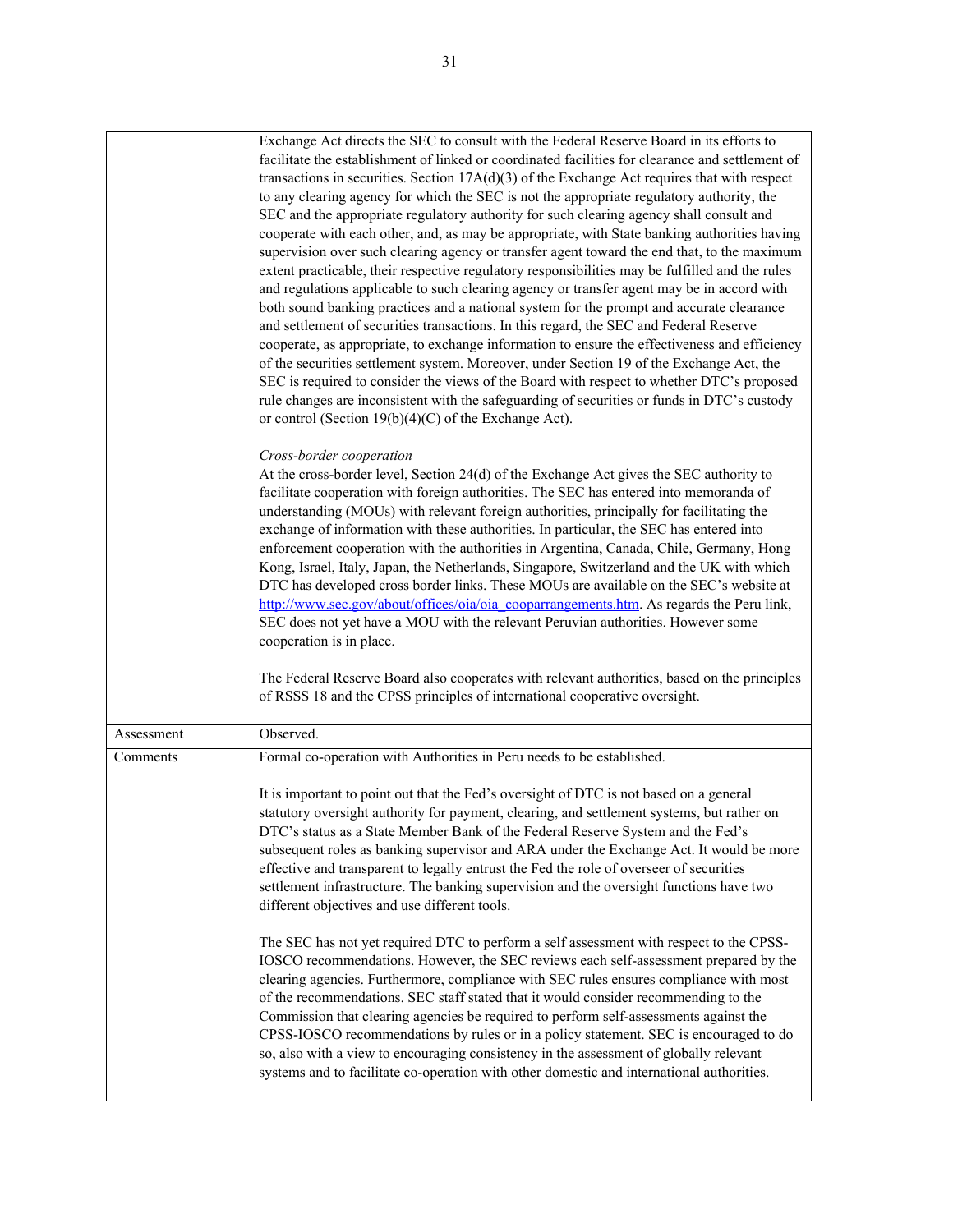| | |
|---|---|
| | Exchange Act directs the SEC to consult with the Federal Reserve Board in its efforts to facilitate the establishment of linked or coordinated facilities for clearance and settlement of transactions in securities. Section 17A(d)(3) of the Exchange Act requires that with respect to any clearing agency for which the SEC is not the appropriate regulatory authority, the SEC and the appropriate regulatory authority for such clearing agency shall consult and cooperate with each other, and, as may be appropriate, with State banking authorities having supervision over such clearing agency or transfer agent toward the end that, to the maximum extent practicable, their respective regulatory responsibilities may be fulfilled and the rules and regulations applicable to such clearing agency or transfer agent may be in accord with both sound banking practices and a national system for the prompt and accurate clearance and settlement of securities transactions. In this regard, the SEC and Federal Reserve cooperate, as appropriate, to exchange information to ensure the effectiveness and efficiency of the securities settlement system. Moreover, under Section 19 of the Exchange Act, the SEC is required to consider the views of the Board with respect to whether DTC's proposed rule changes are inconsistent with the safeguarding of securities or funds in DTC's custody or control (Section 19(b)(4)(C) of the Exchange Act).<br><br>*Cross-border cooperation*<br>At the cross-border level, Section 24(d) of the Exchange Act gives the SEC authority to facilitate cooperation with foreign authorities. The SEC has entered into memoranda of understanding (MOUs) with relevant foreign authorities, principally for facilitating the exchange of information with these authorities. In particular, the SEC has entered into enforcement cooperation with the authorities in Argentina, Canada, Chile, Germany, Hong Kong, Israel, Italy, Japan, the Netherlands, Singapore, Switzerland and the UK with which DTC has developed cross border links. These MOUs are available on the SEC's website at http://www.sec.gov/about/offices/oia/oia_cooparrangements.htm. As regards the Peru link, SEC does not yet have a MOU with the relevant Peruvian authorities. However some cooperation is in place.<br><br>The Federal Reserve Board also cooperates with relevant authorities, based on the principles of RSSS 18 and the CPSS principles of international cooperative oversight. |
| Assessment | Observed. |
| Comments | Formal co-operation with Authorities in Peru needs to be established.<br><br>It is important to point out that the Fed's oversight of DTC is not based on a general statutory oversight authority for payment, clearing, and settlement systems, but rather on DTC's status as a State Member Bank of the Federal Reserve System and the Fed's subsequent roles as banking supervisor and ARA under the Exchange Act. It would be more effective and transparent to legally entrust the Fed the role of overseer of securities settlement infrastructure. The banking supervision and the oversight functions have two different objectives and use different tools.<br><br>The SEC has not yet required DTC to perform a self assessment with respect to the CPSS-IOSCO recommendations. However, the SEC reviews each self-assessment prepared by the clearing agencies. Furthermore, compliance with SEC rules ensures compliance with most of the recommendations. SEC staff stated that it would consider recommending to the Commission that clearing agencies be required to perform self-assessments against the CPSS-IOSCO recommendations by rules or in a policy statement. SEC is encouraged to do so, also with a view to encouraging consistency in the assessment of globally relevant systems and to facilitate co-operation with other domestic and international authorities. |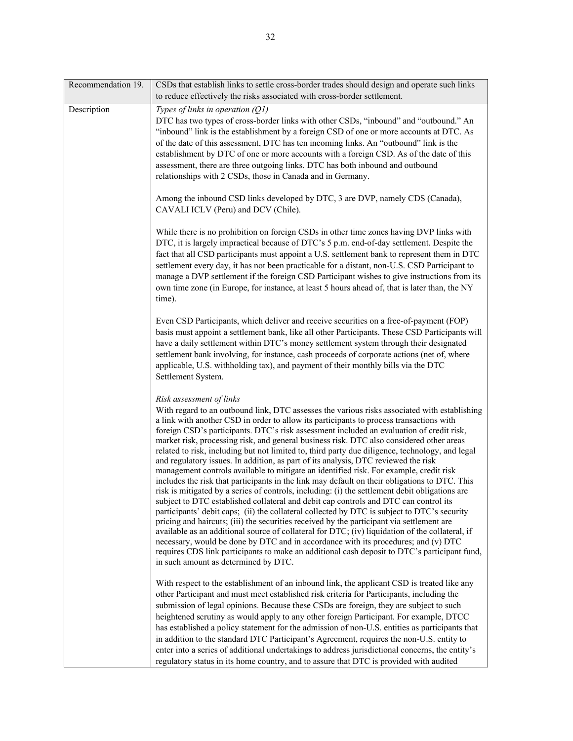| Recommendation 19. | CSDs that establish links to settle cross-border trades should design and operate such links to reduce effectively the risks associated with cross-border settlement. |
|---|---|
| Description | *Types of links in operation (Q1)*<br>DTC has two types of cross-border links with other CSDs, "inbound" and "outbound." An "inbound" link is the establishment by a foreign CSD of one or more accounts at DTC. As of the date of this assessment, DTC has ten incoming links. An "outbound" link is the establishment by DTC of one or more accounts with a foreign CSD. As of the date of this assessment, there are three outgoing links. DTC has both inbound and outbound relationships with 2 CSDs, those in Canada and in Germany.<br><br>Among the inbound CSD links developed by DTC, 3 are DVP, namely CDS (Canada), CAVALI ICLV (Peru) and DCV (Chile).<br><br>While there is no prohibition on foreign CSDs in other time zones having DVP links with DTC, it is largely impractical because of DTC's 5 p.m. end-of-day settlement. Despite the fact that all CSD participants must appoint a U.S. settlement bank to represent them in DTC settlement every day, it has not been practicable for a distant, non-U.S. CSD Participant to manage a DVP settlement if the foreign CSD Participant wishes to give instructions from its own time zone (in Europe, for instance, at least 5 hours ahead of, that is later than, the NY time).<br><br>Even CSD Participants, which deliver and receive securities on a free-of-payment (FOP) basis must appoint a settlement bank, like all other Participants. These CSD Participants will have a daily settlement within DTC's money settlement system through their designated settlement bank involving, for instance, cash proceeds of corporate actions (net of, where applicable, U.S. withholding tax), and payment of their monthly bills via the DTC Settlement System.<br><br>*Risk assessment of links*<br>With regard to an outbound link, DTC assesses the various risks associated with establishing a link with another CSD in order to allow its participants to process transactions with foreign CSD's participants. DTC's risk assessment included an evaluation of credit risk, market risk, processing risk, and general business risk. DTC also considered other areas related to risk, including but not limited to, third party due diligence, technology, and legal and regulatory issues. In addition, as part of its analysis, DTC reviewed the risk management controls available to mitigate an identified risk. For example, credit risk includes the risk that participants in the link may default on their obligations to DTC. This risk is mitigated by a series of controls, including: (i) the settlement debit obligations are subject to DTC established collateral and debit cap controls and DTC can control its participants' debit caps; (ii) the collateral collected by DTC is subject to DTC's security pricing and haircuts; (iii) the securities received by the participant via settlement are available as an additional source of collateral for DTC; (iv) liquidation of the collateral, if necessary, would be done by DTC and in accordance with its procedures; and (v) DTC requires CDS link participants to make an additional cash deposit to DTC's participant fund, in such amount as determined by DTC.<br><br>With respect to the establishment of an inbound link, the applicant CSD is treated like any other Participant and must meet established risk criteria for Participants, including the submission of legal opinions. Because these CSDs are foreign, they are subject to such heightened scrutiny as would apply to any other foreign Participant. For example, DTCC has established a policy statement for the admission of non-U.S. entities as participants that in addition to the standard DTC Participant's Agreement, requires the non-U.S. entity to enter into a series of additional undertakings to address jurisdictional concerns, the entity's regulatory status in its home country, and to assure that DTC is provided with audited |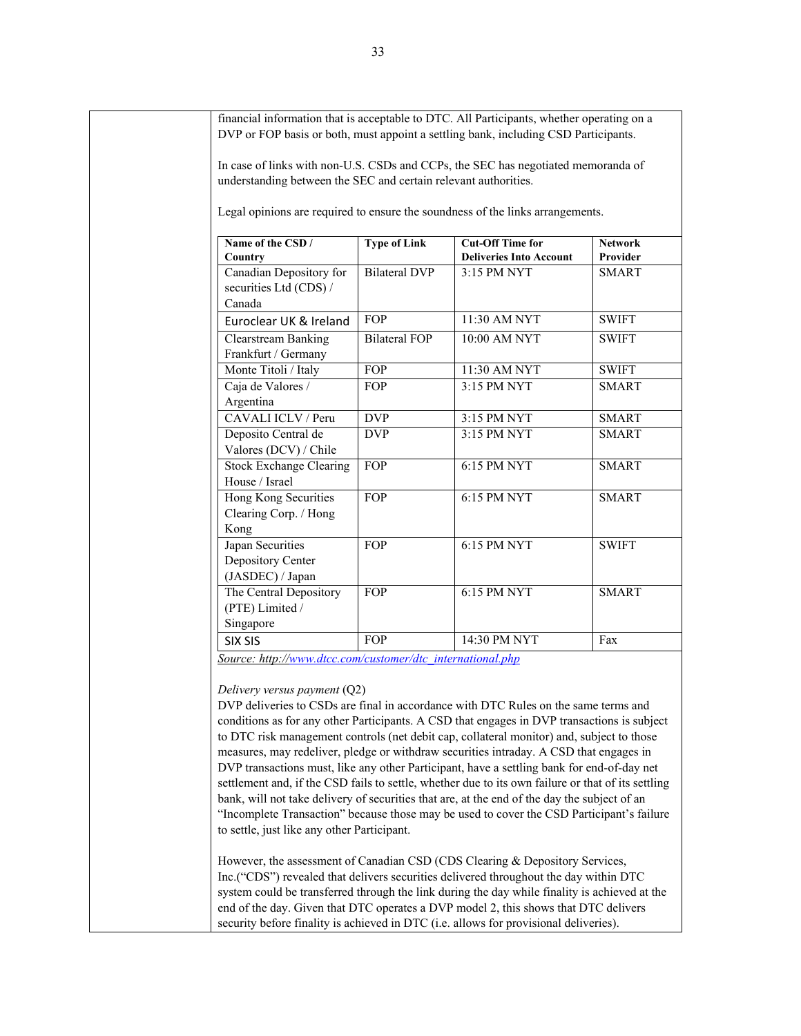financial information that is acceptable to DTC. All Participants, whether operating on a DVP or FOP basis or both, must appoint a settling bank, including CSD Participants.

In case of links with non-U.S. CSDs and CCPs, the SEC has negotiated memoranda of understanding between the SEC and certain relevant authorities.

Legal opinions are required to ensure the soundness of the links arrangements.

| Name of the CSD / Country | Type of Link | Cut-Off Time for Deliveries Into Account | Network Provider |
|---|---|---|---|
| Canadian Depository for securities Ltd (CDS) / Canada | Bilateral DVP | 3:15 PM NYT | SMART |
| Euroclear UK & Ireland | FOP | 11:30 AM NYT | SWIFT |
| Clearstream Banking Frankfurt / Germany | Bilateral FOP | 10:00 AM NYT | SWIFT |
| Monte Titoli / Italy | FOP | 11:30 AM NYT | SWIFT |
| Caja de Valores / Argentina | FOP | 3:15 PM NYT | SMART |
| CAVALI ICLV / Peru | DVP | 3:15 PM NYT | SMART |
| Deposito Central de Valores (DCV) / Chile | DVP | 3:15 PM NYT | SMART |
| Stock Exchange Clearing House / Israel | FOP | 6:15 PM NYT | SMART |
| Hong Kong Securities Clearing Corp. / Hong Kong | FOP | 6:15 PM NYT | SMART |
| Japan Securities Depository Center (JASDEC) / Japan | FOP | 6:15 PM NYT | SWIFT |
| The Central Depository (PTE) Limited / Singapore | FOP | 6:15 PM NYT | SMART |
| SIX SIS | FOP | 14:30 PM NYT | Fax |

*Source: http://www.dtcc.com/customer/dtc_international.php*

*Delivery versus payment* (Q2)
DVP deliveries to CSDs are final in accordance with DTC Rules on the same terms and conditions as for any other Participants. A CSD that engages in DVP transactions is subject to DTC risk management controls (net debit cap, collateral monitor) and, subject to those measures, may redeliver, pledge or withdraw securities intraday. A CSD that engages in DVP transactions must, like any other Participant, have a settling bank for end-of-day net settlement and, if the CSD fails to settle, whether due to its own failure or that of its settling bank, will not take delivery of securities that are, at the end of the day the subject of an "Incomplete Transaction" because those may be used to cover the CSD Participant's failure to settle, just like any other Participant.

However, the assessment of Canadian CSD (CDS Clearing & Depository Services, Inc.("CDS") revealed that delivers securities delivered throughout the day within DTC system could be transferred through the link during the day while finality is achieved at the end of the day. Given that DTC operates a DVP model 2, this shows that DTC delivers security before finality is achieved in DTC (i.e. allows for provisional deliveries).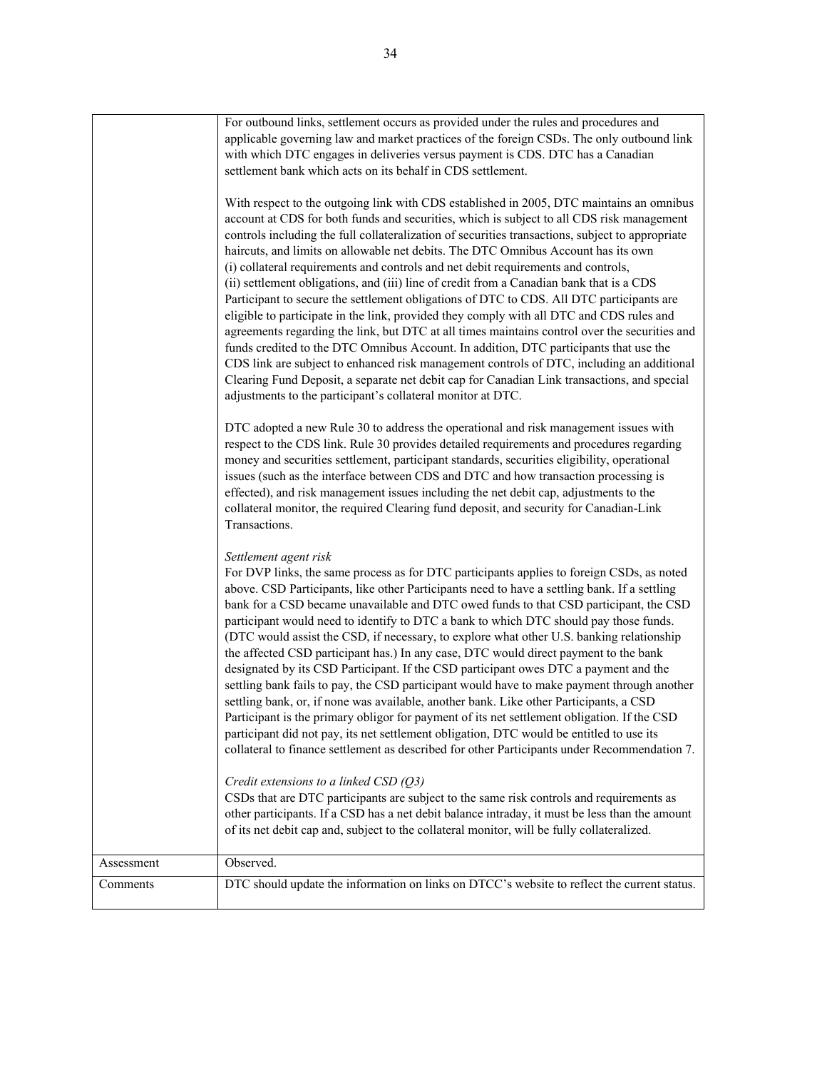| | |
|---|---|
| | For outbound links, settlement occurs as provided under the rules and procedures and applicable governing law and market practices of the foreign CSDs. The only outbound link with which DTC engages in deliveries versus payment is CDS. DTC has a Canadian settlement bank which acts on its behalf in CDS settlement.<br><br>With respect to the outgoing link with CDS established in 2005, DTC maintains an omnibus account at CDS for both funds and securities, which is subject to all CDS risk management controls including the full collateralization of securities transactions, subject to appropriate haircuts, and limits on allowable net debits. The DTC Omnibus Account has its own (i) collateral requirements and controls and net debit requirements and controls, (ii) settlement obligations, and (iii) line of credit from a Canadian bank that is a CDS Participant to secure the settlement obligations of DTC to CDS. All DTC participants are eligible to participate in the link, provided they comply with all DTC and CDS rules and agreements regarding the link, but DTC at all times maintains control over the securities and funds credited to the DTC Omnibus Account. In addition, DTC participants that use the CDS link are subject to enhanced risk management controls of DTC, including an additional Clearing Fund Deposit, a separate net debit cap for Canadian Link transactions, and special adjustments to the participant's collateral monitor at DTC.<br><br>DTC adopted a new Rule 30 to address the operational and risk management issues with respect to the CDS link. Rule 30 provides detailed requirements and procedures regarding money and securities settlement, participant standards, securities eligibility, operational issues (such as the interface between CDS and DTC and how transaction processing is effected), and risk management issues including the net debit cap, adjustments to the collateral monitor, the required Clearing fund deposit, and security for Canadian-Link Transactions.<br><br>*Settlement agent risk*<br>For DVP links, the same process as for DTC participants applies to foreign CSDs, as noted above. CSD Participants, like other Participants need to have a settling bank. If a settling bank for a CSD became unavailable and DTC owed funds to that CSD participant, the CSD participant would need to identify to DTC a bank to which DTC should pay those funds. (DTC would assist the CSD, if necessary, to explore what other U.S. banking relationship the affected CSD participant has.) In any case, DTC would direct payment to the bank designated by its CSD Participant. If the CSD participant owes DTC a payment and the settling bank fails to pay, the CSD participant would have to make payment through another settling bank, or, if none was available, another bank. Like other Participants, a CSD Participant is the primary obligor for payment of its net settlement obligation. If the CSD participant did not pay, its net settlement obligation, DTC would be entitled to use its collateral to finance settlement as described for other Participants under Recommendation 7.<br><br>*Credit extensions to a linked CSD (Q3)*<br>CSDs that are DTC participants are subject to the same risk controls and requirements as other participants. If a CSD has a net debit balance intraday, it must be less than the amount of its net debit cap and, subject to the collateral monitor, will be fully collateralized. |
| Assessment | Observed. |
| Comments | DTC should update the information on links on DTCC's website to reflect the current status. |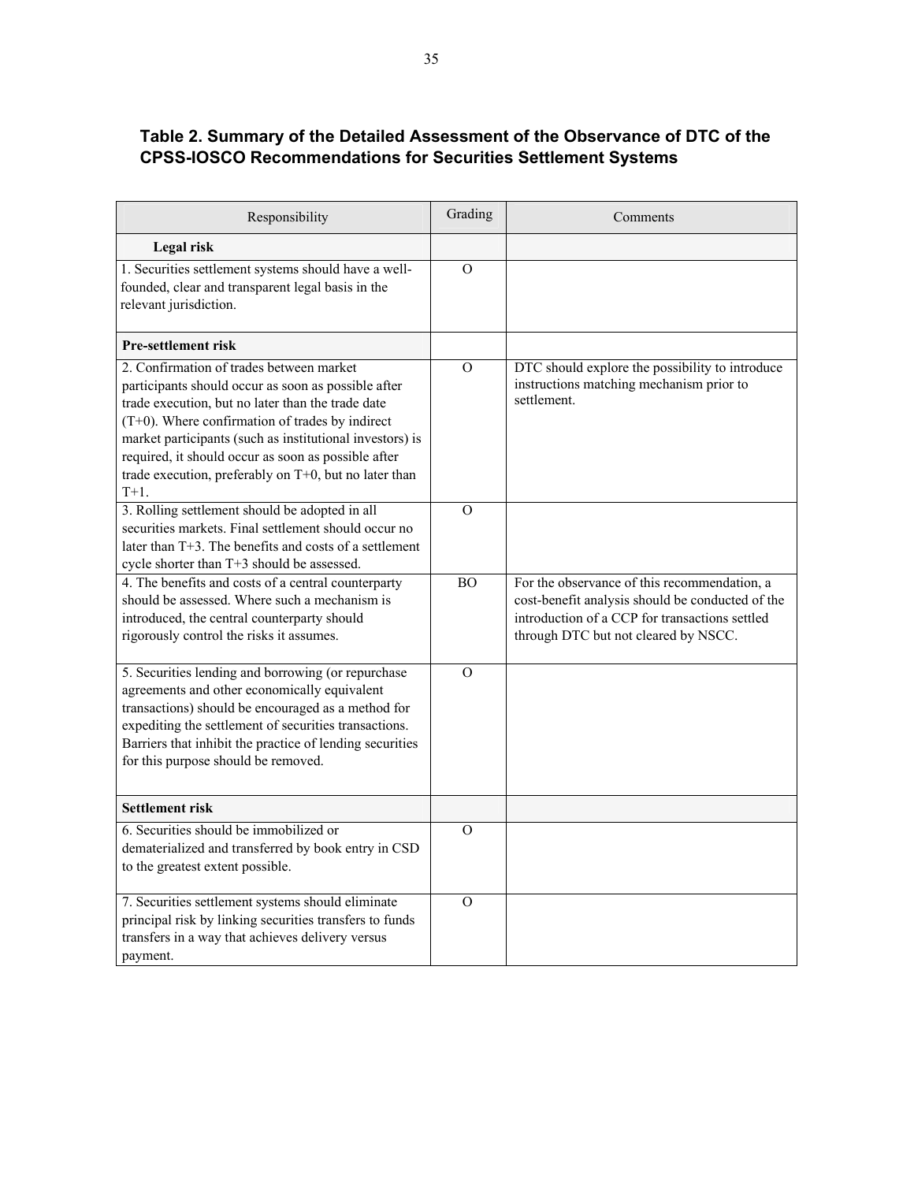### Table 2. Summary of the Detailed Assessment of the Observance of DTC of the CPSS-IOSCO Recommendations for Securities Settlement Systems

| Responsibility | Grading | Comments |
|---|---|---|
| **Legal risk** | | |
| 1. Securities settlement systems should have a well-founded, clear and transparent legal basis in the relevant jurisdiction. | O | |
| **Pre-settlement risk** | | |
| 2. Confirmation of trades between market participants should occur as soon as possible after trade execution, but no later than the trade date (T+0). Where confirmation of trades by indirect market participants (such as institutional investors) is required, it should occur as soon as possible after trade execution, preferably on T+0, but no later than T+1. | O | DTC should explore the possibility to introduce instructions matching mechanism prior to settlement. |
| 3. Rolling settlement should be adopted in all securities markets. Final settlement should occur no later than T+3. The benefits and costs of a settlement cycle shorter than T+3 should be assessed. | O | |
| 4. The benefits and costs of a central counterparty should be assessed. Where such a mechanism is introduced, the central counterparty should rigorously control the risks it assumes. | BO | For the observance of this recommendation, a cost-benefit analysis should be conducted of the introduction of a CCP for transactions settled through DTC but not cleared by NSCC. |
| 5. Securities lending and borrowing (or repurchase agreements and other economically equivalent transactions) should be encouraged as a method for expediting the settlement of securities transactions. Barriers that inhibit the practice of lending securities for this purpose should be removed. | O | |
| **Settlement risk** | | |
| 6. Securities should be immobilized or dematerialized and transferred by book entry in CSD to the greatest extent possible. | O | |
| 7. Securities settlement systems should eliminate principal risk by linking securities transfers to funds transfers in a way that achieves delivery versus payment. | O | |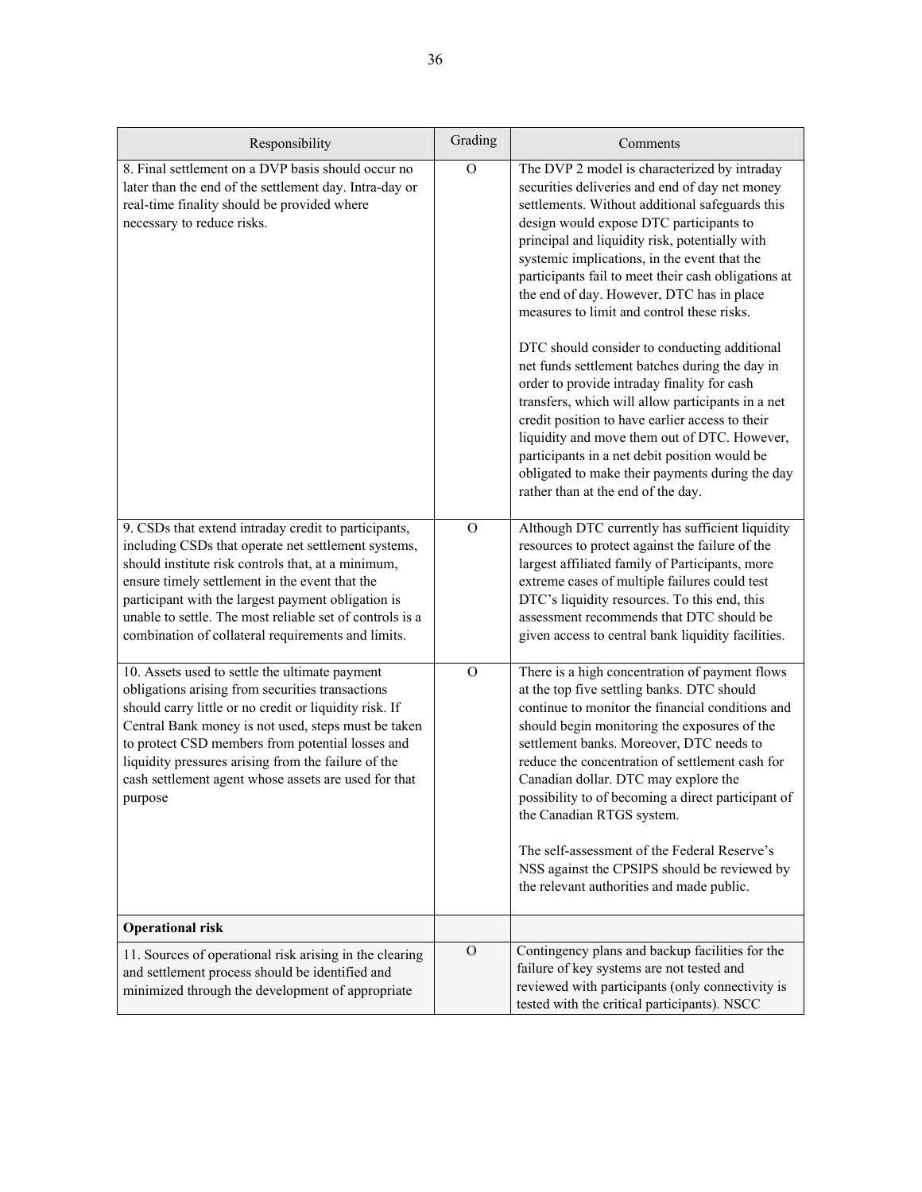| Responsibility | Grading | Comments |
|---|---|---|
| 8. Final settlement on a DVP basis should occur no later than the end of the settlement day. Intra-day or real-time finality should be provided where necessary to reduce risks. | O | The DVP 2 model is characterized by intraday securities deliveries and end of day net money settlements. Without additional safeguards this design would expose DTC participants to principal and liquidity risk, potentially with systemic implications, in the event that the participants fail to meet their cash obligations at the end of day. However, DTC has in place measures to limit and control these risks.<br><br>DTC should consider to conducting additional net funds settlement batches during the day in order to provide intraday finality for cash transfers, which will allow participants in a net credit position to have earlier access to their liquidity and move them out of DTC. However, participants in a net debit position would be obligated to make their payments during the day rather than at the end of the day. |
| 9. CSDs that extend intraday credit to participants, including CSDs that operate net settlement systems, should institute risk controls that, at a minimum, ensure timely settlement in the event that the participant with the largest payment obligation is unable to settle. The most reliable set of controls is a combination of collateral requirements and limits. | O | Although DTC currently has sufficient liquidity resources to protect against the failure of the largest affiliated family of Participants, more extreme cases of multiple failures could test DTC's liquidity resources. To this end, this assessment recommends that DTC should be given access to central bank liquidity facilities. |
| 10. Assets used to settle the ultimate payment obligations arising from securities transactions should carry little or no credit or liquidity risk. If Central Bank money is not used, steps must be taken to protect CSD members from potential losses and liquidity pressures arising from the failure of the cash settlement agent whose assets are used for that purpose | O | There is a high concentration of payment flows at the top five settling banks. DTC should continue to monitor the financial conditions and should begin monitoring the exposures of the settlement banks. Moreover, DTC needs to reduce the concentration of settlement cash for Canadian dollar. DTC may explore the possibility to of becoming a direct participant of the Canadian RTGS system.<br><br>The self-assessment of the Federal Reserve's NSS against the CPSIPS should be reviewed by the relevant authorities and made public. |
| **Operational risk** | | |
| 11. Sources of operational risk arising in the clearing and settlement process should be identified and minimized through the development of appropriate | O | Contingency plans and backup facilities for the failure of key systems are not tested and reviewed with participants (only connectivity is tested with the critical participants). NSCC |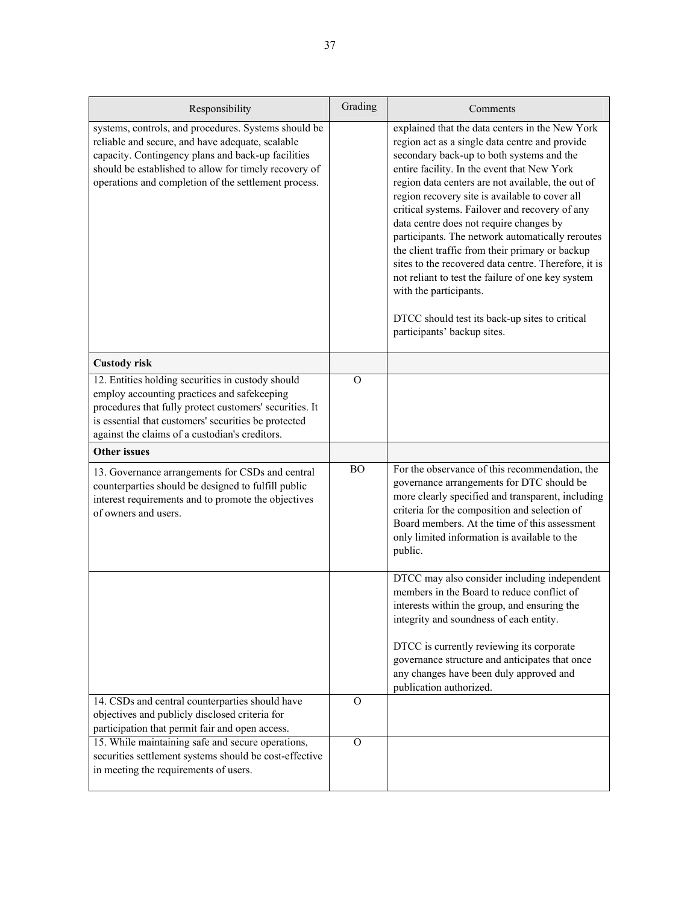| Responsibility | Grading | Comments |
|---|---|---|
| systems, controls, and procedures. Systems should be reliable and secure, and have adequate, scalable capacity. Contingency plans and back-up facilities should be established to allow for timely recovery of operations and completion of the settlement process. | | explained that the data centers in the New York region act as a single data centre and provide secondary back-up to both systems and the entire facility. In the event that New York region data centers are not available, the out of region recovery site is available to cover all critical systems. Failover and recovery of any data centre does not require changes by participants. The network automatically reroutes the client traffic from their primary or backup sites to the recovered data centre. Therefore, it is not reliant to test the failure of one key system with the participants.<br><br>DTCC should test its back-up sites to critical participants' backup sites. |
| **Custody risk** | | |
| 12. Entities holding securities in custody should employ accounting practices and safekeeping procedures that fully protect customers' securities. It is essential that customers' securities be protected against the claims of a custodian's creditors. | O | |
| **Other issues** | | |
| 13. Governance arrangements for CSDs and central counterparties should be designed to fulfill public interest requirements and to promote the objectives of owners and users. | BO | For the observance of this recommendation, the governance arrangements for DTC should be more clearly specified and transparent, including criteria for the composition and selection of Board members. At the time of this assessment only limited information is available to the public. |
| | | DTCC may also consider including independent members in the Board to reduce conflict of interests within the group, and ensuring the integrity and soundness of each entity.<br><br>DTCC is currently reviewing its corporate governance structure and anticipates that once any changes have been duly approved and publication authorized. |
| 14. CSDs and central counterparties should have objectives and publicly disclosed criteria for participation that permit fair and open access. | O | |
| 15. While maintaining safe and secure operations, securities settlement systems should be cost-effective in meeting the requirements of users. | O | |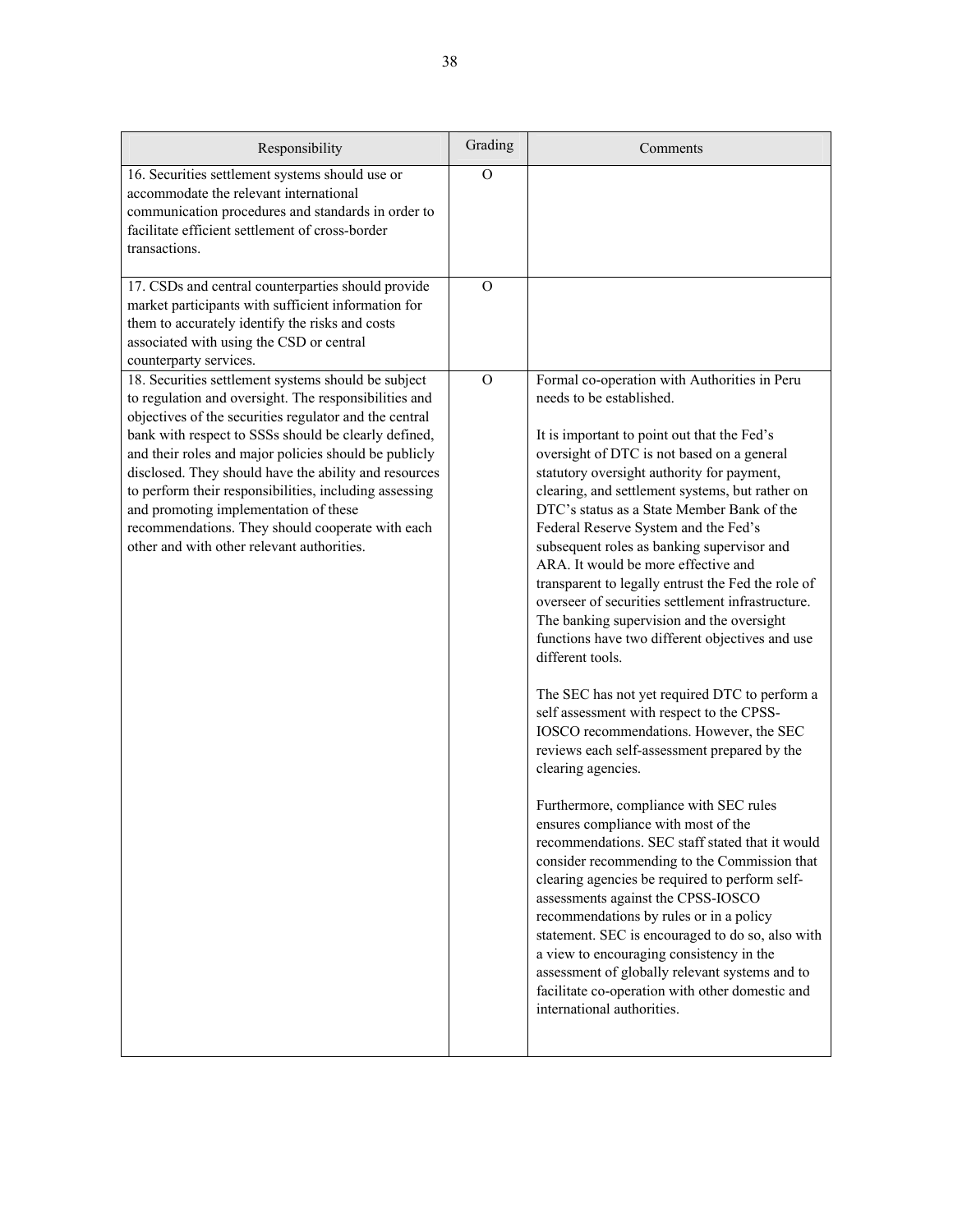| Responsibility | Grading | Comments |
|---|---|---|
| 16. Securities settlement systems should use or accommodate the relevant international communication procedures and standards in order to facilitate efficient settlement of cross-border transactions. | O | |
| 17. CSDs and central counterparties should provide market participants with sufficient information for them to accurately identify the risks and costs associated with using the CSD or central counterparty services. | O | |
| 18. Securities settlement systems should be subject to regulation and oversight. The responsibilities and objectives of the securities regulator and the central bank with respect to SSSs should be clearly defined, and their roles and major policies should be publicly disclosed. They should have the ability and resources to perform their responsibilities, including assessing and promoting implementation of these recommendations. They should cooperate with each other and with other relevant authorities. | O | Formal co-operation with Authorities in Peru needs to be established.<br><br>It is important to point out that the Fed's oversight of DTC is not based on a general statutory oversight authority for payment, clearing, and settlement systems, but rather on DTC's status as a State Member Bank of the Federal Reserve System and the Fed's subsequent roles as banking supervisor and ARA. It would be more effective and transparent to legally entrust the Fed the role of overseer of securities settlement infrastructure. The banking supervision and the oversight functions have two different objectives and use different tools.<br><br>The SEC has not yet required DTC to perform a self assessment with respect to the CPSS-IOSCO recommendations. However, the SEC reviews each self-assessment prepared by the clearing agencies.<br><br>Furthermore, compliance with SEC rules ensures compliance with most of the recommendations. SEC staff stated that it would consider recommending to the Commission that clearing agencies be required to perform self-assessments against the CPSS-IOSCO recommendations by rules or in a policy statement. SEC is encouraged to do so, also with a view to encouraging consistency in the assessment of globally relevant systems and to facilitate co-operation with other domestic and international authorities. |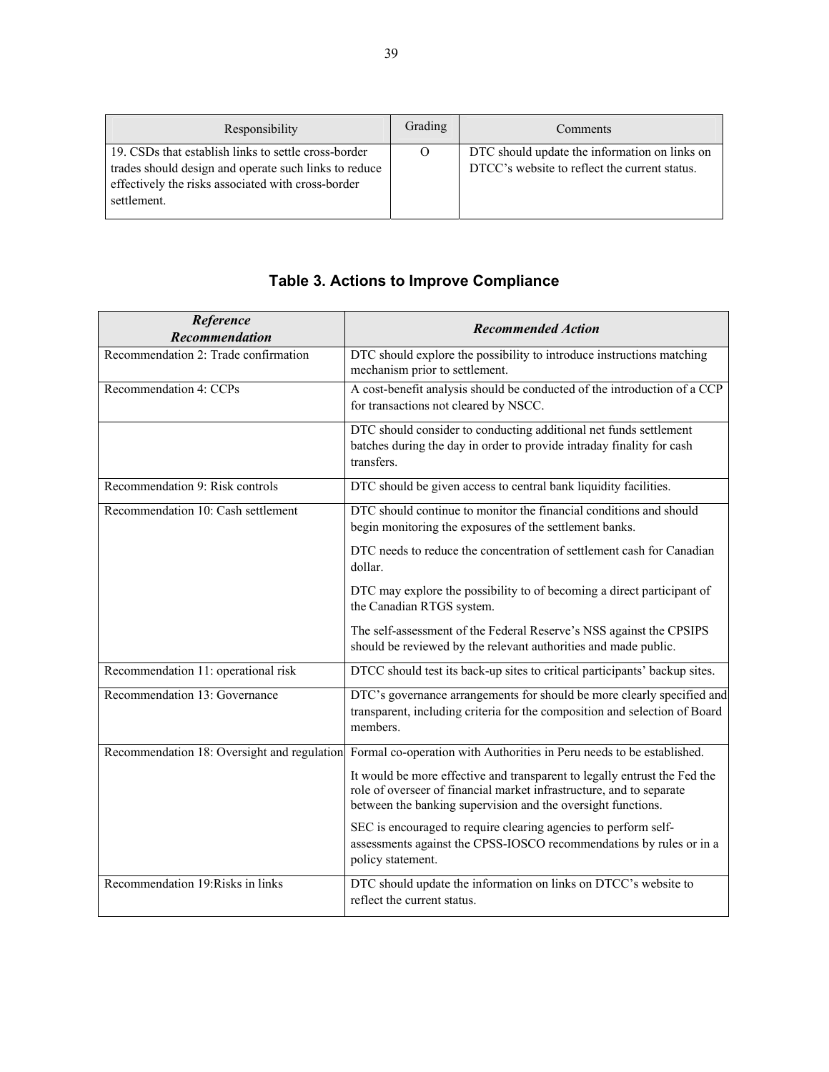| Responsibility | Grading | Comments |
|---|---|---|
| 19. CSDs that establish links to settle cross-border trades should design and operate such links to reduce effectively the risks associated with cross-border settlement. | O | DTC should update the information on links on DTCC's website to reflect the current status. |

## Table 3. Actions to Improve Compliance

| *Reference Recommendation* | *Recommended Action* |
|---|---|
| Recommendation 2: Trade confirmation | DTC should explore the possibility to introduce instructions matching mechanism prior to settlement. |
| Recommendation 4: CCPs | A cost-benefit analysis should be conducted of the introduction of a CCP for transactions not cleared by NSCC. |
| | DTC should consider to conducting additional net funds settlement batches during the day in order to provide intraday finality for cash transfers. |
| Recommendation 9: Risk controls | DTC should be given access to central bank liquidity facilities. |
| Recommendation 10: Cash settlement | DTC should continue to monitor the financial conditions and should begin monitoring the exposures of the settlement banks.<br><br>DTC needs to reduce the concentration of settlement cash for Canadian dollar.<br><br>DTC may explore the possibility to of becoming a direct participant of the Canadian RTGS system.<br><br>The self-assessment of the Federal Reserve's NSS against the CPSIPS should be reviewed by the relevant authorities and made public. |
| Recommendation 11: operational risk | DTCC should test its back-up sites to critical participants' backup sites. |
| Recommendation 13: Governance | DTC's governance arrangements for should be more clearly specified and transparent, including criteria for the composition and selection of Board members. |
| Recommendation 18: Oversight and regulation | Formal co-operation with Authorities in Peru needs to be established.<br><br>It would be more effective and transparent to legally entrust the Fed the role of overseer of financial market infrastructure, and to separate between the banking supervision and the oversight functions.<br><br>SEC is encouraged to require clearing agencies to perform self-assessments against the CPSS-IOSCO recommendations by rules or in a policy statement. |
| Recommendation 19:Risks in links | DTC should update the information on links on DTCC's website to reflect the current status. |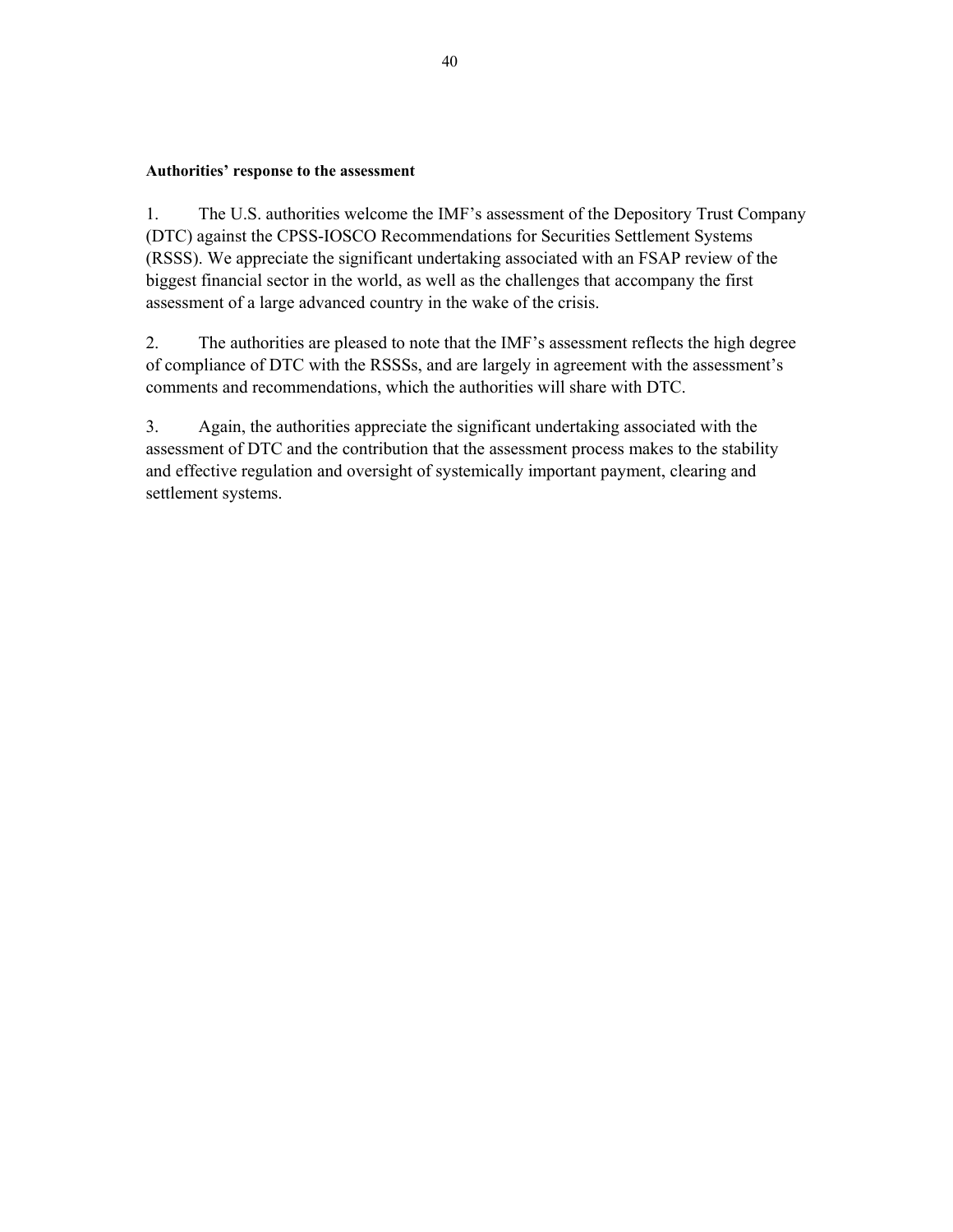**Authorities' response to the assessment**

1. The U.S. authorities welcome the IMF's assessment of the Depository Trust Company (DTC) against the CPSS-IOSCO Recommendations for Securities Settlement Systems (RSSS). We appreciate the significant undertaking associated with an FSAP review of the biggest financial sector in the world, as well as the challenges that accompany the first assessment of a large advanced country in the wake of the crisis.

2. The authorities are pleased to note that the IMF's assessment reflects the high degree of compliance of DTC with the RSSSs, and are largely in agreement with the assessment's comments and recommendations, which the authorities will share with DTC.

3. Again, the authorities appreciate the significant undertaking associated with the assessment of DTC and the contribution that the assessment process makes to the stability and effective regulation and oversight of systemically important payment, clearing and settlement systems.